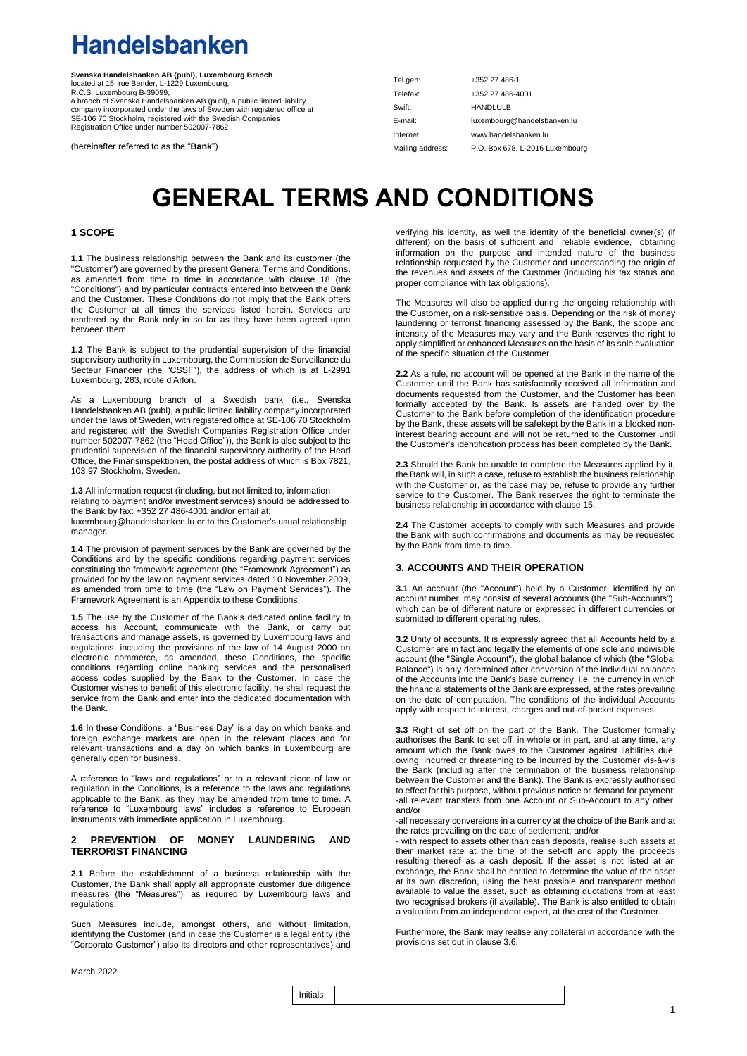# Handelsbanken

**Svenska Handelsbanken AB (publ), Luxembourg Branch**
located at 15, rue Bender, L-1229 Luxembourg,
R.C.S. Luxembourg B-39099,
a branch of Svenska Handelsbanken AB (publ), a public limited liability company incorporated under the laws of Sweden with registered office at SE-106 70 Stockholm, registered with the Swedish Companies Registration Office under number 502007-7862

(hereinafter referred to as the "**Bank**")

| | |
|---|---|
| Tel gen: | +352 27 486-1 |
| Telefax: | +352 27 486-4001 |
| Swift: | HANDLULB |
| E-mail: | luxembourg@handelsbanken.lu |
| Internet: | www.handelsbanken.lu |
| Mailing address: | P.O. Box 678, L-2016 Luxembourg |

# GENERAL TERMS AND CONDITIONS

## 1 SCOPE

**1.1** The business relationship between the Bank and its customer (the "Customer") are governed by the present General Terms and Conditions, as amended from time to time in accordance with clause 18 (the "Conditions") and by particular contracts entered into between the Bank and the Customer. These Conditions do not imply that the Bank offers the Customer at all times the services listed herein. Services are rendered by the Bank only in so far as they have been agreed upon between them.

**1.2** The Bank is subject to the prudential supervision of the financial supervisory authority in Luxembourg, the Commission de Surveillance du Secteur Financier (the "CSSF"), the address of which is at L-2991 Luxembourg, 283, route d'Arlon.

As a Luxembourg branch of a Swedish bank (i.e., Svenska Handelsbanken AB (publ), a public limited liability company incorporated under the laws of Sweden, with registered office at SE-106 70 Stockholm and registered with the Swedish Companies Registration Office under number 502007-7862 (the "Head Office")), the Bank is also subject to the prudential supervision of the financial supervisory authority of the Head Office, the Finansinspektionen, the postal address of which is Box 7821, 103 97 Stockholm, Sweden.

**1.3** All information request (including, but not limited to, information relating to payment and/or investment services) should be addressed to the Bank by fax: +352 27 486-4001 and/or email at: luxembourg@handelsbanken.lu or to the Customer's usual relationship manager.

**1.4** The provision of payment services by the Bank are governed by the Conditions and by the specific conditions regarding payment services constituting the framework agreement (the "Framework Agreement") as provided for by the law on payment services dated 10 November 2009, as amended from time to time (the "Law on Payment Services"). The Framework Agreement is an Appendix to these Conditions.

**1.5** The use by the Customer of the Bank's dedicated online facility to access his Account, communicate with the Bank, or carry out transactions and manage assets, is governed by Luxembourg laws and regulations, including the provisions of the law of 14 August 2000 on electronic commerce, as amended, these Conditions, the specific conditions regarding online banking services and the personalised access codes supplied by the Bank to the Customer. In case the Customer wishes to benefit of this electronic facility, he shall request the service from the Bank and enter into the dedicated documentation with the Bank.

**1.6** In these Conditions, a "Business Day" is a day on which banks and foreign exchange markets are open in the relevant places and for relevant transactions and a day on which banks in Luxembourg are generally open for business.

A reference to "laws and regulations" or to a relevant piece of law or regulation in the Conditions, is a reference to the laws and regulations applicable to the Bank, as they may be amended from time to time. A reference to "Luxembourg laws" includes a reference to European instruments with immediate application in Luxembourg.

## 2 PREVENTION OF MONEY LAUNDERING AND TERRORIST FINANCING

**2.1** Before the establishment of a business relationship with the Customer, the Bank shall apply all appropriate customer due diligence measures (the "Measures"), as required by Luxembourg laws and regulations.

Such Measures include, amongst others, and without limitation, identifying the Customer (and in case the Customer is a legal entity (the "Corporate Customer") also its directors and other representatives) and verifying his identity, as well the identity of the beneficial owner(s) (if different) on the basis of sufficient and reliable evidence, obtaining information on the purpose and intended nature of the business relationship requested by the Customer and understanding the origin of the revenues and assets of the Customer (including his tax status and proper compliance with tax obligations).

The Measures will also be applied during the ongoing relationship with the Customer, on a risk-sensitive basis. Depending on the risk of money laundering or terrorist financing assessed by the Bank, the scope and intensity of the Measures may vary and the Bank reserves the right to apply simplified or enhanced Measures on the basis of its sole evaluation of the specific situation of the Customer.

**2.2** As a rule, no account will be opened at the Bank in the name of the Customer until the Bank has satisfactorily received all information and documents requested from the Customer, and the Customer has been formally accepted by the Bank. Is assets are handed over by the Customer to the Bank before completion of the identification procedure by the Bank, these assets will be safekept by the Bank in a blocked non-interest bearing account and will not be returned to the Customer until the Customer's identification process has been completed by the Bank.

**2.3** Should the Bank be unable to complete the Measures applied by it, the Bank will, in such a case, refuse to establish the business relationship with the Customer or, as the case may be, refuse to provide any further service to the Customer. The Bank reserves the right to terminate the business relationship in accordance with clause 15.

**2.4** The Customer accepts to comply with such Measures and provide the Bank with such confirmations and documents as may be requested by the Bank from time to time.

## 3. ACCOUNTS AND THEIR OPERATION

**3.1** An account (the "Account") held by a Customer, identified by an account number, may consist of several accounts (the "Sub-Accounts"), which can be of different nature or expressed in different currencies or submitted to different operating rules.

**3.2** Unity of accounts. It is expressly agreed that all Accounts held by a Customer are in fact and legally the elements of one sole and indivisible account (the "Single Account"), the global balance of which (the "Global Balance") is only determined after conversion of the individual balances of the Accounts into the Bank's base currency, i.e. the currency in which the financial statements of the Bank are expressed, at the rates prevailing on the date of computation. The conditions of the individual Accounts apply with respect to interest, charges and out-of-pocket expenses.

**3.3** Right of set off on the part of the Bank. The Customer formally authorises the Bank to set off, in whole or in part, and at any time, any amount which the Bank owes to the Customer against liabilities due, owing, incurred or threatening to be incurred by the Customer vis-à-vis the Bank (including after the termination of the business relationship between the Customer and the Bank). The Bank is expressly authorised to effect for this purpose, without previous notice or demand for payment:
-all relevant transfers from one Account or Sub-Account to any other, and/or
-all necessary conversions in a currency at the choice of the Bank and at the rates prevailing on the date of settlement; and/or
- with respect to assets other than cash deposits, realise such assets at their market rate at the time of the set-off and apply the proceeds resulting thereof as a cash deposit. If the asset is not listed at an exchange, the Bank shall be entitled to determine the value of the asset at its own discretion, using the best possible and transparent method available to value the asset, such as obtaining quotations from at least two recognised brokers (if available). The Bank is also entitled to obtain a valuation from an independent expert, at the cost of the Customer.

Furthermore, the Bank may realise any collateral in accordance with the provisions set out in clause 3.6.

March 2022

| Initials | |
|---|---|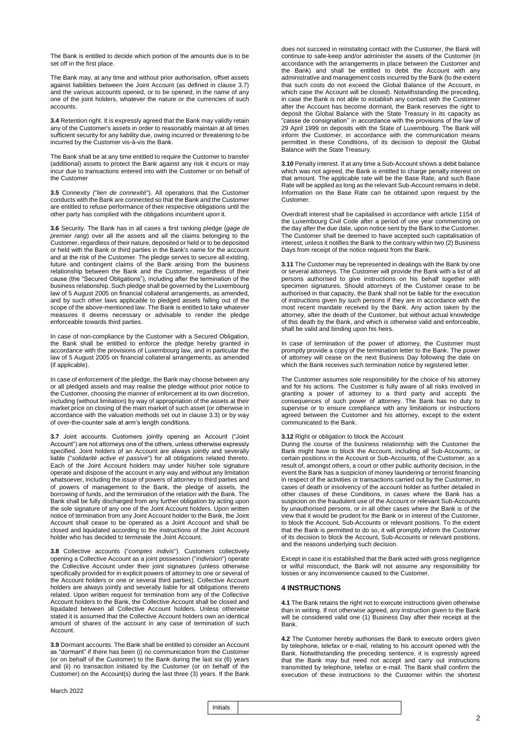The Bank is entitled to decide which portion of the amounts due is to be set off in the first place.

The Bank may, at any time and without prior authorisation, offset assets against liabilities between the Joint Account (as defined in clause 3.7) and the various accounts opened, or to be opened, in the name of any one of the joint holders, whatever the nature or the currencies of such accounts.

**3.4** Retention right. It is expressly agreed that the Bank may validly retain any of the Customer's assets in order to reasonably maintain at all times sufficient security for any liability due, owing incurred or threatening to be incurred by the Customer vis-à-vis the Bank.

The Bank shall be at any time entitled to require the Customer to transfer (additional) assets to protect the Bank against any risk it incurs or may incur due to transactions entered into with the Customer or on behalf of the Customer

**3.5** Connexity ("*lien de connexité*"). All operations that the Customer conducts with the Bank are connected so that the Bank and the Customer are entitled to refuse performance of their respective obligations until the other party has complied with the obligations incumbent upon it.

**3.6** Security. The Bank has in all cases a first ranking pledge (*gage de premier rang*) over all the assets and all the claims belonging to the Customer, regardless of their nature, deposited or held or to be deposited or held with the Bank or third parties in the Bank's name for the account and at the risk of the Customer. The pledge serves to secure all existing, future and contingent claims of the Bank arising from the business relationship between the Bank and the Customer, regardless of their cause (the "Secured Obligations"), including after the termination of the business relationship. Such pledge shall be governed by the Luxembourg law of 5 August 2005 on financial collateral arrangements, as amended, and by such other laws applicable to pledged assets falling out of the scope of the above-mentioned law. The Bank is entitled to take whatever measures it deems necessary or advisable to render the pledge enforceable towards third parties.

In case of non-compliance by the Customer with a Secured Obligation, the Bank shall be entitled to enforce the pledge hereby granted in accordance with the provisions of Luxembourg law, and in particular the law of 5 August 2005 on financial collateral arrangements, as amended (if applicable).

In case of enforcement of the pledge, the Bank may choose between any or all pledged assets and may realise the pledge without prior notice to the Customer, choosing the manner of enforcement at its own discretion, including (without limitation) by way of appropriation of the assets at their market price on closing of the main market of such asset (or otherwise in accordance with the valuation methods set out in clause 3.3) or by way of over-the-counter sale at arm's length conditions.

**3.7** Joint accounts. Customers jointly opening an Account ("Joint Account") are not attorneys one of the others, unless otherwise expressly specified. Joint holders of an Account are always jointly and severally liable ("*solidarité active et passive*") for all obligations related thereto. Each of the Joint Account holders may under his/her sole signature operate and dispose of the account in any way and without any limitation whatsoever, including the issue of powers of attorney to third parties and of powers of management to the Bank, the pledge of assets, the borrowing of funds, and the termination of the relation with the Bank. The Bank shall be fully discharged from any further obligation by acting upon the sole signature of any one of the Joint Account holders. Upon written notice of termination from any Joint Account holder to the Bank, the Joint Account shall cease to be operated as a Joint Account and shall be closed and liquidated according to the instructions of the Joint Account holder who has decided to terminate the Joint Account.

**3.8** Collective accounts ("*comptes indivis*"). Customers collectively opening a Collective Account as a joint possession ("*indivision*") operate the Collective Account under their joint signatures (unless otherwise specifically provided for in explicit powers of attorney to one or several of the Account holders or one or several third parties). Collective Account holders are always jointly and severally liable for all obligations thereto related. Upon written request for termination from any of the Collective Account holders to the Bank, the Collective Account shall be closed and liquidated between all Collective Account holders. Unless otherwise stated it is assumed that the Collective Account holders own an identical amount of shares of the account in any case of termination of such Account.

**3.9** Dormant accounts. The Bank shall be entitled to consider an Account as "dormant" if there has been (i) no communication from the Customer (or on behalf of the Customer) to the Bank during the last six (6) years and (ii) no transaction initiated by the Customer (or on behalf of the Customer) on the Account(s) during the last three (3) years. If the Bank does not succeed in reinstating contact with the Customer, the Bank will continue to safe-keep and/or administer the assets of the Customer (in accordance with the arrangements in place between the Customer and the Bank) and shall be entitled to debit the Account with any administrative and management costs incurred by the Bank (to the extent that such costs do not exceed the Global Balance of the Account, in which case the Account will be closed). Notwithstanding the preceding, in case the Bank is not able to establish any contact with the Customer after the Account has become dormant, the Bank reserves the right to deposit the Global Balance with the State Treasury in its capacity as "caisse de consignation'' in accordance with the provisions of the law of 29 April 1999 on deposits with the State of Luxembourg. The Bank will inform the Customer, in accordance with the communication means permitted in these Conditions, of its decision to deposit the Global Balance with the State Treasury.

**3.10** Penalty interest. If at any time a Sub-Account shows a debit balance which was not agreed, the Bank is entitled to charge penalty interest on that amount. The applicable rate will be the Base Rate, and such Base Rate will be applied as long as the relevant Sub-Account remains in debit. Information on the Base Rate can be obtained upon request by the Customer.

Overdraft interest shall be capitalised in accordance with article 1154 of the Luxembourg Civil Code after a period of one year commencing on the day after the due date, upon notice sent by the Bank to the Customer. The Customer shall be deemed to have accepted such capitalisation of interest, unless it notifies the Bank to the contrary within two (2) Business Days from receipt of the notice request from the Bank.

**3.11** The Customer may be represented in dealings with the Bank by one or several attorneys. The Customer will provide the Bank with a list of all persons authorised to give instructions on his behalf together with specimen signatures. Should attorneys of the Customer cease to be authorised in that capacity, the Bank shall not be liable for the execution of instructions given by such persons if they are in accordance with the most recent mandate received by the Bank. Any action taken by the attorney, after the death of the Customer, but without actual knowledge of this death by the Bank, and which is otherwise valid and enforceable, shall be valid and binding upon his heirs.

In case of termination of the power of attorney, the Customer must promptly provide a copy of the termination letter to the Bank. The power of attorney will cease on the next Business Day following the date on which the Bank receives such termination notice by registered letter.

The Customer assumes sole responsibility for the choice of his attorney and for his actions. The Customer is fully aware of all risks involved in granting a power of attorney to a third party and accepts the consequences of such power of attorney. The Bank has no duty to supervise or to ensure compliance with any limitations or instructions agreed between the Customer and his attorney, except to the extent communicated to the Bank.

**3.12** Right or obligation to block the Account
During the course of the business relationship with the Customer the Bank might have to block the Account, including all Sub-Accounts, or certain positions in the Account or Sub-Accounts, of the Customer, as a result of, amongst others, a court or other public authority decision, in the event the Bank has a suspicion of money laundering or terrorist financing in respect of the activities or transactions carried out by the Customer, in cases of death or insolvency of the account holder as further detailed in other clauses of these Conditions, in cases where the Bank has a suspicion on the fraudulent use of the Account or relevant Sub-Accounts by unauthorised persons, or in all other cases where the Bank is of the view that it would be prudent for the Bank or in interest of the Customer, to block the Account, Sub-Accounts or relevant positions. To the extent that the Bank is permitted to do so, it will promptly inform the Customer of its decision to block the Account, Sub-Accounts or relevant positions, and the reasons underlying such decision.

Except in case it is established that the Bank acted with gross negligence or wilful misconduct, the Bank will not assume any responsibility for losses or any inconvenience caused to the Customer.

## 4 INSTRUCTIONS

**4.1** The Bank retains the right not to execute instructions given otherwise than in writing. If not otherwise agreed, any instruction given to the Bank will be considered valid one (1) Business Day after their receipt at the Bank.

**4.2** The Customer hereby authorises the Bank to execute orders given by telephone, telefax or e-mail, relating to his account opened with the Bank. Notwithstanding the preceding sentence, it is expressly agreed that the Bank may but need not accept and carry out instructions transmitted by telephone, telefax or e-mail. The Bank shall confirm the execution of these instructions to the Customer within the shortest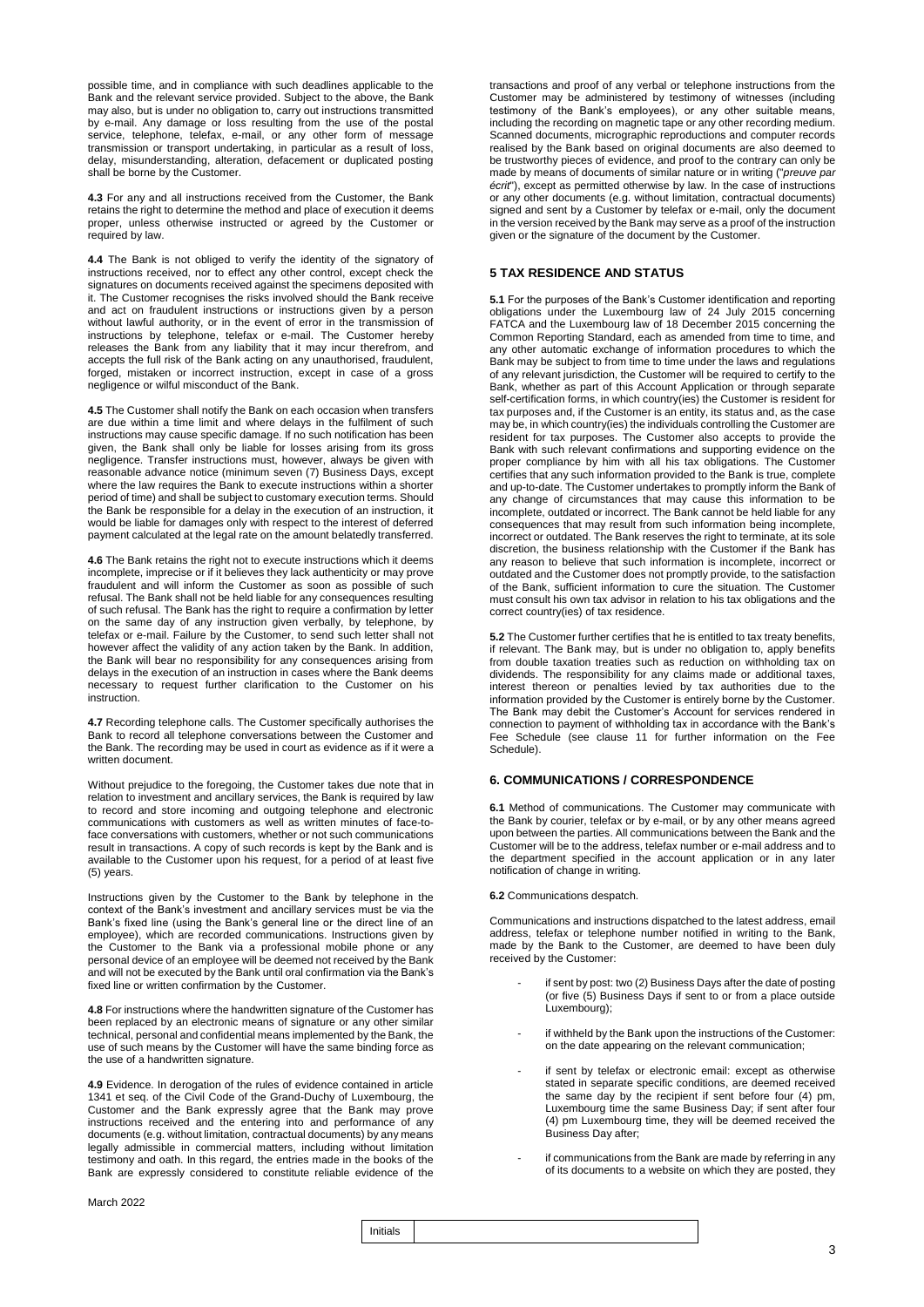possible time, and in compliance with such deadlines applicable to the Bank and the relevant service provided. Subject to the above, the Bank may also, but is under no obligation to, carry out instructions transmitted by e-mail. Any damage or loss resulting from the use of the postal service, telephone, telefax, e-mail, or any other form of message transmission or transport undertaking, in particular as a result of loss, delay, misunderstanding, alteration, defacement or duplicated posting shall be borne by the Customer.

**4.3** For any and all instructions received from the Customer, the Bank retains the right to determine the method and place of execution it deems proper, unless otherwise instructed or agreed by the Customer or required by law.

**4.4** The Bank is not obliged to verify the identity of the signatory of instructions received, nor to effect any other control, except check the signatures on documents received against the specimens deposited with it. The Customer recognises the risks involved should the Bank receive and act on fraudulent instructions or instructions given by a person without lawful authority, or in the event of error in the transmission of instructions by telephone, telefax or e-mail. The Customer hereby releases the Bank from any liability that it may incur therefrom, and accepts the full risk of the Bank acting on any unauthorised, fraudulent, forged, mistaken or incorrect instruction, except in case of a gross negligence or wilful misconduct of the Bank.

**4.5** The Customer shall notify the Bank on each occasion when transfers are due within a time limit and where delays in the fulfilment of such instructions may cause specific damage. If no such notification has been given, the Bank shall only be liable for losses arising from its gross negligence. Transfer instructions must, however, always be given with reasonable advance notice (minimum seven (7) Business Days, except where the law requires the Bank to execute instructions within a shorter period of time) and shall be subject to customary execution terms. Should the Bank be responsible for a delay in the execution of an instruction, it would be liable for damages only with respect to the interest of deferred payment calculated at the legal rate on the amount belatedly transferred.

**4.6** The Bank retains the right not to execute instructions which it deems incomplete, imprecise or if it believes they lack authenticity or may prove fraudulent and will inform the Customer as soon as possible of such refusal. The Bank shall not be held liable for any consequences resulting of such refusal. The Bank has the right to require a confirmation by letter on the same day of any instruction given verbally, by telephone, by telefax or e-mail. Failure by the Customer, to send such letter shall not however affect the validity of any action taken by the Bank. In addition, the Bank will bear no responsibility for any consequences arising from delays in the execution of an instruction in cases where the Bank deems necessary to request further clarification to the Customer on his instruction.

**4.7** Recording telephone calls. The Customer specifically authorises the Bank to record all telephone conversations between the Customer and the Bank. The recording may be used in court as evidence as if it were a written document.

Without prejudice to the foregoing, the Customer takes due note that in relation to investment and ancillary services, the Bank is required by law to record and store incoming and outgoing telephone and electronic communications with customers as well as written minutes of face-to-face conversations with customers, whether or not such communications result in transactions. A copy of such records is kept by the Bank and is available to the Customer upon his request, for a period of at least five (5) years.

Instructions given by the Customer to the Bank by telephone in the context of the Bank's investment and ancillary services must be via the Bank's fixed line (using the Bank's general line or the direct line of an employee), which are recorded communications. Instructions given by the Customer to the Bank via a professional mobile phone or any personal device of an employee will be deemed not received by the Bank and will not be executed by the Bank until oral confirmation via the Bank's fixed line or written confirmation by the Customer.

**4.8** For instructions where the handwritten signature of the Customer has been replaced by an electronic means of signature or any other similar technical, personal and confidential means implemented by the Bank, the use of such means by the Customer will have the same binding force as the use of a handwritten signature.

**4.9** Evidence. In derogation of the rules of evidence contained in article 1341 et seq. of the Civil Code of the Grand-Duchy of Luxembourg, the Customer and the Bank expressly agree that the Bank may prove instructions received and the entering into and performance of any documents (e.g. without limitation, contractual documents) by any means legally admissible in commercial matters, including without limitation testimony and oath. In this regard, the entries made in the books of the Bank are expressly considered to constitute reliable evidence of the transactions and proof of any verbal or telephone instructions from the Customer may be administered by testimony of witnesses (including testimony of the Bank's employees), or any other suitable means, including the recording on magnetic tape or any other recording medium. Scanned documents, micrographic reproductions and computer records realised by the Bank based on original documents are also deemed to be trustworthy pieces of evidence, and proof to the contrary can only be made by means of documents of similar nature or in writing ("*preuve par écrit*"), except as permitted otherwise by law. In the case of instructions or any other documents (e.g. without limitation, contractual documents) signed and sent by a Customer by telefax or e-mail, only the document in the version received by the Bank may serve as a proof of the instruction given or the signature of the document by the Customer.

## 5 TAX RESIDENCE AND STATUS

**5.1** For the purposes of the Bank's Customer identification and reporting obligations under the Luxembourg law of 24 July 2015 concerning FATCA and the Luxembourg law of 18 December 2015 concerning the Common Reporting Standard, each as amended from time to time, and any other automatic exchange of information procedures to which the Bank may be subject to from time to time under the laws and regulations of any relevant jurisdiction, the Customer will be required to certify to the Bank, whether as part of this Account Application or through separate self-certification forms, in which country(ies) the Customer is resident for tax purposes and, if the Customer is an entity, its status and, as the case may be, in which country(ies) the individuals controlling the Customer are resident for tax purposes. The Customer also accepts to provide the Bank with such relevant confirmations and supporting evidence on the proper compliance by him with all his tax obligations. The Customer certifies that any such information provided to the Bank is true, complete and up-to-date. The Customer undertakes to promptly inform the Bank of any change of circumstances that may cause this information to be incomplete, outdated or incorrect. The Bank cannot be held liable for any consequences that may result from such information being incomplete, incorrect or outdated. The Bank reserves the right to terminate, at its sole discretion, the business relationship with the Customer if the Bank has any reason to believe that such information is incomplete, incorrect or outdated and the Customer does not promptly provide, to the satisfaction of the Bank, sufficient information to cure the situation. The Customer must consult his own tax advisor in relation to his tax obligations and the correct country(ies) of tax residence.

**5.2** The Customer further certifies that he is entitled to tax treaty benefits, if relevant. The Bank may, but is under no obligation to, apply benefits from double taxation treaties such as reduction on withholding tax on dividends. The responsibility for any claims made or additional taxes, interest thereon or penalties levied by tax authorities due to the information provided by the Customer is entirely borne by the Customer. The Bank may debit the Customer's Account for services rendered in connection to payment of withholding tax in accordance with the Bank's Fee Schedule (see clause 11 for further information on the Fee Schedule).

## 6. COMMUNICATIONS / CORRESPONDENCE

**6.1** Method of communications. The Customer may communicate with the Bank by courier, telefax or by e-mail, or by any other means agreed upon between the parties. All communications between the Bank and the Customer will be to the address, telefax number or e-mail address and to the department specified in the account application or in any later notification of change in writing.

**6.2** Communications despatch.

Communications and instructions dispatched to the latest address, email address, telefax or telephone number notified in writing to the Bank, made by the Bank to the Customer, are deemed to have been duly received by the Customer:

- if sent by post: two (2) Business Days after the date of posting (or five (5) Business Days if sent to or from a place outside Luxembourg);
- if withheld by the Bank upon the instructions of the Customer: on the date appearing on the relevant communication;
- if sent by telefax or electronic email: except as otherwise stated in separate specific conditions, are deemed received the same day by the recipient if sent before four (4) pm, Luxembourg time the same Business Day; if sent after four (4) pm Luxembourg time, they will be deemed received the Business Day after;
- if communications from the Bank are made by referring in any of its documents to a website on which they are posted, they

March 2022

Initials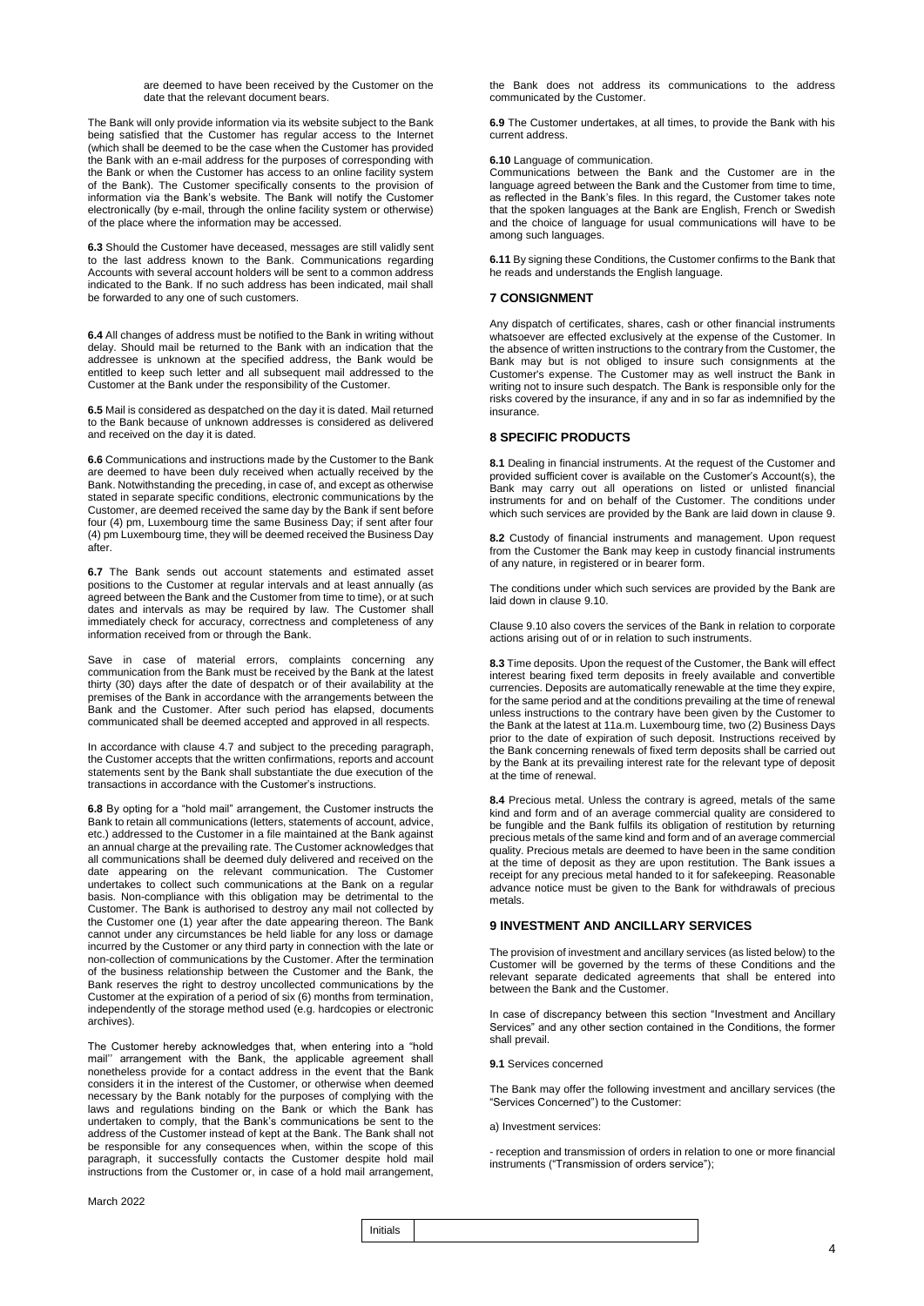are deemed to have been received by the Customer on the date that the relevant document bears.

The Bank will only provide information via its website subject to the Bank being satisfied that the Customer has regular access to the Internet (which shall be deemed to be the case when the Customer has provided the Bank with an e-mail address for the purposes of corresponding with the Bank or when the Customer has access to an online facility system of the Bank). The Customer specifically consents to the provision of information via the Bank's website. The Bank will notify the Customer electronically (by e-mail, through the online facility system or otherwise) of the place where the information may be accessed.

**6.3** Should the Customer have deceased, messages are still validly sent to the last address known to the Bank. Communications regarding Accounts with several account holders will be sent to a common address indicated to the Bank. If no such address has been indicated, mail shall be forwarded to any one of such customers.

**6.4** All changes of address must be notified to the Bank in writing without delay. Should mail be returned to the Bank with an indication that the addressee is unknown at the specified address, the Bank would be entitled to keep such letter and all subsequent mail addressed to the Customer at the Bank under the responsibility of the Customer.

**6.5** Mail is considered as despatched on the day it is dated. Mail returned to the Bank because of unknown addresses is considered as delivered and received on the day it is dated.

**6.6** Communications and instructions made by the Customer to the Bank are deemed to have been duly received when actually received by the Bank. Notwithstanding the preceding, in case of, and except as otherwise stated in separate specific conditions, electronic communications by the Customer, are deemed received the same day by the Bank if sent before four (4) pm, Luxembourg time the same Business Day; if sent after four (4) pm Luxembourg time, they will be deemed received the Business Day after.

**6.7** The Bank sends out account statements and estimated asset positions to the Customer at regular intervals and at least annually (as agreed between the Bank and the Customer from time to time), or at such dates and intervals as may be required by law. The Customer shall immediately check for accuracy, correctness and completeness of any information received from or through the Bank.

Save in case of material errors, complaints concerning any communication from the Bank must be received by the Bank at the latest thirty (30) days after the date of despatch or of their availability at the premises of the Bank in accordance with the arrangements between the Bank and the Customer. After such period has elapsed, documents communicated shall be deemed accepted and approved in all respects.

In accordance with clause 4.7 and subject to the preceding paragraph, the Customer accepts that the written confirmations, reports and account statements sent by the Bank shall substantiate the due execution of the transactions in accordance with the Customer's instructions.

**6.8** By opting for a "hold mail" arrangement, the Customer instructs the Bank to retain all communications (letters, statements of account, advice, etc.) addressed to the Customer in a file maintained at the Bank against an annual charge at the prevailing rate. The Customer acknowledges that all communications shall be deemed duly delivered and received on the date appearing on the relevant communication. The Customer undertakes to collect such communications at the Bank on a regular basis. Non-compliance with this obligation may be detrimental to the Customer. The Bank is authorised to destroy any mail not collected by the Customer one (1) year after the date appearing thereon. The Bank cannot under any circumstances be held liable for any loss or damage incurred by the Customer or any third party in connection with the late or non-collection of communications by the Customer. After the termination of the business relationship between the Customer and the Bank, the Bank reserves the right to destroy uncollected communications by the Customer at the expiration of a period of six (6) months from termination, independently of the storage method used (e.g. hardcopies or electronic archives).

The Customer hereby acknowledges that, when entering into a "hold mail" arrangement with the Bank, the applicable agreement shall nonetheless provide for a contact address in the event that the Bank considers it in the interest of the Customer, or otherwise when deemed necessary by the Bank notably for the purposes of complying with the laws and regulations binding on the Bank or which the Bank has undertaken to comply, that the Bank's communications be sent to the address of the Customer instead of kept at the Bank. The Bank shall not be responsible for any consequences when, within the scope of this paragraph, it successfully contacts the Customer despite hold mail instructions from the Customer or, in case of a hold mail arrangement, the Bank does not address its communications to the address communicated by the Customer.

**6.9** The Customer undertakes, at all times, to provide the Bank with his current address.

**6.10** Language of communication.
Communications between the Bank and the Customer are in the language agreed between the Bank and the Customer from time to time, as reflected in the Bank's files. In this regard, the Customer takes note that the spoken languages at the Bank are English, French or Swedish and the choice of language for usual communications will have to be among such languages.

**6.11** By signing these Conditions, the Customer confirms to the Bank that he reads and understands the English language.

## 7 CONSIGNMENT

Any dispatch of certificates, shares, cash or other financial instruments whatsoever are effected exclusively at the expense of the Customer. In the absence of written instructions to the contrary from the Customer, the Bank may but is not obliged to insure such consignments at the Customer's expense. The Customer may as well instruct the Bank in writing not to insure such despatch. The Bank is responsible only for the risks covered by the insurance, if any and in so far as indemnified by the insurance.

## 8 SPECIFIC PRODUCTS

**8.1** Dealing in financial instruments. At the request of the Customer and provided sufficient cover is available on the Customer's Account(s), the Bank may carry out all operations on listed or unlisted financial instruments for and on behalf of the Customer. The conditions under which such services are provided by the Bank are laid down in clause 9.

**8.2** Custody of financial instruments and management. Upon request from the Customer the Bank may keep in custody financial instruments of any nature, in registered or in bearer form.

The conditions under which such services are provided by the Bank are laid down in clause 9.10.

Clause 9.10 also covers the services of the Bank in relation to corporate actions arising out of or in relation to such instruments.

**8.3** Time deposits. Upon the request of the Customer, the Bank will effect interest bearing fixed term deposits in freely available and convertible currencies. Deposits are automatically renewable at the time they expire, for the same period and at the conditions prevailing at the time of renewal unless instructions to the contrary have been given by the Customer to the Bank at the latest at 11a.m. Luxembourg time, two (2) Business Days prior to the date of expiration of such deposit. Instructions received by the Bank concerning renewals of fixed term deposits shall be carried out by the Bank at its prevailing interest rate for the relevant type of deposit at the time of renewal.

**8.4** Precious metal. Unless the contrary is agreed, metals of the same kind and form and of an average commercial quality are considered to be fungible and the Bank fulfils its obligation of restitution by returning precious metals of the same kind and form and of an average commercial quality. Precious metals are deemed to have been in the same condition at the time of deposit as they are upon restitution. The Bank issues a receipt for any precious metal handed to it for safekeeping. Reasonable advance notice must be given to the Bank for withdrawals of precious metals.

## 9 INVESTMENT AND ANCILLARY SERVICES

The provision of investment and ancillary services (as listed below) to the Customer will be governed by the terms of these Conditions and the relevant separate dedicated agreements that shall be entered into between the Bank and the Customer.

In case of discrepancy between this section "Investment and Ancillary Services" and any other section contained in the Conditions, the former shall prevail.

**9.1** Services concerned

The Bank may offer the following investment and ancillary services (the "Services Concerned") to the Customer:

a) Investment services:

- reception and transmission of orders in relation to one or more financial instruments ("Transmission of orders service");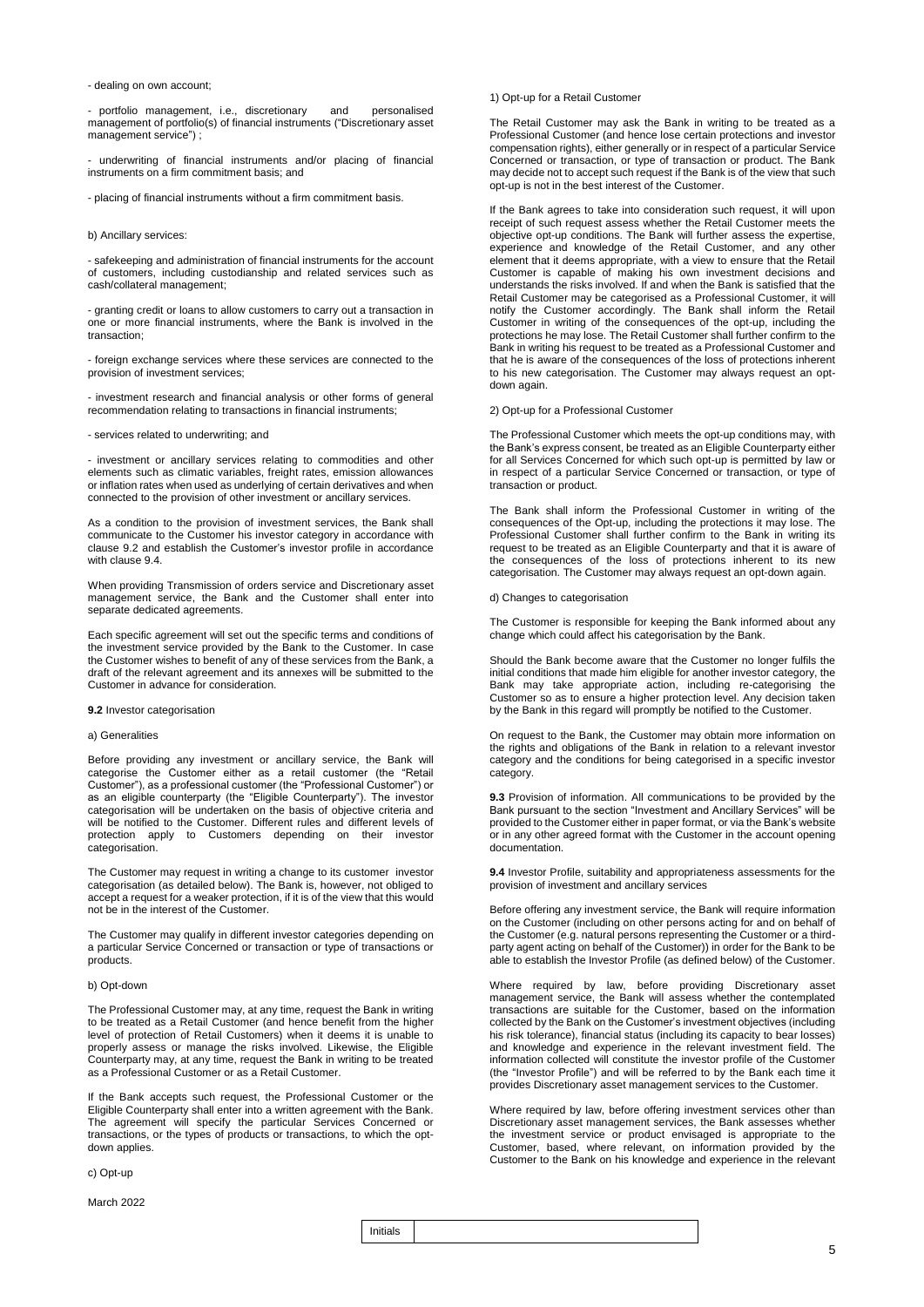- dealing on own account;

- portfolio management, i.e., discretionary and personalised management of portfolio(s) of financial instruments ("Discretionary asset management service") ;

- underwriting of financial instruments and/or placing of financial instruments on a firm commitment basis; and

- placing of financial instruments without a firm commitment basis.

b) Ancillary services:

- safekeeping and administration of financial instruments for the account of customers, including custodianship and related services such as cash/collateral management;

- granting credit or loans to allow customers to carry out a transaction in one or more financial instruments, where the Bank is involved in the transaction;

- foreign exchange services where these services are connected to the provision of investment services;

- investment research and financial analysis or other forms of general recommendation relating to transactions in financial instruments;

- services related to underwriting; and

- investment or ancillary services relating to commodities and other elements such as climatic variables, freight rates, emission allowances or inflation rates when used as underlying of certain derivatives and when connected to the provision of other investment or ancillary services.

As a condition to the provision of investment services, the Bank shall communicate to the Customer his investor category in accordance with clause 9.2 and establish the Customer's investor profile in accordance with clause 9.4.

When providing Transmission of orders service and Discretionary asset management service, the Bank and the Customer shall enter into separate dedicated agreements.

Each specific agreement will set out the specific terms and conditions of the investment service provided by the Bank to the Customer. In case the Customer wishes to benefit of any of these services from the Bank, a draft of the relevant agreement and its annexes will be submitted to the Customer in advance for consideration.

**9.2** Investor categorisation

a) Generalities

Before providing any investment or ancillary service, the Bank will categorise the Customer either as a retail customer (the "Retail Customer"), as a professional customer (the "Professional Customer") or as an eligible counterparty (the "Eligible Counterparty"). The investor categorisation will be undertaken on the basis of objective criteria and will be notified to the Customer. Different rules and different levels of protection apply to Customers depending on their investor categorisation.

The Customer may request in writing a change to its customer investor categorisation (as detailed below). The Bank is, however, not obliged to accept a request for a weaker protection, if it is of the view that this would not be in the interest of the Customer.

The Customer may qualify in different investor categories depending on a particular Service Concerned or transaction or type of transactions or products.

b) Opt-down

The Professional Customer may, at any time, request the Bank in writing to be treated as a Retail Customer (and hence benefit from the higher level of protection of Retail Customers) when it deems it is unable to properly assess or manage the risks involved. Likewise, the Eligible Counterparty may, at any time, request the Bank in writing to be treated as a Professional Customer or as a Retail Customer.

If the Bank accepts such request, the Professional Customer or the Eligible Counterparty shall enter into a written agreement with the Bank. The agreement will specify the particular Services Concerned or transactions, or the types of products or transactions, to which the opt-down applies.

c) Opt-up

1) Opt-up for a Retail Customer

The Retail Customer may ask the Bank in writing to be treated as a Professional Customer (and hence lose certain protections and investor compensation rights), either generally or in respect of a particular Service Concerned or transaction, or type of transaction or product. The Bank may decide not to accept such request if the Bank is of the view that such opt-up is not in the best interest of the Customer.

If the Bank agrees to take into consideration such request, it will upon receipt of such request assess whether the Retail Customer meets the objective opt-up conditions. The Bank will further assess the expertise, experience and knowledge of the Retail Customer, and any other element that it deems appropriate, with a view to ensure that the Retail Customer is capable of making his own investment decisions and understands the risks involved. If and when the Bank is satisfied that the Retail Customer may be categorised as a Professional Customer, it will notify the Customer accordingly. The Bank shall inform the Retail Customer in writing of the consequences of the opt-up, including the protections he may lose. The Retail Customer shall further confirm to the Bank in writing his request to be treated as a Professional Customer and that he is aware of the consequences of the loss of protections inherent to his new categorisation. The Customer may always request an opt-down again.

2) Opt-up for a Professional Customer

The Professional Customer which meets the opt-up conditions may, with the Bank's express consent, be treated as an Eligible Counterparty either for all Services Concerned for which such opt-up is permitted by law or in respect of a particular Service Concerned or transaction, or type of transaction or product.

The Bank shall inform the Professional Customer in writing of the consequences of the Opt-up, including the protections it may lose. The Professional Customer shall further confirm to the Bank in writing its request to be treated as an Eligible Counterparty and that it is aware of the consequences of the loss of protections inherent to its new categorisation. The Customer may always request an opt-down again.

d) Changes to categorisation

The Customer is responsible for keeping the Bank informed about any change which could affect his categorisation by the Bank.

Should the Bank become aware that the Customer no longer fulfils the initial conditions that made him eligible for another investor category, the Bank may take appropriate action, including re-categorising the Customer so as to ensure a higher protection level. Any decision taken by the Bank in this regard will promptly be notified to the Customer.

On request to the Bank, the Customer may obtain more information on the rights and obligations of the Bank in relation to a relevant investor category and the conditions for being categorised in a specific investor category.

**9.3** Provision of information. All communications to be provided by the Bank pursuant to the section "Investment and Ancillary Services" will be provided to the Customer either in paper format, or via the Bank's website or in any other agreed format with the Customer in the account opening documentation.

**9.4** Investor Profile, suitability and appropriateness assessments for the provision of investment and ancillary services

Before offering any investment service, the Bank will require information on the Customer (including on other persons acting for and on behalf of the Customer (e.g. natural persons representing the Customer or a third-party agent acting on behalf of the Customer)) in order for the Bank to be able to establish the Investor Profile (as defined below) of the Customer.

Where required by law, before providing Discretionary asset management service, the Bank will assess whether the contemplated transactions are suitable for the Customer, based on the information collected by the Bank on the Customer's investment objectives (including his risk tolerance), financial status (including its capacity to bear losses) and knowledge and experience in the relevant investment field. The information collected will constitute the investor profile of the Customer (the "Investor Profile") and will be referred to by the Bank each time it provides Discretionary asset management services to the Customer.

Where required by law, before offering investment services other than Discretionary asset management services, the Bank assesses whether the investment service or product envisaged is appropriate to the Customer, based, where relevant, on information provided by the Customer to the Bank on his knowledge and experience in the relevant

March 2022

Initials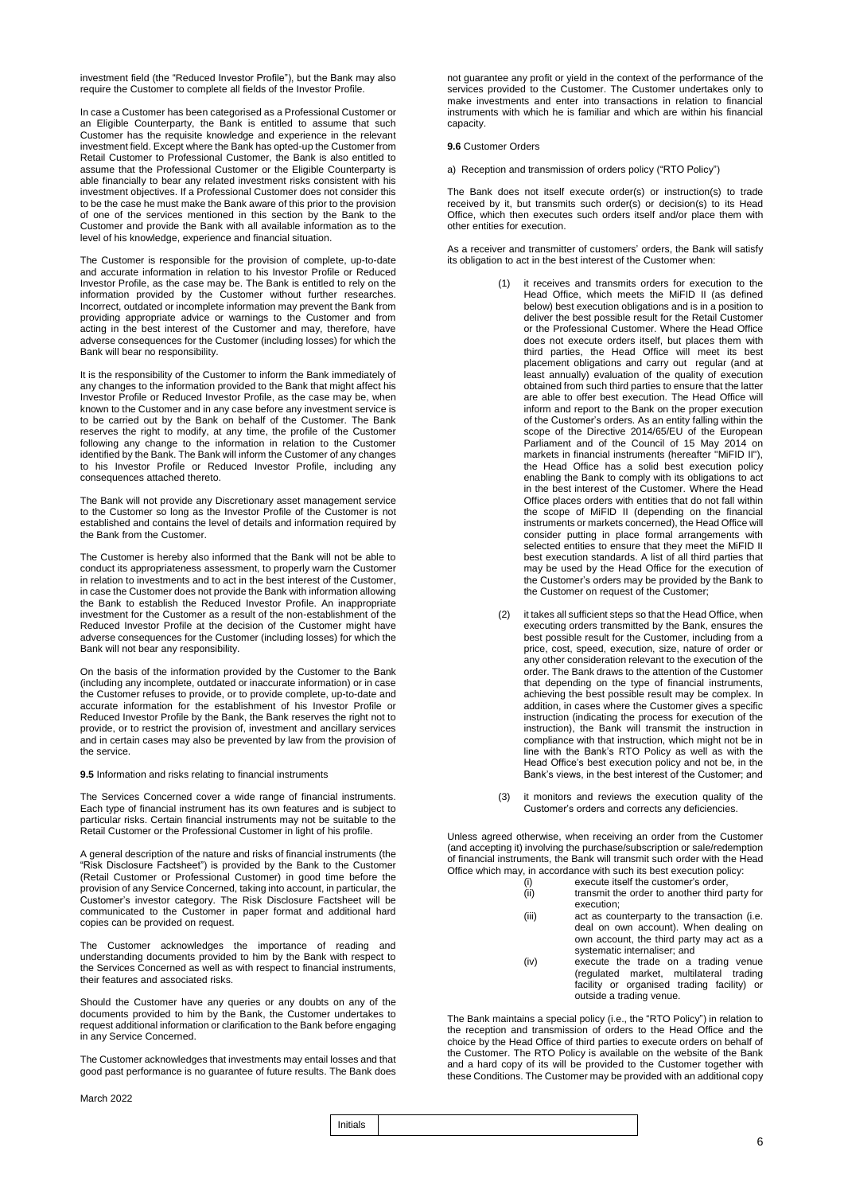investment field (the "Reduced Investor Profile"), but the Bank may also require the Customer to complete all fields of the Investor Profile.

In case a Customer has been categorised as a Professional Customer or an Eligible Counterparty, the Bank is entitled to assume that such Customer has the requisite knowledge and experience in the relevant investment field. Except where the Bank has opted-up the Customer from Retail Customer to Professional Customer, the Bank is also entitled to assume that the Professional Customer or the Eligible Counterparty is able financially to bear any related investment risks consistent with his investment objectives. If a Professional Customer does not consider this to be the case he must make the Bank aware of this prior to the provision of one of the services mentioned in this section by the Bank to the Customer and provide the Bank with all available information as to the level of his knowledge, experience and financial situation.

The Customer is responsible for the provision of complete, up-to-date and accurate information in relation to his Investor Profile or Reduced Investor Profile, as the case may be. The Bank is entitled to rely on the information provided by the Customer without further researches. Incorrect, outdated or incomplete information may prevent the Bank from providing appropriate advice or warnings to the Customer and from acting in the best interest of the Customer and may, therefore, have adverse consequences for the Customer (including losses) for which the Bank will bear no responsibility.

It is the responsibility of the Customer to inform the Bank immediately of any changes to the information provided to the Bank that might affect his Investor Profile or Reduced Investor Profile, as the case may be, when known to the Customer and in any case before any investment service is to be carried out by the Bank on behalf of the Customer. The Bank reserves the right to modify, at any time, the profile of the Customer following any change to the information in relation to the Customer identified by the Bank. The Bank will inform the Customer of any changes to his Investor Profile or Reduced Investor Profile, including any consequences attached thereto.

The Bank will not provide any Discretionary asset management service to the Customer so long as the Investor Profile of the Customer is not established and contains the level of details and information required by the Bank from the Customer.

The Customer is hereby also informed that the Bank will not be able to conduct its appropriateness assessment, to properly warn the Customer in relation to investments and to act in the best interest of the Customer, in case the Customer does not provide the Bank with information allowing the Bank to establish the Reduced Investor Profile. An inappropriate investment for the Customer as a result of the non-establishment of the Reduced Investor Profile at the decision of the Customer might have adverse consequences for the Customer (including losses) for which the Bank will not bear any responsibility.

On the basis of the information provided by the Customer to the Bank (including any incomplete, outdated or inaccurate information) or in case the Customer refuses to provide, or to provide complete, up-to-date and accurate information for the establishment of his Investor Profile or Reduced Investor Profile by the Bank, the Bank reserves the right not to provide, or to restrict the provision of, investment and ancillary services and in certain cases may also be prevented by law from the provision of the service.

**9.5** Information and risks relating to financial instruments

The Services Concerned cover a wide range of financial instruments. Each type of financial instrument has its own features and is subject to particular risks. Certain financial instruments may not be suitable to the Retail Customer or the Professional Customer in light of his profile.

A general description of the nature and risks of financial instruments (the "Risk Disclosure Factsheet") is provided by the Bank to the Customer (Retail Customer or Professional Customer) in good time before the provision of any Service Concerned, taking into account, in particular, the Customer's investor category. The Risk Disclosure Factsheet will be communicated to the Customer in paper format and additional hard copies can be provided on request.

The Customer acknowledges the importance of reading and understanding documents provided to him by the Bank with respect to the Services Concerned as well as with respect to financial instruments, their features and associated risks.

Should the Customer have any queries or any doubts on any of the documents provided to him by the Bank, the Customer undertakes to request additional information or clarification to the Bank before engaging in any Service Concerned.

The Customer acknowledges that investments may entail losses and that good past performance is no guarantee of future results. The Bank does not guarantee any profit or yield in the context of the performance of the services provided to the Customer. The Customer undertakes only to make investments and enter into transactions in relation to financial instruments with which he is familiar and which are within his financial capacity.

**9.6** Customer Orders

a) Reception and transmission of orders policy ("RTO Policy")

The Bank does not itself execute order(s) or instruction(s) to trade received by it, but transmits such order(s) or decision(s) to its Head Office, which then executes such orders itself and/or place them with other entities for execution.

As a receiver and transmitter of customers' orders, the Bank will satisfy its obligation to act in the best interest of the Customer when:

(1) it receives and transmits orders for execution to the Head Office, which meets the MiFID II (as defined below) best execution obligations and is in a position to deliver the best possible result for the Retail Customer or the Professional Customer. Where the Head Office does not execute orders itself, but places them with third parties, the Head Office will meet its best placement obligations and carry out regular (and at least annually) evaluation of the quality of execution obtained from such third parties to ensure that the latter are able to offer best execution. The Head Office will inform and report to the Bank on the proper execution of the Customer's orders. As an entity falling within the scope of the Directive 2014/65/EU of the European Parliament and of the Council of 15 May 2014 on markets in financial instruments (hereafter "MiFID II"), the Head Office has a solid best execution policy enabling the Bank to comply with its obligations to act in the best interest of the Customer. Where the Head Office places orders with entities that do not fall within the scope of MiFID II (depending on the financial instruments or markets concerned), the Head Office will consider putting in place formal arrangements with selected entities to ensure that they meet the MiFID II best execution standards. A list of all third parties that may be used by the Head Office for the execution of the Customer's orders may be provided by the Bank to the Customer on request of the Customer;

(2) it takes all sufficient steps so that the Head Office, when executing orders transmitted by the Bank, ensures the best possible result for the Customer, including from a price, cost, speed, execution, size, nature of order or any other consideration relevant to the execution of the order. The Bank draws to the attention of the Customer that depending on the type of financial instruments, achieving the best possible result may be complex. In addition, in cases where the Customer gives a specific instruction (indicating the process for execution of the instruction), the Bank will transmit the instruction in compliance with that instruction, which might not be in line with the Bank's RTO Policy as well as with the Head Office's best execution policy and not be, in the Bank's views, in the best interest of the Customer; and

(3) it monitors and reviews the execution quality of the Customer's orders and corrects any deficiencies.

Unless agreed otherwise, when receiving an order from the Customer (and accepting it) involving the purchase/subscription or sale/redemption of financial instruments, the Bank will transmit such order with the Head Office which may, in accordance with such its best execution policy:

(i) execute itself the customer's order,
(ii) transmit the order to another third party for execution;
(iii) act as counterparty to the transaction (i.e. deal on own account). When dealing on own account, the third party may act as a systematic internaliser; and
(iv) execute the trade on a trading venue (regulated market, multilateral trading facility or organised trading facility) or outside a trading venue.

The Bank maintains a special policy (i.e., the "RTO Policy") in relation to the reception and transmission of orders to the Head Office and the choice by the Head Office of third parties to execute orders on behalf of the Customer. The RTO Policy is available on the website of the Bank and a hard copy of its will be provided to the Customer together with these Conditions. The Customer may be provided with an additional copy

March 2022

Initials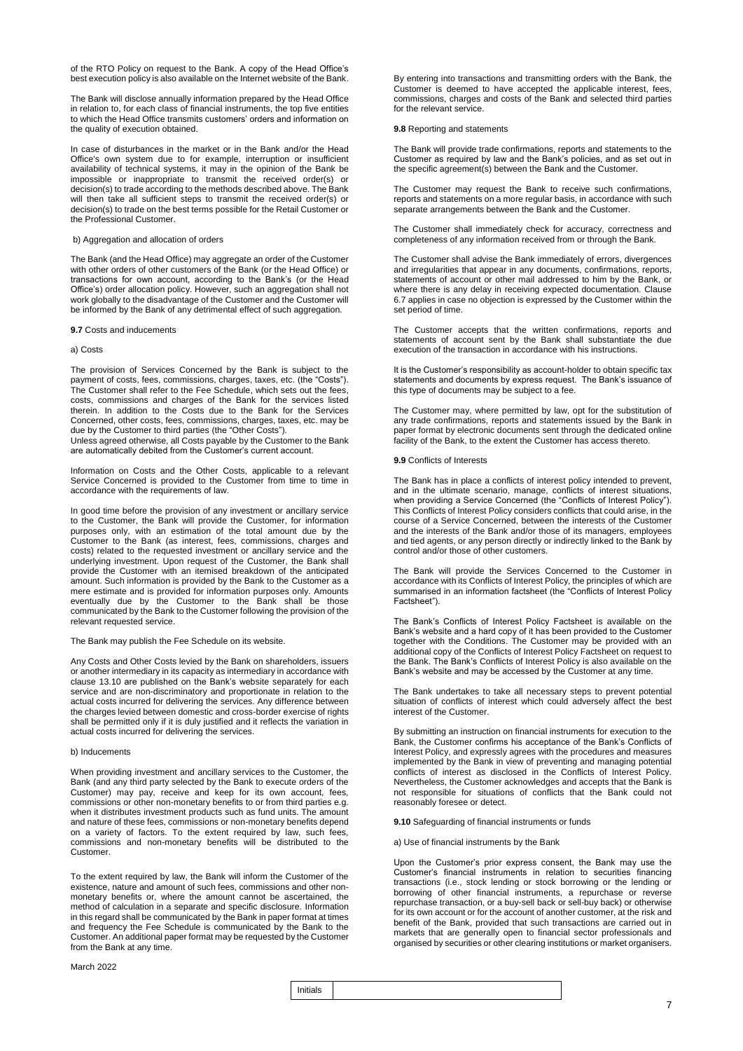of the RTO Policy on request to the Bank. A copy of the Head Office's best execution policy is also available on the Internet website of the Bank.

The Bank will disclose annually information prepared by the Head Office in relation to, for each class of financial instruments, the top five entities to which the Head Office transmits customers' orders and information on the quality of execution obtained.

In case of disturbances in the market or in the Bank and/or the Head Office's own system due to for example, interruption or insufficient availability of technical systems, it may in the opinion of the Bank be impossible or inappropriate to transmit the received order(s) or decision(s) to trade according to the methods described above. The Bank will then take all sufficient steps to transmit the received order(s) or decision(s) to trade on the best terms possible for the Retail Customer or the Professional Customer.

b) Aggregation and allocation of orders

The Bank (and the Head Office) may aggregate an order of the Customer with other orders of other customers of the Bank (or the Head Office) or transactions for own account, according to the Bank's (or the Head Office's) order allocation policy. However, such an aggregation shall not work globally to the disadvantage of the Customer and the Customer will be informed by the Bank of any detrimental effect of such aggregation.

**9.7** Costs and inducements

a) Costs

The provision of Services Concerned by the Bank is subject to the payment of costs, fees, commissions, charges, taxes, etc. (the "Costs"). The Customer shall refer to the Fee Schedule, which sets out the fees, costs, commissions and charges of the Bank for the services listed therein. In addition to the Costs due to the Bank for the Services Concerned, other costs, fees, commissions, charges, taxes, etc. may be due by the Customer to third parties (the "Other Costs").
Unless agreed otherwise, all Costs payable by the Customer to the Bank are automatically debited from the Customer's current account.

Information on Costs and the Other Costs, applicable to a relevant Service Concerned is provided to the Customer from time to time in accordance with the requirements of law.

In good time before the provision of any investment or ancillary service to the Customer, the Bank will provide the Customer, for information purposes only, with an estimation of the total amount due by the Customer to the Bank (as interest, fees, commissions, charges and costs) related to the requested investment or ancillary service and the underlying investment. Upon request of the Customer, the Bank shall provide the Customer with an itemised breakdown of the anticipated amount. Such information is provided by the Bank to the Customer as a mere estimate and is provided for information purposes only. Amounts eventually due by the Customer to the Bank shall be those communicated by the Bank to the Customer following the provision of the relevant requested service.

The Bank may publish the Fee Schedule on its website.

Any Costs and Other Costs levied by the Bank on shareholders, issuers or another intermediary in its capacity as intermediary in accordance with clause 13.10 are published on the Bank's website separately for each service and are non-discriminatory and proportionate in relation to the actual costs incurred for delivering the services. Any difference between the charges levied between domestic and cross-border exercise of rights shall be permitted only if it is duly justified and it reflects the variation in actual costs incurred for delivering the services.

b) Inducements

When providing investment and ancillary services to the Customer, the Bank (and any third party selected by the Bank to execute orders of the Customer) may pay, receive and keep for its own account, fees, commissions or other non-monetary benefits to or from third parties e.g. when it distributes investment products such as fund units. The amount and nature of these fees, commissions or non-monetary benefits depend on a variety of factors. To the extent required by law, such fees, commissions and non-monetary benefits will be distributed to the Customer.

To the extent required by law, the Bank will inform the Customer of the existence, nature and amount of such fees, commissions and other non-monetary benefits or, where the amount cannot be ascertained, the method of calculation in a separate and specific disclosure. Information in this regard shall be communicated by the Bank in paper format at times and frequency the Fee Schedule is communicated by the Bank to the Customer. An additional paper format may be requested by the Customer from the Bank at any time.

By entering into transactions and transmitting orders with the Bank, the Customer is deemed to have accepted the applicable interest, fees, commissions, charges and costs of the Bank and selected third parties for the relevant service.

**9.8** Reporting and statements

The Bank will provide trade confirmations, reports and statements to the Customer as required by law and the Bank's policies, and as set out in the specific agreement(s) between the Bank and the Customer.

The Customer may request the Bank to receive such confirmations, reports and statements on a more regular basis, in accordance with such separate arrangements between the Bank and the Customer.

The Customer shall immediately check for accuracy, correctness and completeness of any information received from or through the Bank.

The Customer shall advise the Bank immediately of errors, divergences and irregularities that appear in any documents, confirmations, reports, statements of account or other mail addressed to him by the Bank, or where there is any delay in receiving expected documentation. Clause 6.7 applies in case no objection is expressed by the Customer within the set period of time.

The Customer accepts that the written confirmations, reports and statements of account sent by the Bank shall substantiate the due execution of the transaction in accordance with his instructions.

It is the Customer's responsibility as account-holder to obtain specific tax statements and documents by express request. The Bank's issuance of this type of documents may be subject to a fee.

The Customer may, where permitted by law, opt for the substitution of any trade confirmations, reports and statements issued by the Bank in paper format by electronic documents sent through the dedicated online facility of the Bank, to the extent the Customer has access thereto.

**9.9** Conflicts of Interests

The Bank has in place a conflicts of interest policy intended to prevent, and in the ultimate scenario, manage, conflicts of interest situations, when providing a Service Concerned (the "Conflicts of Interest Policy"). This Conflicts of Interest Policy considers conflicts that could arise, in the course of a Service Concerned, between the interests of the Customer and the interests of the Bank and/or those of its managers, employees and tied agents, or any person directly or indirectly linked to the Bank by control and/or those of other customers.

The Bank will provide the Services Concerned to the Customer in accordance with its Conflicts of Interest Policy, the principles of which are summarised in an information factsheet (the "Conflicts of Interest Policy Factsheet").

The Bank's Conflicts of Interest Policy Factsheet is available on the Bank's website and a hard copy of it has been provided to the Customer together with the Conditions. The Customer may be provided with an additional copy of the Conflicts of Interest Policy Factsheet on request to the Bank. The Bank's Conflicts of Interest Policy is also available on the Bank's website and may be accessed by the Customer at any time.

The Bank undertakes to take all necessary steps to prevent potential situation of conflicts of interest which could adversely affect the best interest of the Customer.

By submitting an instruction on financial instruments for execution to the Bank, the Customer confirms his acceptance of the Bank's Conflicts of Interest Policy, and expressly agrees with the procedures and measures implemented by the Bank in view of preventing and managing potential conflicts of interest as disclosed in the Conflicts of Interest Policy. Nevertheless, the Customer acknowledges and accepts that the Bank is not responsible for situations of conflicts that the Bank could not reasonably foresee or detect.

**9.10** Safeguarding of financial instruments or funds

a) Use of financial instruments by the Bank

Upon the Customer's prior express consent, the Bank may use the Customer's financial instruments in relation to securities financing transactions (i.e., stock lending or stock borrowing or the lending or borrowing of other financial instruments, a repurchase or reverse repurchase transaction, or a buy-sell back or sell-buy back) or otherwise for its own account or for the account of another customer, at the risk and benefit of the Bank, provided that such transactions are carried out in markets that are generally open to financial sector professionals and organised by securities or other clearing institutions or market organisers.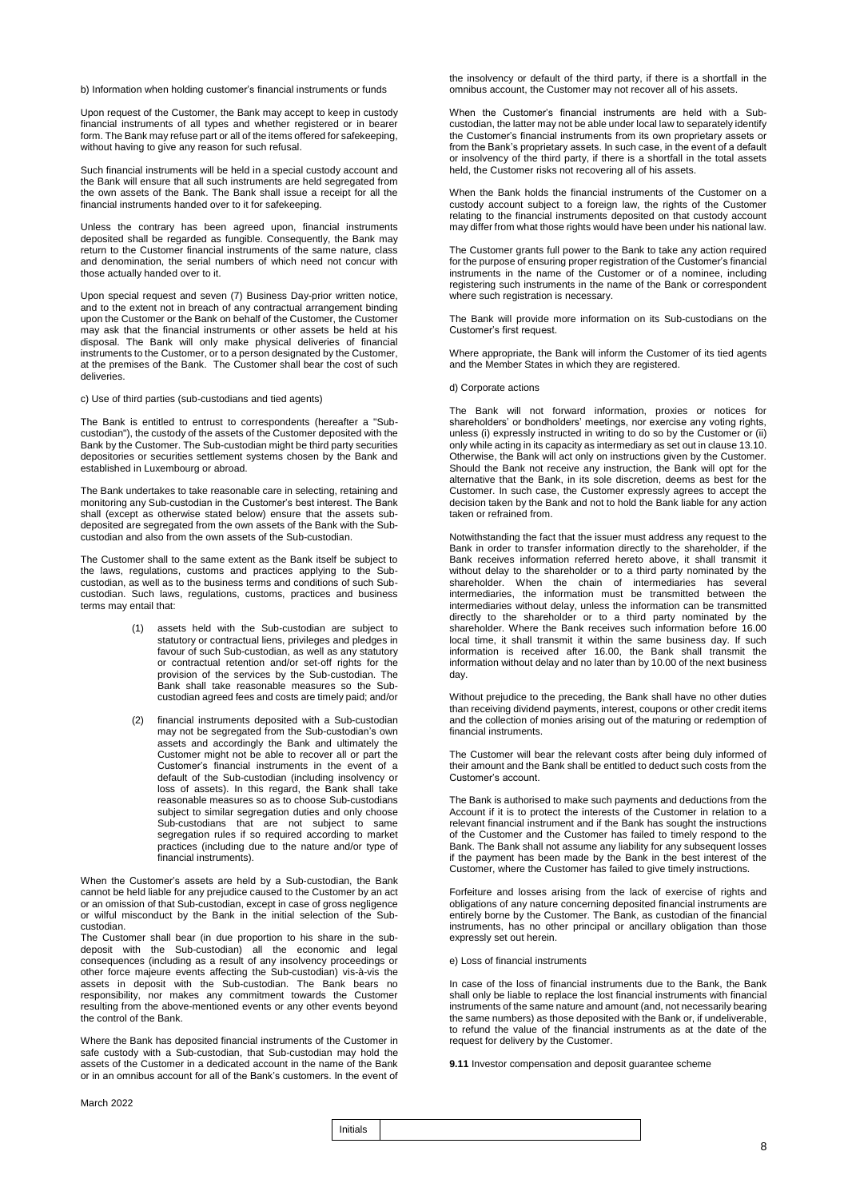b) Information when holding customer's financial instruments or funds

Upon request of the Customer, the Bank may accept to keep in custody financial instruments of all types and whether registered or in bearer form. The Bank may refuse part or all of the items offered for safekeeping, without having to give any reason for such refusal.

Such financial instruments will be held in a special custody account and the Bank will ensure that all such instruments are held segregated from the own assets of the Bank. The Bank shall issue a receipt for all the financial instruments handed over to it for safekeeping.

Unless the contrary has been agreed upon, financial instruments deposited shall be regarded as fungible. Consequently, the Bank may return to the Customer financial instruments of the same nature, class and denomination, the serial numbers of which need not concur with those actually handed over to it.

Upon special request and seven (7) Business Day-prior written notice, and to the extent not in breach of any contractual arrangement binding upon the Customer or the Bank on behalf of the Customer, the Customer may ask that the financial instruments or other assets be held at his disposal. The Bank will only make physical deliveries of financial instruments to the Customer, or to a person designated by the Customer, at the premises of the Bank. The Customer shall bear the cost of such deliveries.

c) Use of third parties (sub-custodians and tied agents)

The Bank is entitled to entrust to correspondents (hereafter a "Sub-custodian"), the custody of the assets of the Customer deposited with the Bank by the Customer. The Sub-custodian might be third party securities depositories or securities settlement systems chosen by the Bank and established in Luxembourg or abroad.

The Bank undertakes to take reasonable care in selecting, retaining and monitoring any Sub-custodian in the Customer's best interest. The Bank shall (except as otherwise stated below) ensure that the assets sub-deposited are segregated from the own assets of the Bank with the Sub-custodian and also from the own assets of the Sub-custodian.

The Customer shall to the same extent as the Bank itself be subject to the laws, regulations, customs and practices applying to the Sub-custodian, as well as to the business terms and conditions of such Sub-custodian. Such laws, regulations, customs, practices and business terms may entail that:

(1) assets held with the Sub-custodian are subject to statutory or contractual liens, privileges and pledges in favour of such Sub-custodian, as well as any statutory or contractual retention and/or set-off rights for the provision of the services by the Sub-custodian. The Bank shall take reasonable measures so as the Sub-custodian agreed fees and costs are timely paid; and/or

(2) financial instruments deposited with a Sub-custodian may not be segregated from the Sub-custodian's own assets and accordingly the Bank and ultimately the Customer might not be able to recover all or part the Customer's financial instruments in the event of a default of the Sub-custodian (including insolvency or loss of assets). In this regard, the Bank shall take reasonable measures so as to choose Sub-custodians subject to similar segregation duties and only choose Sub-custodians that are not subject to same segregation rules if so required according to market practices (including due to the nature and/or type of financial instruments).

When the Customer's assets are held by a Sub-custodian, the Bank cannot be held liable for any prejudice caused to the Customer by an act or an omission of that Sub-custodian, except in case of gross negligence or wilful misconduct by the Bank in the initial selection of the Sub-custodian.

The Customer shall bear (in due proportion to his share in the sub-deposit with the Sub-custodian) all the economic and legal consequences (including as a result of any insolvency proceedings or other force majeure events affecting the Sub-custodian) vis-à-vis the assets in deposit with the Sub-custodian. The Bank bears no responsibility, nor makes any commitment towards the Customer resulting from the above-mentioned events or any other events beyond the control of the Bank.

Where the Bank has deposited financial instruments of the Customer in safe custody with a Sub-custodian, that Sub-custodian may hold the assets of the Customer in a dedicated account in the name of the Bank or in an omnibus account for all of the Bank's customers. In the event of the insolvency or default of the third party, if there is a shortfall in the omnibus account, the Customer may not recover all of his assets.

When the Customer's financial instruments are held with a Sub-custodian, the latter may not be able under local law to separately identify the Customer's financial instruments from its own proprietary assets or from the Bank's proprietary assets. In such case, in the event of a default or insolvency of the third party, if there is a shortfall in the total assets held, the Customer risks not recovering all of his assets.

When the Bank holds the financial instruments of the Customer on a custody account subject to a foreign law, the rights of the Customer relating to the financial instruments deposited on that custody account may differ from what those rights would have been under his national law.

The Customer grants full power to the Bank to take any action required for the purpose of ensuring proper registration of the Customer's financial instruments in the name of the Customer or of a nominee, including registering such instruments in the name of the Bank or correspondent where such registration is necessary.

The Bank will provide more information on its Sub-custodians on the Customer's first request.

Where appropriate, the Bank will inform the Customer of its tied agents and the Member States in which they are registered.

d) Corporate actions

The Bank will not forward information, proxies or notices for shareholders' or bondholders' meetings, nor exercise any voting rights, unless (i) expressly instructed in writing to do so by the Customer or (ii) only while acting in its capacity as intermediary as set out in clause 13.10. Otherwise, the Bank will act only on instructions given by the Customer. Should the Bank not receive any instruction, the Bank will opt for the alternative that the Bank, in its sole discretion, deems as best for the Customer. In such case, the Customer expressly agrees to accept the decision taken by the Bank and not to hold the Bank liable for any action taken or refrained from.

Notwithstanding the fact that the issuer must address any request to the Bank in order to transfer information directly to the shareholder, if the Bank receives information referred hereto above, it shall transmit it without delay to the shareholder or to a third party nominated by the shareholder. When the chain of intermediaries has several intermediaries, the information must be transmitted between the intermediaries without delay, unless the information can be transmitted directly to the shareholder or to a third party nominated by the shareholder. Where the Bank receives such information before 16.00 local time, it shall transmit it within the same business day. If such information is received after 16.00, the Bank shall transmit the information without delay and no later than by 10.00 of the next business day.

Without prejudice to the preceding, the Bank shall have no other duties than receiving dividend payments, interest, coupons or other credit items and the collection of monies arising out of the maturing or redemption of financial instruments.

The Customer will bear the relevant costs after being duly informed of their amount and the Bank shall be entitled to deduct such costs from the Customer's account.

The Bank is authorised to make such payments and deductions from the Account if it is to protect the interests of the Customer in relation to a relevant financial instrument and if the Bank has sought the instructions of the Customer and the Customer has failed to timely respond to the Bank. The Bank shall not assume any liability for any subsequent losses if the payment has been made by the Bank in the best interest of the Customer, where the Customer has failed to give timely instructions.

Forfeiture and losses arising from the lack of exercise of rights and obligations of any nature concerning deposited financial instruments are entirely borne by the Customer. The Bank, as custodian of the financial instruments, has no other principal or ancillary obligation than those expressly set out herein.

e) Loss of financial instruments

In case of the loss of financial instruments due to the Bank, the Bank shall only be liable to replace the lost financial instruments with financial instruments of the same nature and amount (and, not necessarily bearing the same numbers) as those deposited with the Bank or, if undeliverable, to refund the value of the financial instruments as at the date of the request for delivery by the Customer.

**9.11** Investor compensation and deposit guarantee scheme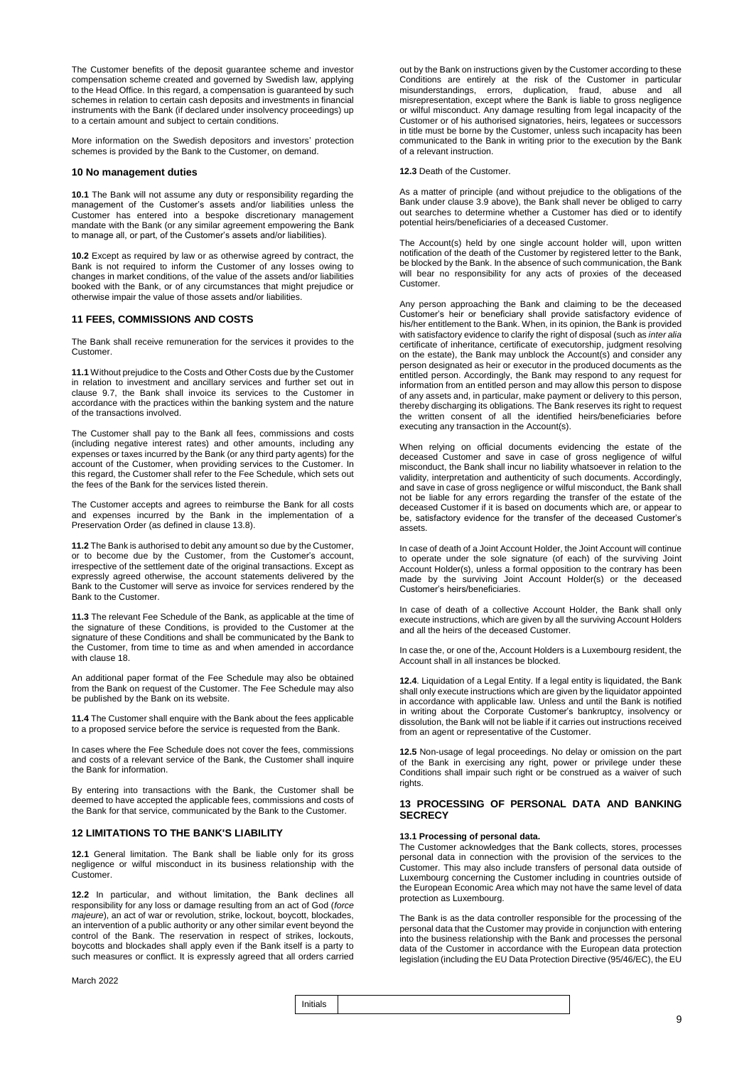The Customer benefits of the deposit guarantee scheme and investor compensation scheme created and governed by Swedish law, applying to the Head Office. In this regard, a compensation is guaranteed by such schemes in relation to certain cash deposits and investments in financial instruments with the Bank (if declared under insolvency proceedings) up to a certain amount and subject to certain conditions.

More information on the Swedish depositors and investors' protection schemes is provided by the Bank to the Customer, on demand.

## 10 No management duties

**10.1** The Bank will not assume any duty or responsibility regarding the management of the Customer's assets and/or liabilities unless the Customer has entered into a bespoke discretionary management mandate with the Bank (or any similar agreement empowering the Bank to manage all, or part, of the Customer's assets and/or liabilities).

**10.2** Except as required by law or as otherwise agreed by contract, the Bank is not required to inform the Customer of any losses owing to changes in market conditions, of the value of the assets and/or liabilities booked with the Bank, or of any circumstances that might prejudice or otherwise impair the value of those assets and/or liabilities.

## 11 FEES, COMMISSIONS AND COSTS

The Bank shall receive remuneration for the services it provides to the Customer.

**11.1** Without prejudice to the Costs and Other Costs due by the Customer in relation to investment and ancillary services and further set out in clause 9.7, the Bank shall invoice its services to the Customer in accordance with the practices within the banking system and the nature of the transactions involved.

The Customer shall pay to the Bank all fees, commissions and costs (including negative interest rates) and other amounts, including any expenses or taxes incurred by the Bank (or any third party agents) for the account of the Customer, when providing services to the Customer. In this regard, the Customer shall refer to the Fee Schedule, which sets out the fees of the Bank for the services listed therein.

The Customer accepts and agrees to reimburse the Bank for all costs and expenses incurred by the Bank in the implementation of a Preservation Order (as defined in clause 13.8).

**11.2** The Bank is authorised to debit any amount so due by the Customer, or to become due by the Customer, from the Customer's account, irrespective of the settlement date of the original transactions. Except as expressly agreed otherwise, the account statements delivered by the Bank to the Customer will serve as invoice for services rendered by the Bank to the Customer.

**11.3** The relevant Fee Schedule of the Bank, as applicable at the time of the signature of these Conditions, is provided to the Customer at the signature of these Conditions and shall be communicated by the Bank to the Customer, from time to time as and when amended in accordance with clause 18.

An additional paper format of the Fee Schedule may also be obtained from the Bank on request of the Customer. The Fee Schedule may also be published by the Bank on its website.

**11.4** The Customer shall enquire with the Bank about the fees applicable to a proposed service before the service is requested from the Bank.

In cases where the Fee Schedule does not cover the fees, commissions and costs of a relevant service of the Bank, the Customer shall inquire the Bank for information.

By entering into transactions with the Bank, the Customer shall be deemed to have accepted the applicable fees, commissions and costs of the Bank for that service, communicated by the Bank to the Customer.

## 12 LIMITATIONS TO THE BANK'S LIABILITY

**12.1** General limitation. The Bank shall be liable only for its gross negligence or wilful misconduct in its business relationship with the Customer.

**12.2** In particular, and without limitation, the Bank declines all responsibility for any loss or damage resulting from an act of God (*force majeure*), an act of war or revolution, strike, lockout, boycott, blockades, an intervention of a public authority or any other similar event beyond the control of the Bank. The reservation in respect of strikes, lockouts, boycotts and blockades shall apply even if the Bank itself is a party to such measures or conflict. It is expressly agreed that all orders carried out by the Bank on instructions given by the Customer according to these Conditions are entirely at the risk of the Customer in particular misunderstandings, errors, duplication, fraud, abuse and all misrepresentation, except where the Bank is liable to gross negligence or wilful misconduct. Any damage resulting from legal incapacity of the Customer or of his authorised signatories, heirs, legatees or successors in title must be borne by the Customer, unless such incapacity has been communicated to the Bank in writing prior to the execution by the Bank of a relevant instruction.

**12.3** Death of the Customer.

As a matter of principle (and without prejudice to the obligations of the Bank under clause 3.9 above), the Bank shall never be obliged to carry out searches to determine whether a Customer has died or to identify potential heirs/beneficiaries of a deceased Customer.

The Account(s) held by one single account holder will, upon written notification of the death of the Customer by registered letter to the Bank, be blocked by the Bank. In the absence of such communication, the Bank will bear no responsibility for any acts of proxies of the deceased Customer.

Any person approaching the Bank and claiming to be the deceased Customer's heir or beneficiary shall provide satisfactory evidence of his/her entitlement to the Bank. When, in its opinion, the Bank is provided with satisfactory evidence to clarify the right of disposal (such as *inter alia* certificate of inheritance, certificate of executorship, judgment resolving on the estate), the Bank may unblock the Account(s) and consider any person designated as heir or executor in the produced documents as the entitled person. Accordingly, the Bank may respond to any request for information from an entitled person and may allow this person to dispose of any assets and, in particular, make payment or delivery to this person, thereby discharging its obligations. The Bank reserves its right to request the written consent of all the identified heirs/beneficiaries before executing any transaction in the Account(s).

When relying on official documents evidencing the estate of the deceased Customer and save in case of gross negligence of wilful misconduct, the Bank shall incur no liability whatsoever in relation to the validity, interpretation and authenticity of such documents. Accordingly, and save in case of gross negligence or wilful misconduct, the Bank shall not be liable for any errors regarding the transfer of the estate of the deceased Customer if it is based on documents which are, or appear to be, satisfactory evidence for the transfer of the deceased Customer's assets.

In case of death of a Joint Account Holder, the Joint Account will continue to operate under the sole signature (of each) of the surviving Joint Account Holder(s), unless a formal opposition to the contrary has been made by the surviving Joint Account Holder(s) or the deceased Customer's heirs/beneficiaries.

In case of death of a collective Account Holder, the Bank shall only execute instructions, which are given by all the surviving Account Holders and all the heirs of the deceased Customer.

In case the, or one of the, Account Holders is a Luxembourg resident, the Account shall in all instances be blocked.

**12.4**. Liquidation of a Legal Entity. If a legal entity is liquidated, the Bank shall only execute instructions which are given by the liquidator appointed in accordance with applicable law. Unless and until the Bank is notified in writing about the Corporate Customer's bankruptcy, insolvency or dissolution, the Bank will not be liable if it carries out instructions received from an agent or representative of the Customer.

**12.5** Non-usage of legal proceedings. No delay or omission on the part of the Bank in exercising any right, power or privilege under these Conditions shall impair such right or be construed as a waiver of such rights.

## 13 PROCESSING OF PERSONAL DATA AND BANKING SECRECY

**13.1 Processing of personal data.**
The Customer acknowledges that the Bank collects, stores, processes personal data in connection with the provision of the services to the Customer. This may also include transfers of personal data outside of Luxembourg concerning the Customer including in countries outside of the European Economic Area which may not have the same level of data protection as Luxembourg.

The Bank is as the data controller responsible for the processing of the personal data that the Customer may provide in conjunction with entering into the business relationship with the Bank and processes the personal data of the Customer in accordance with the European data protection legislation (including the EU Data Protection Directive (95/46/EC), the EU

March 2022

Initials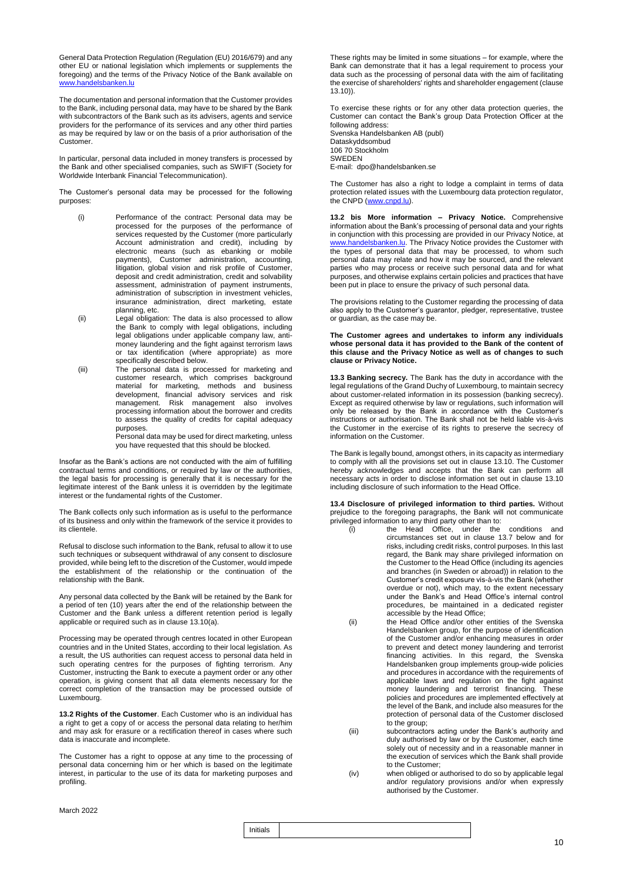General Data Protection Regulation (Regulation (EU) 2016/679) and any other EU or national legislation which implements or supplements the foregoing) and the terms of the Privacy Notice of the Bank available on www.handelsbanken.lu

The documentation and personal information that the Customer provides to the Bank, including personal data, may have to be shared by the Bank with subcontractors of the Bank such as its advisers, agents and service providers for the performance of its services and any other third parties as may be required by law or on the basis of a prior authorisation of the Customer.

In particular, personal data included in money transfers is processed by the Bank and other specialised companies, such as SWIFT (Society for Worldwide Interbank Financial Telecommunication).

The Customer's personal data may be processed for the following purposes:

(i) Performance of the contract: Personal data may be processed for the purposes of the performance of services requested by the Customer (more particularly Account administration and credit), including by electronic means (such as ebanking or mobile payments), Customer administration, accounting, litigation, global vision and risk profile of Customer, deposit and credit administration, credit and solvability assessment, administration of payment instruments, administration of subscription in investment vehicles, insurance administration, direct marketing, estate planning, etc.

(ii) Legal obligation: The data is also processed to allow the Bank to comply with legal obligations, including legal obligations under applicable company law, anti-money laundering and the fight against terrorism laws or tax identification (where appropriate) as more specifically described below.

(iii) The personal data is processed for marketing and customer research, which comprises background material for marketing, methods and business development, financial advisory services and risk management. Risk management also involves processing information about the borrower and credits to assess the quality of credits for capital adequacy purposes.
Personal data may be used for direct marketing, unless you have requested that this should be blocked.

Insofar as the Bank's actions are not conducted with the aim of fulfilling contractual terms and conditions, or required by law or the authorities, the legal basis for processing is generally that it is necessary for the legitimate interest of the Bank unless it is overridden by the legitimate interest or the fundamental rights of the Customer.

The Bank collects only such information as is useful to the performance of its business and only within the framework of the service it provides to its clientele.

Refusal to disclose such information to the Bank, refusal to allow it to use such techniques or subsequent withdrawal of any consent to disclosure provided, while being left to the discretion of the Customer, would impede the establishment of the relationship or the continuation of the relationship with the Bank.

Any personal data collected by the Bank will be retained by the Bank for a period of ten (10) years after the end of the relationship between the Customer and the Bank unless a different retention period is legally applicable or required such as in clause 13.10(a).

Processing may be operated through centres located in other European countries and in the United States, according to their local legislation. As a result, the US authorities can request access to personal data held in such operating centres for the purposes of fighting terrorism. Any Customer, instructing the Bank to execute a payment order or any other operation, is giving consent that all data elements necessary for the correct completion of the transaction may be processed outside of Luxembourg.

**13.2 Rights of the Customer**. Each Customer who is an individual has a right to get a copy of or access the personal data relating to her/him and may ask for erasure or a rectification thereof in cases where such data is inaccurate and incomplete.

The Customer has a right to oppose at any time to the processing of personal data concerning him or her which is based on the legitimate interest, in particular to the use of its data for marketing purposes and profiling.

These rights may be limited in some situations – for example, where the Bank can demonstrate that it has a legal requirement to process your data such as the processing of personal data with the aim of facilitating the exercise of shareholders' rights and shareholder engagement (clause 13.10)).

To exercise these rights or for any other data protection queries, the Customer can contact the Bank's group Data Protection Officer at the following address:
Svenska Handelsbanken AB (publ)
Dataskyddsombud
106 70 Stockholm
SWEDEN
E-mail: dpo@handelsbanken.se

The Customer has also a right to lodge a complaint in terms of data protection related issues with the Luxembourg data protection regulator, the CNPD (www.cnpd.lu).

**13.2 bis More information – Privacy Notice.** Comprehensive information about the Bank's processing of personal data and your rights in conjunction with this processing are provided in our Privacy Notice, at www.handelsbanken.lu. The Privacy Notice provides the Customer with the types of personal data that may be processed, to whom such personal data may relate and how it may be sourced, and the relevant parties who may process or receive such personal data and for what purposes, and otherwise explains certain policies and practices that have been put in place to ensure the privacy of such personal data.

The provisions relating to the Customer regarding the processing of data also apply to the Customer's guarantor, pledger, representative, trustee or guardian, as the case may be.

**The Customer agrees and undertakes to inform any individuals whose personal data it has provided to the Bank of the content of this clause and the Privacy Notice as well as of changes to such clause or Privacy Notice.**

**13.3 Banking secrecy.** The Bank has the duty in accordance with the legal regulations of the Grand Duchy of Luxembourg, to maintain secrecy about customer-related information in its possession (banking secrecy). Except as required otherwise by law or regulations, such information will only be released by the Bank in accordance with the Customer's instructions or authorisation. The Bank shall not be held liable vis-à-vis the Customer in the exercise of its rights to preserve the secrecy of information on the Customer.

The Bank is legally bound, amongst others, in its capacity as intermediary to comply with all the provisions set out in clause 13.10. The Customer hereby acknowledges and accepts that the Bank can perform all necessary acts in order to disclose information set out in clause 13.10 including disclosure of such information to the Head Office.

**13.4 Disclosure of privileged information to third parties.** Without prejudice to the foregoing paragraphs, the Bank will not communicate privileged information to any third party other than to:

(i) the Head Office, under the conditions and circumstances set out in clause 13.7 below and for risks, including credit risks, control purposes. In this last regard, the Bank may share privileged information on the Customer to the Head Office (including its agencies and branches (in Sweden or abroad)) in relation to the Customer's credit exposure vis-à-vis the Bank (whether overdue or not), which may, to the extent necessary under the Bank's and Head Office's internal control procedures, be maintained in a dedicated register accessible by the Head Office;

(ii) the Head Office and/or other entities of the Svenska Handelsbanken group, for the purpose of identification of the Customer and/or enhancing measures in order to prevent and detect money laundering and terrorist financing activities. In this regard, the Svenska Handelsbanken group implements group-wide policies and procedures in accordance with the requirements of applicable laws and regulation on the fight against money laundering and terrorist financing. These policies and procedures are implemented effectively at the level of the Bank, and include also measures for the protection of personal data of the Customer disclosed to the group;

(iii) subcontractors acting under the Bank's authority and duly authorised by law or by the Customer, each time solely out of necessity and in a reasonable manner in the execution of services which the Bank shall provide to the Customer;

(iv) when obliged or authorised to do so by applicable legal and/or regulatory provisions and/or when expressly authorised by the Customer.

March 2022

| Initials | |
|---|---|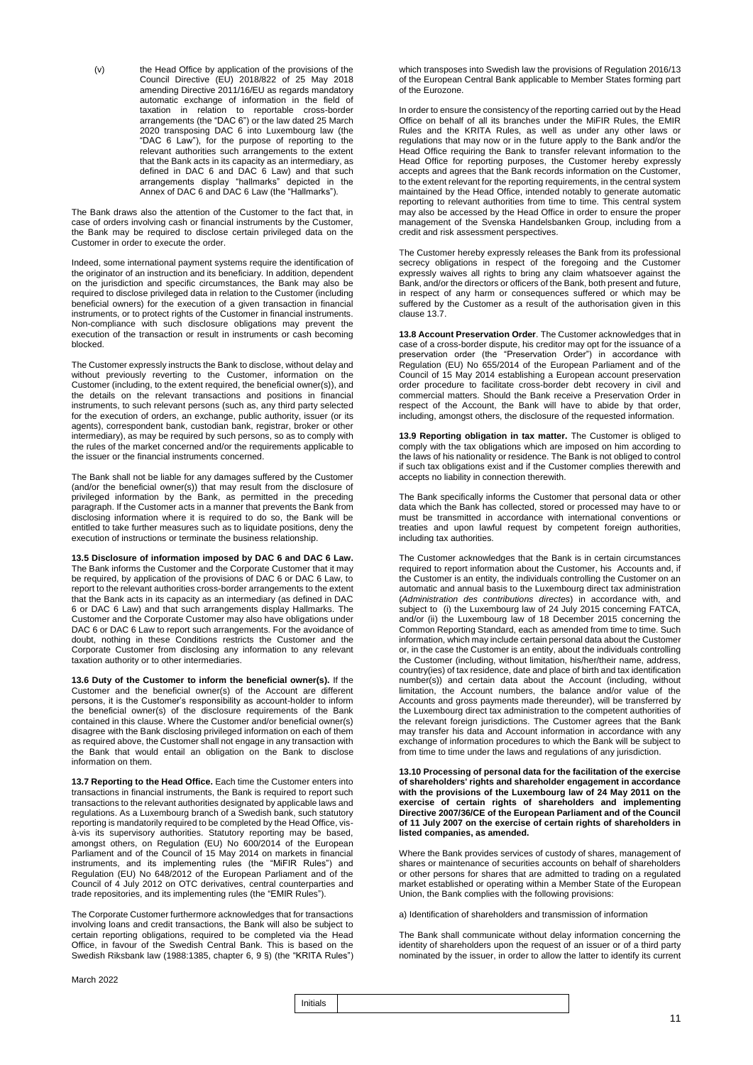(v) the Head Office by application of the provisions of the Council Directive (EU) 2018/822 of 25 May 2018 amending Directive 2011/16/EU as regards mandatory automatic exchange of information in the field of taxation in relation to reportable cross-border arrangements (the "DAC 6") or the law dated 25 March 2020 transposing DAC 6 into Luxembourg law (the "DAC 6 Law"), for the purpose of reporting to the relevant authorities such arrangements to the extent that the Bank acts in its capacity as an intermediary, as defined in DAC 6 and DAC 6 Law) and that such arrangements display "hallmarks" depicted in the Annex of DAC 6 and DAC 6 Law (the "Hallmarks").

The Bank draws also the attention of the Customer to the fact that, in case of orders involving cash or financial instruments by the Customer, the Bank may be required to disclose certain privileged data on the Customer in order to execute the order.

Indeed, some international payment systems require the identification of the originator of an instruction and its beneficiary. In addition, dependent on the jurisdiction and specific circumstances, the Bank may also be required to disclose privileged data in relation to the Customer (including beneficial owners) for the execution of a given transaction in financial instruments, or to protect rights of the Customer in financial instruments. Non-compliance with such disclosure obligations may prevent the execution of the transaction or result in instruments or cash becoming blocked.

The Customer expressly instructs the Bank to disclose, without delay and without previously reverting to the Customer, information on the Customer (including, to the extent required, the beneficial owner(s)), and the details on the relevant transactions and positions in financial instruments, to such relevant persons (such as, any third party selected for the execution of orders, an exchange, public authority, issuer (or its agents), correspondent bank, custodian bank, registrar, broker or other intermediary), as may be required by such persons, so as to comply with the rules of the market concerned and/or the requirements applicable to the issuer or the financial instruments concerned.

The Bank shall not be liable for any damages suffered by the Customer (and/or the beneficial owner(s)) that may result from the disclosure of privileged information by the Bank, as permitted in the preceding paragraph. If the Customer acts in a manner that prevents the Bank from disclosing information where it is required to do so, the Bank will be entitled to take further measures such as to liquidate positions, deny the execution of instructions or terminate the business relationship.

**13.5 Disclosure of information imposed by DAC 6 and DAC 6 Law.** The Bank informs the Customer and the Corporate Customer that it may be required, by application of the provisions of DAC 6 or DAC 6 Law, to report to the relevant authorities cross-border arrangements to the extent that the Bank acts in its capacity as an intermediary (as defined in DAC 6 or DAC 6 Law) and that such arrangements display Hallmarks. The Customer and the Corporate Customer may also have obligations under DAC 6 or DAC 6 Law to report such arrangements. For the avoidance of doubt, nothing in these Conditions restricts the Customer and the Corporate Customer from disclosing any information to any relevant taxation authority or to other intermediaries.

**13.6 Duty of the Customer to inform the beneficial owner(s).** If the Customer and the beneficial owner(s) of the Account are different persons, it is the Customer's responsibility as account-holder to inform the beneficial owner(s) of the disclosure requirements of the Bank contained in this clause. Where the Customer and/or beneficial owner(s) disagree with the Bank disclosing privileged information on each of them as required above, the Customer shall not engage in any transaction with the Bank that would entail an obligation on the Bank to disclose information on them.

**13.7 Reporting to the Head Office.** Each time the Customer enters into transactions in financial instruments, the Bank is required to report such transactions to the relevant authorities designated by applicable laws and regulations. As a Luxembourg branch of a Swedish bank, such statutory reporting is mandatorily required to be completed by the Head Office, vis-à-vis its supervisory authorities. Statutory reporting may be based, amongst others, on Regulation (EU) No 600/2014 of the European Parliament and of the Council of 15 May 2014 on markets in financial instruments, and its implementing rules (the "MiFIR Rules") and Regulation (EU) No 648/2012 of the European Parliament and of the Council of 4 July 2012 on OTC derivatives, central counterparties and trade repositories, and its implementing rules (the "EMIR Rules").

The Corporate Customer furthermore acknowledges that for transactions involving loans and credit transactions, the Bank will also be subject to certain reporting obligations, required to be completed via the Head Office, in favour of the Swedish Central Bank. This is based on the Swedish Riksbank law (1988:1385, chapter 6, 9 §) (the "KRITA Rules") which transposes into Swedish law the provisions of Regulation 2016/13 of the European Central Bank applicable to Member States forming part of the Eurozone.

In order to ensure the consistency of the reporting carried out by the Head Office on behalf of all its branches under the MiFIR Rules, the EMIR Rules and the KRITA Rules, as well as under any other laws or regulations that may now or in the future apply to the Bank and/or the Head Office requiring the Bank to transfer relevant information to the Head Office for reporting purposes, the Customer hereby expressly accepts and agrees that the Bank records information on the Customer, to the extent relevant for the reporting requirements, in the central system maintained by the Head Office, intended notably to generate automatic reporting to relevant authorities from time to time. This central system may also be accessed by the Head Office in order to ensure the proper management of the Svenska Handelsbanken Group, including from a credit and risk assessment perspectives.

The Customer hereby expressly releases the Bank from its professional secrecy obligations in respect of the foregoing and the Customer expressly waives all rights to bring any claim whatsoever against the Bank, and/or the directors or officers of the Bank, both present and future, in respect of any harm or consequences suffered or which may be suffered by the Customer as a result of the authorisation given in this clause 13.7.

**13.8 Account Preservation Order**. The Customer acknowledges that in case of a cross-border dispute, his creditor may opt for the issuance of a preservation order (the "Preservation Order") in accordance with Regulation (EU) No 655/2014 of the European Parliament and of the Council of 15 May 2014 establishing a European account preservation order procedure to facilitate cross-border debt recovery in civil and commercial matters. Should the Bank receive a Preservation Order in respect of the Account, the Bank will have to abide by that order, including, amongst others, the disclosure of the requested information.

**13.9 Reporting obligation in tax matter.** The Customer is obliged to comply with the tax obligations which are imposed on him according to the laws of his nationality or residence. The Bank is not obliged to control if such tax obligations exist and if the Customer complies therewith and accepts no liability in connection therewith.

The Bank specifically informs the Customer that personal data or other data which the Bank has collected, stored or processed may have to or must be transmitted in accordance with international conventions or treaties and upon lawful request by competent foreign authorities, including tax authorities.

The Customer acknowledges that the Bank is in certain circumstances required to report information about the Customer, his Accounts and, if the Customer is an entity, the individuals controlling the Customer on an automatic and annual basis to the Luxembourg direct tax administration (*Administration des contributions directes*) in accordance with, and subject to (i) the Luxembourg law of 24 July 2015 concerning FATCA, and/or (ii) the Luxembourg law of 18 December 2015 concerning the Common Reporting Standard, each as amended from time to time. Such information, which may include certain personal data about the Customer or, in the case the Customer is an entity, about the individuals controlling the Customer (including, without limitation, his/her/their name, address, country(ies) of tax residence, date and place of birth and tax identification number(s)) and certain data about the Account (including, without limitation, the Account numbers, the balance and/or value of the Accounts and gross payments made thereunder), will be transferred by the Luxembourg direct tax administration to the competent authorities of the relevant foreign jurisdictions. The Customer agrees that the Bank may transfer his data and Account information in accordance with any exchange of information procedures to which the Bank will be subject to from time to time under the laws and regulations of any jurisdiction.

**13.10 Processing of personal data for the facilitation of the exercise of shareholders' rights and shareholder engagement in accordance with the provisions of the Luxembourg law of 24 May 2011 on the exercise of certain rights of shareholders and implementing Directive 2007/36/CE of the European Parliament and of the Council of 11 July 2007 on the exercise of certain rights of shareholders in listed companies, as amended.**

Where the Bank provides services of custody of shares, management of shares or maintenance of securities accounts on behalf of shareholders or other persons for shares that are admitted to trading on a regulated market established or operating within a Member State of the European Union, the Bank complies with the following provisions:

a) Identification of shareholders and transmission of information

The Bank shall communicate without delay information concerning the identity of shareholders upon the request of an issuer or of a third party nominated by the issuer, in order to allow the latter to identify its current

March 2022

Initials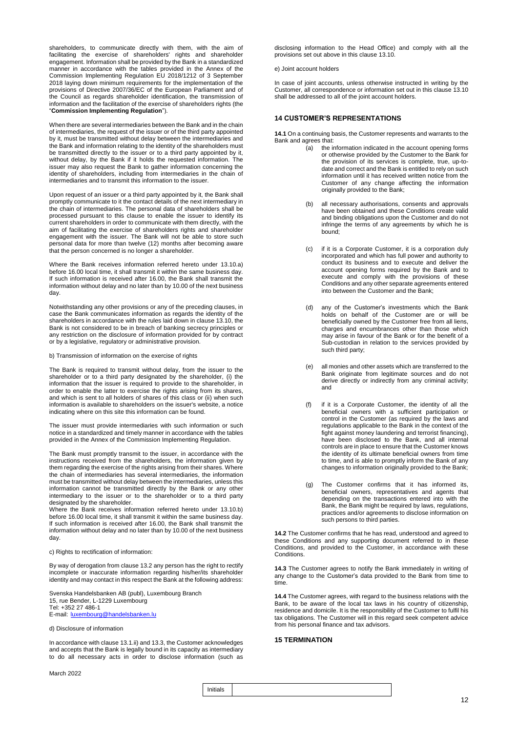shareholders, to communicate directly with them, with the aim of facilitating the exercise of shareholders' rights and shareholder engagement. Information shall be provided by the Bank in a standardized manner in accordance with the tables provided in the Annex of the Commission Implementing Regulation EU 2018/1212 of 3 September 2018 laying down minimum requirements for the implementation of the provisions of Directive 2007/36/EC of the European Parliament and of the Council as regards shareholder identification, the transmission of information and the facilitation of the exercise of shareholders rights (the "**Commission Implementing Regulation**").

When there are several intermediaries between the Bank and in the chain of intermediaries, the request of the issuer or of the third party appointed by it, must be transmitted without delay between the intermediaries and the Bank and information relating to the identity of the shareholders must be transmitted directly to the issuer or to a third party appointed by it, without delay, by the Bank if it holds the requested information. The issuer may also request the Bank to gather information concerning the identity of shareholders, including from intermediaries in the chain of intermediaries and to transmit this information to the issuer.

Upon request of an issuer or a third party appointed by it, the Bank shall promptly communicate to it the contact details of the next intermediary in the chain of intermediaries. The personal data of shareholders shall be processed pursuant to this clause to enable the issuer to identify its current shareholders in order to communicate with them directly, with the aim of facilitating the exercise of shareholders rights and shareholder engagement with the issuer. The Bank will not be able to store such personal data for more than twelve (12) months after becoming aware that the person concerned is no longer a shareholder.

Where the Bank receives information referred hereto under 13.10.a) before 16.00 local time, it shall transmit it within the same business day. If such information is received after 16.00, the Bank shall transmit the information without delay and no later than by 10.00 of the next business day.

Notwithstanding any other provisions or any of the preceding clauses, in case the Bank communicates information as regards the identity of the shareholders in accordance with the rules laid down in clause 13.10, the Bank is not considered to be in breach of banking secrecy principles or any restriction on the disclosure of information provided for by contract or by a legislative, regulatory or administrative provision.

b) Transmission of information on the exercise of rights

The Bank is required to transmit without delay, from the issuer to the shareholder or to a third party designated by the shareholder, (i) the information that the issuer is required to provide to the shareholder, in order to enable the latter to exercise the rights arising from its shares, and which is sent to all holders of shares of this class or (ii) when such information is available to shareholders on the issuer's website, a notice indicating where on this site this information can be found.

The issuer must provide intermediaries with such information or such notice in a standardized and timely manner in accordance with the tables provided in the Annex of the Commission Implementing Regulation.

The Bank must promptly transmit to the issuer, in accordance with the instructions received from the shareholders, the information given by them regarding the exercise of the rights arising from their shares. Where the chain of intermediaries has several intermediaries, the information must be transmitted without delay between the intermediaries, unless this information cannot be transmitted directly by the Bank or any other intermediary to the issuer or to the shareholder or to a third party designated by the shareholder.
Where the Bank receives information referred hereto under 13.10.b) before 16.00 local time, it shall transmit it within the same business day. If such information is received after 16.00, the Bank shall transmit the information without delay and no later than by 10.00 of the next business day.

c) Rights to rectification of information:

By way of derogation from clause 13.2 any person has the right to rectify incomplete or inaccurate information regarding his/her/its shareholder identity and may contact in this respect the Bank at the following address:

Svenska Handelsbanken AB (publ), Luxembourg Branch
15, rue Bender, L-1229 Luxembourg
Tel: +352 27 486-1
E-mail: luxembourg@handelsbanken.lu

d) Disclosure of information

In accordance with clause 13.1.ii) and 13.3, the Customer acknowledges and accepts that the Bank is legally bound in its capacity as intermediary to do all necessary acts in order to disclose information (such as disclosing information to the Head Office) and comply with all the provisions set out above in this clause 13.10.

e) Joint account holders

In case of joint accounts, unless otherwise instructed in writing by the Customer, all correspondence or information set out in this clause 13.10 shall be addressed to all of the joint account holders.

## 14 CUSTOMER'S REPRESENTATIONS

**14.1** On a continuing basis, the Customer represents and warrants to the Bank and agrees that:

(a) the information indicated in the account opening forms or otherwise provided by the Customer to the Bank for the provision of its services is complete, true, up-to-date and correct and the Bank is entitled to rely on such information until it has received written notice from the Customer of any change affecting the information originally provided to the Bank;

(b) all necessary authorisations, consents and approvals have been obtained and these Conditions create valid and binding obligations upon the Customer and do not infringe the terms of any agreements by which he is bound;

(c) if it is a Corporate Customer, it is a corporation duly incorporated and which has full power and authority to conduct its business and to execute and deliver the account opening forms required by the Bank and to execute and comply with the provisions of these Conditions and any other separate agreements entered into between the Customer and the Bank;

(d) any of the Customer's investments which the Bank holds on behalf of the Customer are or will be beneficially owned by the Customer free from all liens, charges and encumbrances other than those which may arise in favour of the Bank or for the benefit of a Sub-custodian in relation to the services provided by such third party;

(e) all monies and other assets which are transferred to the Bank originate from legitimate sources and do not derive directly or indirectly from any criminal activity; and

(f) if it is a Corporate Customer, the identity of all the beneficial owners with a sufficient participation or control in the Customer (as required by the laws and regulations applicable to the Bank in the context of the fight against money laundering and terrorist financing), have been disclosed to the Bank, and all internal controls are in place to ensure that the Customer knows the identity of its ultimate beneficial owners from time to time, and is able to promptly inform the Bank of any changes to information originally provided to the Bank;

(g) The Customer confirms that it has informed its, beneficial owners, representatives and agents that depending on the transactions entered into with the Bank, the Bank might be required by laws, regulations, practices and/or agreements to disclose information on such persons to third parties.

**14.2** The Customer confirms that he has read, understood and agreed to these Conditions and any supporting document referred to in these Conditions, and provided to the Customer, in accordance with these Conditions.

**14.3** The Customer agrees to notify the Bank immediately in writing of any change to the Customer's data provided to the Bank from time to time.

**14.4** The Customer agrees, with regard to the business relations with the Bank, to be aware of the local tax laws in his country of citizenship, residence and domicile. It is the responsibility of the Customer to fulfil his tax obligations. The Customer will in this regard seek competent advice from his personal finance and tax advisors.

## 15 TERMINATION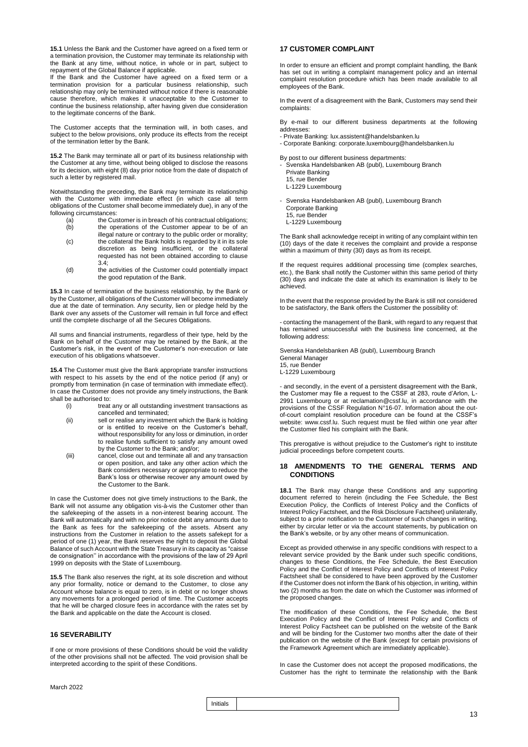**15.1** Unless the Bank and the Customer have agreed on a fixed term or a termination provision, the Customer may terminate its relationship with the Bank at any time, without notice, in whole or in part, subject to repayment of the Global Balance if applicable.
If the Bank and the Customer have agreed on a fixed term or a termination provision for a particular business relationship, such relationship may only be terminated without notice if there is reasonable cause therefore, which makes it unacceptable to the Customer to continue the business relationship, after having given due consideration to the legitimate concerns of the Bank.

The Customer accepts that the termination will, in both cases, and subject to the below provisions, only produce its effects from the receipt of the termination letter by the Bank.

**15.2** The Bank may terminate all or part of its business relationship with the Customer at any time, without being obliged to disclose the reasons for its decision, with eight (8) day prior notice from the date of dispatch of such a letter by registered mail.

Notwithstanding the preceding, the Bank may terminate its relationship with the Customer with immediate effect (in which case all term obligations of the Customer shall become immediately due), in any of the following circumstances:

(a) the Customer is in breach of his contractual obligations;
(b) the operations of the Customer appear to be of an illegal nature or contrary to the public order or morality;
(c) the collateral the Bank holds is regarded by it in its sole discretion as being insufficient, or the collateral requested has not been obtained according to clause 3.4;
(d) the activities of the Customer could potentially impact the good reputation of the Bank.

**15.3** In case of termination of the business relationship, by the Bank or by the Customer, all obligations of the Customer will become immediately due at the date of termination. Any security, lien or pledge held by the Bank over any assets of the Customer will remain in full force and effect until the complete discharge of all the Secures Obligations.

All sums and financial instruments, regardless of their type, held by the Bank on behalf of the Customer may be retained by the Bank, at the Customer's risk, in the event of the Customer's non-execution or late execution of his obligations whatsoever.

**15.4** The Customer must give the Bank appropriate transfer instructions with respect to his assets by the end of the notice period (if any) or promptly from termination (in case of termination with immediate effect). In case the Customer does not provide any timely instructions, the Bank shall be authorised to:

(i) treat any or all outstanding investment transactions as cancelled and terminated;
(ii) sell or realise any investment which the Bank is holding or is entitled to receive on the Customer's behalf, without responsibility for any loss or diminution, in order to realise funds sufficient to satisfy any amount owed by the Customer to the Bank; and/or;
(iii) cancel, close out and terminate all and any transaction or open position, and take any other action which the Bank considers necessary or appropriate to reduce the Bank's loss or otherwise recover any amount owed by the Customer to the Bank.

In case the Customer does not give timely instructions to the Bank, the Bank will not assume any obligation vis-à-vis the Customer other than the safekeeping of the assets in a non-interest bearing account. The Bank will automatically and with no prior notice debit any amounts due to the Bank as fees for the safekeeping of the assets. Absent any instructions from the Customer in relation to the assets safekept for a period of one (1) year, the Bank reserves the right to deposit the Global Balance of such Account with the State Treasury in its capacity as "caisse de consignation" in accordance with the provisions of the law of 29 April 1999 on deposits with the State of Luxembourg.

**15.5** The Bank also reserves the right, at its sole discretion and without any prior formality, notice or demand to the Customer, to close any Account whose balance is equal to zero, is in debit or no longer shows any movements for a prolonged period of time. The Customer accepts that he will be charged closure fees in accordance with the rates set by the Bank and applicable on the date the Account is closed.

## 16 SEVERABILITY

If one or more provisions of these Conditions should be void the validity of the other provisions shall not be affected. The void provision shall be interpreted according to the spirit of these Conditions.

## 17 CUSTOMER COMPLAINT

In order to ensure an efficient and prompt complaint handling, the Bank has set out in writing a complaint management policy and an internal complaint resolution procedure which has been made available to all employees of the Bank.

In the event of a disagreement with the Bank, Customers may send their complaints:

By e-mail to our different business departments at the following addresses:

- Private Banking: lux.assistent@handelsbanken.lu
- Corporate Banking: corporate.luxembourg@handelsbanken.lu

By post to our different business departments:

- Svenska Handelsbanken AB (publ), Luxembourg Branch
  Private Banking
  15, rue Bender
  L-1229 Luxembourg

- Svenska Handelsbanken AB (publ), Luxembourg Branch
  Corporate Banking
  15, rue Bender
  L-1229 Luxembourg

The Bank shall acknowledge receipt in writing of any complaint within ten (10) days of the date it receives the complaint and provide a response within a maximum of thirty (30) days as from its receipt.

If the request requires additional processing time (complex searches, etc.), the Bank shall notify the Customer within this same period of thirty (30) days and indicate the date at which its examination is likely to be achieved.

In the event that the response provided by the Bank is still not considered to be satisfactory, the Bank offers the Customer the possibility of:

- contacting the management of the Bank, with regard to any request that has remained unsuccessful with the business line concerned, at the following address:

Svenska Handelsbanken AB (publ), Luxembourg Branch
General Manager
15, rue Bender
L-1229 Luxembourg

- and secondly, in the event of a persistent disagreement with the Bank, the Customer may file a request to the CSSF at 283, route d'Arlon, L-2991 Luxembourg or at reclamation@cssf.lu, in accordance with the provisions of the CSSF Regulation N°16-07. Information about the out-of-court complaint resolution procedure can be found at the CSSF's website: www.cssf.lu. Such request must be filed within one year after the Customer filed his complaint with the Bank.

This prerogative is without prejudice to the Customer's right to institute judicial proceedings before competent courts.

## 18 AMENDMENTS TO THE GENERAL TERMS AND CONDITIONS

**18.1** The Bank may change these Conditions and any supporting document referred to herein (including the Fee Schedule, the Best Execution Policy, the Conflicts of Interest Policy and the Conflicts of Interest Policy Factsheet, and the Risk Disclosure Factsheet) unilaterally, subject to a prior notification to the Customer of such changes in writing, either by circular letter or via the account statements, by publication on the Bank's website, or by any other means of communication.

Except as provided otherwise in any specific conditions with respect to a relevant service provided by the Bank under such specific conditions, changes to these Conditions, the Fee Schedule, the Best Execution Policy and the Conflict of Interest Policy and Conflicts of Interest Policy Factsheet shall be considered to have been approved by the Customer if the Customer does not inform the Bank of his objection, in writing, within two (2) months as from the date on which the Customer was informed of the proposed changes.

The modification of these Conditions, the Fee Schedule, the Best Execution Policy and the Conflict of Interest Policy and Conflicts of Interest Policy Factsheet can be published on the website of the Bank and will be binding for the Customer two months after the date of their publication on the website of the Bank (except for certain provisions of the Framework Agreement which are immediately applicable).

In case the Customer does not accept the proposed modifications, the Customer has the right to terminate the relationship with the Bank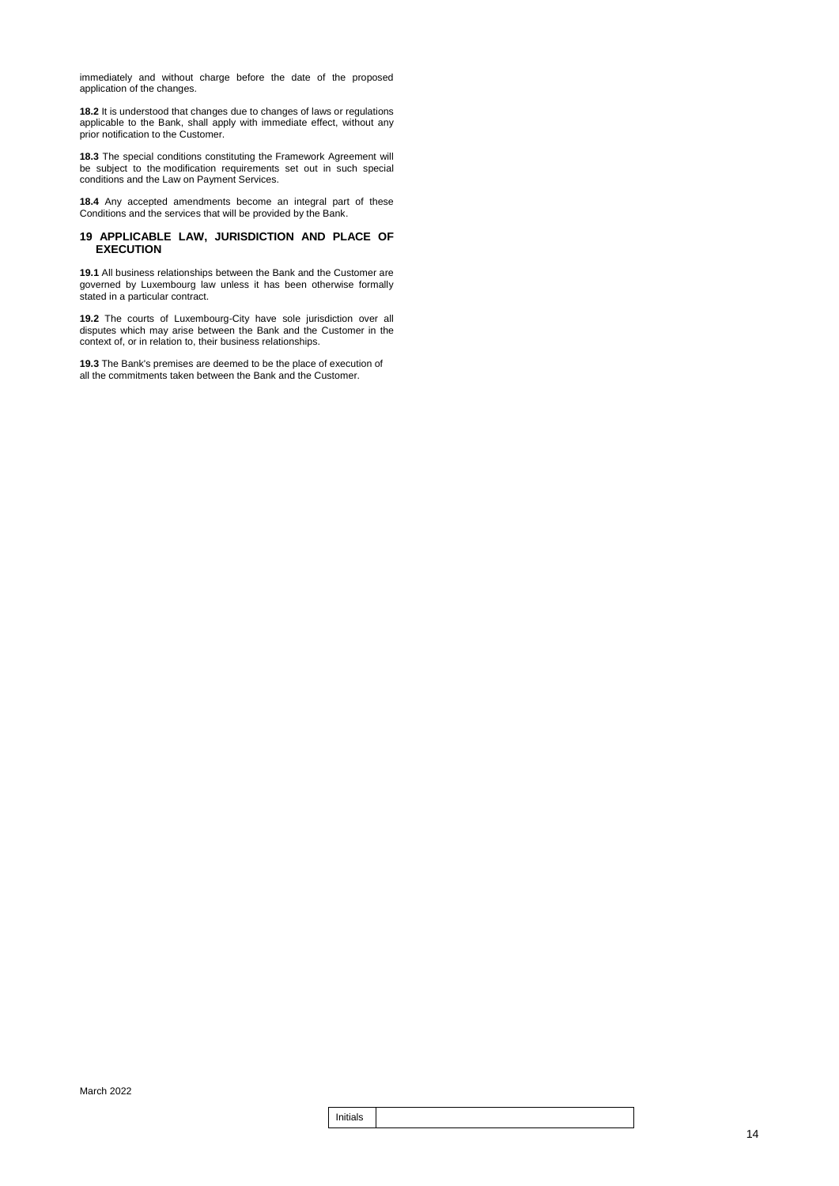immediately and without charge before the date of the proposed application of the changes.

**18.2** It is understood that changes due to changes of laws or regulations applicable to the Bank, shall apply with immediate effect, without any prior notification to the Customer.

**18.3** The special conditions constituting the Framework Agreement will be subject to the modification requirements set out in such special conditions and the Law on Payment Services.

**18.4** Any accepted amendments become an integral part of these Conditions and the services that will be provided by the Bank.

## 19 APPLICABLE LAW, JURISDICTION AND PLACE OF EXECUTION

**19.1** All business relationships between the Bank and the Customer are governed by Luxembourg law unless it has been otherwise formally stated in a particular contract.

**19.2** The courts of Luxembourg-City have sole jurisdiction over all disputes which may arise between the Bank and the Customer in the context of, or in relation to, their business relationships.

**19.3** The Bank's premises are deemed to be the place of execution of all the commitments taken between the Bank and the Customer.

March 2022

| Initials | |
|---|---|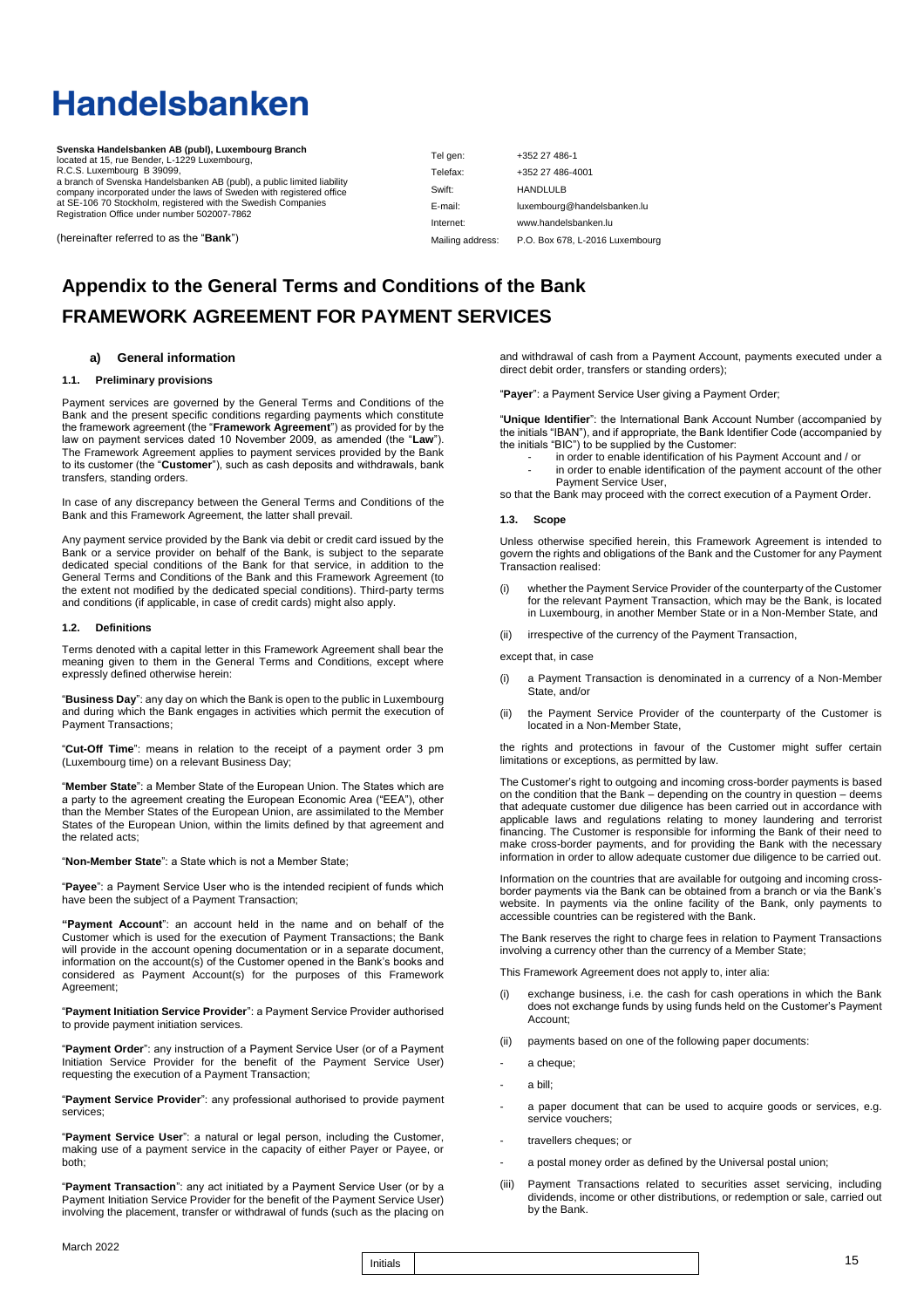# Handelsbanken

**Svenska Handelsbanken AB (publ), Luxembourg Branch**
located at 15, rue Bender, L-1229 Luxembourg,
R.C.S. Luxembourg B 39099,
a branch of Svenska Handelsbanken AB (publ), a public limited liability company incorporated under the laws of Sweden with registered office at SE-106 70 Stockholm, registered with the Swedish Companies Registration Office under number 502007-7862

(hereinafter referred to as the "**Bank**")

| | |
|---|---|
| Tel gen: | +352 27 486-1 |
| Telefax: | +352 27 486-4001 |
| Swift: | HANDLULB |
| E-mail: | luxembourg@handelsbanken.lu |
| Internet: | www.handelsbanken.lu |
| Mailing address: | P.O. Box 678, L-2016 Luxembourg |

# Appendix to the General Terms and Conditions of the Bank
# FRAMEWORK AGREEMENT FOR PAYMENT SERVICES

## a) General information

### 1.1. Preliminary provisions

Payment services are governed by the General Terms and Conditions of the Bank and the present specific conditions regarding payments which constitute the framework agreement (the "**Framework Agreement**") as provided for by the law on payment services dated 10 November 2009, as amended (the "**Law**"). The Framework Agreement applies to payment services provided by the Bank to its customer (the "**Customer**"), such as cash deposits and withdrawals, bank transfers, standing orders.

In case of any discrepancy between the General Terms and Conditions of the Bank and this Framework Agreement, the latter shall prevail.

Any payment service provided by the Bank via debit or credit card issued by the Bank or a service provider on behalf of the Bank, is subject to the separate dedicated special conditions of the Bank for that service, in addition to the General Terms and Conditions of the Bank and this Framework Agreement (to the extent not modified by the dedicated special conditions). Third-party terms and conditions (if applicable, in case of credit cards) might also apply.

### 1.2. Definitions

Terms denoted with a capital letter in this Framework Agreement shall bear the meaning given to them in the General Terms and Conditions, except where expressly defined otherwise herein:

"**Business Day**": any day on which the Bank is open to the public in Luxembourg and during which the Bank engages in activities which permit the execution of Payment Transactions;

"**Cut-Off Time**": means in relation to the receipt of a payment order 3 pm (Luxembourg time) on a relevant Business Day;

"**Member State**": a Member State of the European Union. The States which are a party to the agreement creating the European Economic Area ("EEA"), other than the Member States of the European Union, are assimilated to the Member States of the European Union, within the limits defined by that agreement and the related acts;

"**Non-Member State**": a State which is not a Member State;

"**Payee**": a Payment Service User who is the intended recipient of funds which have been the subject of a Payment Transaction;

**"Payment Account"**: an account held in the name and on behalf of the Customer which is used for the execution of Payment Transactions; the Bank will provide in the account opening documentation or in a separate document, information on the account(s) of the Customer opened in the Bank's books and considered as Payment Account(s) for the purposes of this Framework Agreement;

"**Payment Initiation Service Provider**": a Payment Service Provider authorised to provide payment initiation services.

"**Payment Order**": any instruction of a Payment Service User (or of a Payment Initiation Service Provider for the benefit of the Payment Service User) requesting the execution of a Payment Transaction;

"**Payment Service Provider**": any professional authorised to provide payment services;

"**Payment Service User**": a natural or legal person, including the Customer, making use of a payment service in the capacity of either Payer or Payee, or both;

"**Payment Transaction**": any act initiated by a Payment Service User (or by a Payment Initiation Service Provider for the benefit of the Payment Service User) involving the placement, transfer or withdrawal of funds (such as the placing on and withdrawal of cash from a Payment Account, payments executed under a direct debit order, transfers or standing orders);

"**Payer**": a Payment Service User giving a Payment Order;

"**Unique Identifier**": the International Bank Account Number (accompanied by the initials "IBAN"), and if appropriate, the Bank Identifier Code (accompanied by the initials "BIC") to be supplied by the Customer:

- in order to enable identification of his Payment Account and / or
- in order to enable identification of the payment account of the other Payment Service User,

so that the Bank may proceed with the correct execution of a Payment Order.

### 1.3. Scope

Unless otherwise specified herein, this Framework Agreement is intended to govern the rights and obligations of the Bank and the Customer for any Payment Transaction realised:

(i) whether the Payment Service Provider of the counterparty of the Customer for the relevant Payment Transaction, which may be the Bank, is located in Luxembourg, in another Member State or in a Non-Member State, and

(ii) irrespective of the currency of the Payment Transaction,

except that, in case

(i) a Payment Transaction is denominated in a currency of a Non-Member State, and/or

(ii) the Payment Service Provider of the counterparty of the Customer is located in a Non-Member State,

the rights and protections in favour of the Customer might suffer certain limitations or exceptions, as permitted by law.

The Customer's right to outgoing and incoming cross-border payments is based on the condition that the Bank – depending on the country in question – deems that adequate customer due diligence has been carried out in accordance with applicable laws and regulations relating to money laundering and terrorist financing. The Customer is responsible for informing the Bank of their need to make cross-border payments, and for providing the Bank with the necessary information in order to allow adequate customer due diligence to be carried out.

Information on the countries that are available for outgoing and incoming cross-border payments via the Bank can be obtained from a branch or via the Bank's website. In payments via the online facility of the Bank, only payments to accessible countries can be registered with the Bank.

The Bank reserves the right to charge fees in relation to Payment Transactions involving a currency other than the currency of a Member State;

This Framework Agreement does not apply to, inter alia:

(i) exchange business, i.e. the cash for cash operations in which the Bank does not exchange funds by using funds held on the Customer's Payment Account;

(ii) payments based on one of the following paper documents:

- a cheque;
- a bill;
- a paper document that can be used to acquire goods or services, e.g. service vouchers;
- travellers cheques; or
- a postal money order as defined by the Universal postal union;

(iii) Payment Transactions related to securities asset servicing, including dividends, income or other distributions, or redemption or sale, carried out by the Bank.

March 2022

Initials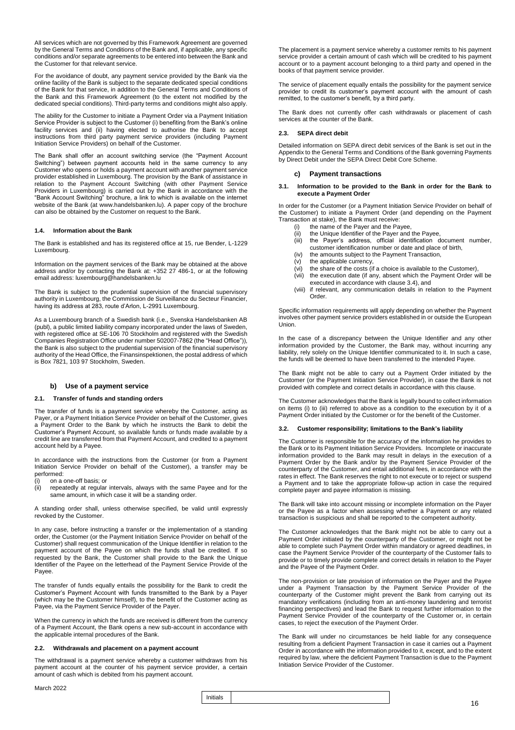All services which are not governed by this Framework Agreement are governed by the General Terms and Conditions of the Bank and, if applicable, any specific conditions and/or separate agreements to be entered into between the Bank and the Customer for that relevant service.

For the avoidance of doubt, any payment service provided by the Bank via the online facility of the Bank is subject to the separate dedicated special conditions of the Bank for that service, in addition to the General Terms and Conditions of the Bank and this Framework Agreement (to the extent not modified by the dedicated special conditions). Third-party terms and conditions might also apply.

The ability for the Customer to initiate a Payment Order via a Payment Initiation Service Provider is subject to the Customer (i) benefiting from the Bank's online facility services and (ii) having elected to authorise the Bank to accept instructions from third party payment service providers (including Payment Initiation Service Providers) on behalf of the Customer.

The Bank shall offer an account switching service (the "Payment Account Switching") between payment accounts held in the same currency to any Customer who opens or holds a payment account with another payment service provider established in Luxembourg. The provision by the Bank of assistance in relation to the Payment Account Switching (with other Payment Service Providers in Luxembourg) is carried out by the Bank in accordance with the "Bank Account Switching" brochure, a link to which is available on the internet website of the Bank (at www.handelsbanken.lu). A paper copy of the brochure can also be obtained by the Customer on request to the Bank.

#### 1.4. Information about the Bank

The Bank is established and has its registered office at 15, rue Bender, L-1229 Luxembourg.

Information on the payment services of the Bank may be obtained at the above address and/or by contacting the Bank at: +352 27 486-1, or at the following email address: luxembourg@handelsbanken.lu

The Bank is subject to the prudential supervision of the financial supervisory authority in Luxembourg, the Commission de Surveillance du Secteur Financier, having its address at 283, route d'Arlon, L-2991 Luxembourg.

As a Luxembourg branch of a Swedish bank (i.e., Svenska Handelsbanken AB (publ), a public limited liability company incorporated under the laws of Sweden, with registered office at SE-106 70 Stockholm and registered with the Swedish Companies Registration Office under number 502007-7862 (the "Head Office")), the Bank is also subject to the prudential supervision of the financial supervisory authority of the Head Office, the Finansinspektionen, the postal address of which is Box 7821, 103 97 Stockholm, Sweden.

### b) Use of a payment service

#### 2.1. Transfer of funds and standing orders

The transfer of funds is a payment service whereby the Customer, acting as Payer, or a Payment Initiation Service Provider on behalf of the Customer, gives a Payment Order to the Bank by which he instructs the Bank to debit the Customer's Payment Account, so available funds or funds made available by a credit line are transferred from that Payment Account, and credited to a payment account held by a Payee.

In accordance with the instructions from the Customer (or from a Payment Initiation Service Provider on behalf of the Customer), a transfer may be performed:

(i) on a one-off basis; or
(ii) repeatedly at regular intervals, always with the same Payee and for the same amount, in which case it will be a standing order.

A standing order shall, unless otherwise specified, be valid until expressly revoked by the Customer.

In any case, before instructing a transfer or the implementation of a standing order, the Customer (or the Payment Initiation Service Provider on behalf of the Customer) shall request communication of the Unique Identifier in relation to the payment account of the Payee on which the funds shall be credited. If so requested by the Bank, the Customer shall provide to the Bank the Unique Identifier of the Payee on the letterhead of the Payment Service Provide of the Payee.

The transfer of funds equally entails the possibility for the Bank to credit the Customer's Payment Account with funds transmitted to the Bank by a Payer (which may be the Customer himself), to the benefit of the Customer acting as Payee, via the Payment Service Provider of the Payer.

When the currency in which the funds are received is different from the currency of a Payment Account, the Bank opens a new sub-account in accordance with the applicable internal procedures of the Bank.

#### 2.2. Withdrawals and placement on a payment account

The withdrawal is a payment service whereby a customer withdraws from his payment account at the counter of his payment service provider, a certain amount of cash which is debited from his payment account.

The placement is a payment service whereby a customer remits to his payment service provider a certain amount of cash which will be credited to his payment account or to a payment account belonging to a third party and opened in the books of that payment service provider.

The service of placement equally entails the possibility for the payment service provider to credit its customer's payment account with the amount of cash remitted, to the customer's benefit, by a third party.

The Bank does not currently offer cash withdrawals or placement of cash services at the counter of the Bank.

#### 2.3. SEPA direct debit

Detailed information on SEPA direct debit services of the Bank is set out in the Appendix to the General Terms and Conditions of the Bank governing Payments by Direct Debit under the SEPA Direct Debit Core Scheme.

### c) Payment transactions

#### 3.1. Information to be provided to the Bank in order for the Bank to execute a Payment Order

In order for the Customer (or a Payment Initiation Service Provider on behalf of the Customer) to initiate a Payment Order (and depending on the Payment Transaction at stake), the Bank must receive:

(i) the name of the Payer and the Payee,
(ii) the Unique Identifier of the Payer and the Payee,
(iii) the Payer's address, official identification document number, customer identification number or date and place of birth,
(iv) the amounts subject to the Payment Transaction,
(v) the applicable currency,
(vi) the share of the costs (if a choice is available to the Customer),
(vii) the execution date (if any, absent which the Payment Order will be executed in accordance with clause 3.4), and
(viii) if relevant, any communication details in relation to the Payment Order.

Specific information requirements will apply depending on whether the Payment involves other payment service providers established in or outside the European Union.

In the case of a discrepancy between the Unique Identifier and any other information provided by the Customer, the Bank may, without incurring any liability, rely solely on the Unique Identifier communicated to it. In such a case, the funds will be deemed to have been transferred to the intended Payee.

The Bank might not be able to carry out a Payment Order initiated by the Customer (or the Payment Initiation Service Provider), in case the Bank is not provided with complete and correct details in accordance with this clause.

The Customer acknowledges that the Bank is legally bound to collect information on items (i) to (iii) referred to above as a condition to the execution by it of a Payment Order initiated by the Customer or for the benefit of the Customer.

#### 3.2. Customer responsibility; limitations to the Bank's liability

The Customer is responsible for the accuracy of the information he provides to the Bank or to its Payment Initiation Service Providers. Incomplete or inaccurate information provided to the Bank may result in delays in the execution of a Payment Order by the Bank and/or by the Payment Service Provider of the counterparty of the Customer, and entail additional fees, in accordance with the rates in effect. The Bank reserves the right to not execute or to reject or suspend a Payment and to take the appropriate follow-up action in case the required complete payer and payee information is missing.

The Bank will take into account missing or incomplete information on the Payer or the Payee as a factor when assessing whether a Payment or any related transaction is suspicious and shall be reported to the competent authority.

The Customer acknowledges that the Bank might not be able to carry out a Payment Order initiated by the counterparty of the Customer, or might not be able to complete such Payment Order within mandatory or agreed deadlines, in case the Payment Service Provider of the counterparty of the Customer fails to provide or to timely provide complete and correct details in relation to the Payer and the Payee of the Payment Order.

The non-provision or late provision of information on the Payer and the Payee under a Payment Transaction by the Payment Service Provider of the counterparty of the Customer might prevent the Bank from carrying out its mandatory verifications (including from an anti-money laundering and terrorist financing perspectives) and lead the Bank to request further information to the Payment Service Provider of the counterparty of the Customer or, in certain cases, to reject the execution of the Payment Order.

The Bank will under no circumstances be held liable for any consequence resulting from a deficient Payment Transaction in case it carries out a Payment Order in accordance with the information provided to it, except, and to the extent required by law, where the deficient Payment Transaction is due to the Payment Initiation Service Provider of the Customer.

March 2022

Initials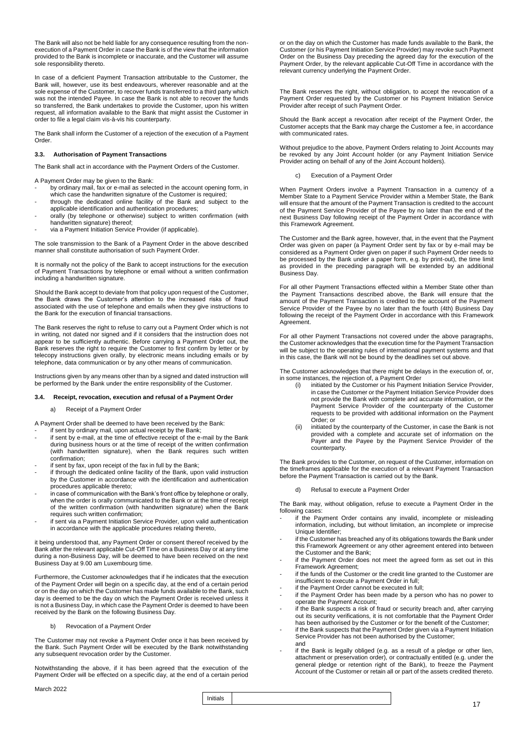The Bank will also not be held liable for any consequence resulting from the non-execution of a Payment Order in case the Bank is of the view that the information provided to the Bank is incomplete or inaccurate, and the Customer will assume sole responsibility thereto.

In case of a deficient Payment Transaction attributable to the Customer, the Bank will, however, use its best endeavours, wherever reasonable and at the sole expense of the Customer, to recover funds transferred to a third party which was not the intended Payee. In case the Bank is not able to recover the funds so transferred, the Bank undertakes to provide the Customer, upon his written request, all information available to the Bank that might assist the Customer in order to file a legal claim vis-à-vis his counterparty.

The Bank shall inform the Customer of a rejection of the execution of a Payment Order.

### 3.3. Authorisation of Payment Transactions

The Bank shall act in accordance with the Payment Orders of the Customer.

A Payment Order may be given to the Bank:

- by ordinary mail, fax or e-mail as selected in the account opening form, in which case the handwritten signature of the Customer is required;
- through the dedicated online facility of the Bank and subject to the applicable identification and authentication procedures;
- orally (by telephone or otherwise) subject to written confirmation (with handwritten signature) thereof;
- via a Payment Initiation Service Provider (if applicable).

The sole transmission to the Bank of a Payment Order in the above described manner shall constitute authorisation of such Payment Order.

It is normally not the policy of the Bank to accept instructions for the execution of Payment Transactions by telephone or email without a written confirmation including a handwritten signature.

Should the Bank accept to deviate from that policy upon request of the Customer, the Bank draws the Customer's attention to the increased risks of fraud associated with the use of telephone and emails when they give instructions to the Bank for the execution of financial transactions.

The Bank reserves the right to refuse to carry out a Payment Order which is not in writing, not dated nor signed and if it considers that the instruction does not appear to be sufficiently authentic. Before carrying a Payment Order out, the Bank reserves the right to require the Customer to first confirm by letter or by telecopy instructions given orally, by electronic means including emails or by telephone, data communication or by any other means of communication.

Instructions given by any means other than by a signed and dated instruction will be performed by the Bank under the entire responsibility of the Customer.

### 3.4. Receipt, revocation, execution and refusal of a Payment Order

a) Receipt of a Payment Order

A Payment Order shall be deemed to have been received by the Bank:

- if sent by ordinary mail, upon actual receipt by the Bank;
- if sent by e-mail, at the time of effective receipt of the e-mail by the Bank during business hours or at the time of receipt of the written confirmation (with handwritten signature), when the Bank requires such written confirmation;
- if sent by fax, upon receipt of the fax in full by the Bank;
- if through the dedicated online facility of the Bank, upon valid instruction by the Customer in accordance with the identification and authentication procedures applicable thereto;
- in case of communication with the Bank's front office by telephone or orally, when the order is orally communicated to the Bank or at the time of receipt of the written confirmation (with handwritten signature) when the Bank requires such written confirmation;
- if sent via a Payment Initiation Service Provider, upon valid authentication in accordance with the applicable procedures relating thereto,

it being understood that, any Payment Order or consent thereof received by the Bank after the relevant applicable Cut-Off Time on a Business Day or at any time during a non-Business Day, will be deemed to have been received on the next Business Day at 9.00 am Luxembourg time.

Furthermore, the Customer acknowledges that if he indicates that the execution of the Payment Order will begin on a specific day, at the end of a certain period or on the day on which the Customer has made funds available to the Bank, such day is deemed to be the day on which the Payment Order is received unless it is not a Business Day, in which case the Payment Order is deemed to have been received by the Bank on the following Business Day.

b) Revocation of a Payment Order

The Customer may not revoke a Payment Order once it has been received by the Bank. Such Payment Order will be executed by the Bank notwithstanding any subsequent revocation order by the Customer.

Notwithstanding the above, if it has been agreed that the execution of the Payment Order will be effected on a specific day, at the end of a certain period or on the day on which the Customer has made funds available to the Bank, the Customer (or his Payment Initiation Service Provider) may revoke such Payment Order on the Business Day preceding the agreed day for the execution of the Payment Order, by the relevant applicable Cut-Off Time in accordance with the relevant currency underlying the Payment Order.

The Bank reserves the right, without obligation, to accept the revocation of a Payment Order requested by the Customer or his Payment Initiation Service Provider after receipt of such Payment Order.

Should the Bank accept a revocation after receipt of the Payment Order, the Customer accepts that the Bank may charge the Customer a fee, in accordance with communicated rates.

Without prejudice to the above, Payment Orders relating to Joint Accounts may be revoked by any Joint Account holder (or any Payment Initiation Service Provider acting on behalf of any of the Joint Account holders).

c) Execution of a Payment Order

When Payment Orders involve a Payment Transaction in a currency of a Member State to a Payment Service Provider within a Member State, the Bank will ensure that the amount of the Payment Transaction is credited to the account of the Payment Service Provider of the Payee by no later than the end of the next Business Day following receipt of the Payment Order in accordance with this Framework Agreement.

The Customer and the Bank agree, however, that, in the event that the Payment Order was given on paper (a Payment Order sent by fax or by e-mail may be considered as a Payment Order given on paper if such Payment Order needs to be processed by the Bank under a paper form, e.g. by print-out), the time limit as provided in the preceding paragraph will be extended by an additional Business Day.

For all other Payment Transactions effected within a Member State other than the Payment Transactions described above, the Bank will ensure that the amount of the Payment Transaction is credited to the account of the Payment Service Provider of the Payee by no later than the fourth (4th) Business Day following the receipt of the Payment Order in accordance with this Framework Agreement.

For all other Payment Transactions not covered under the above paragraphs, the Customer acknowledges that the execution time for the Payment Transaction will be subject to the operating rules of international payment systems and that in this case, the Bank will not be bound by the deadlines set out above.

The Customer acknowledges that there might be delays in the execution of, or, in some instances, the rejection of, a Payment Order

(i) initiated by the Customer or his Payment Initiation Service Provider, in case the Customer or the Payment Initiation Service Provider does not provide the Bank with complete and accurate information, or the Payment Service Provider of the counterparty of the Customer requests to be provided with additional information on the Payment Order; or

(ii) initiated by the counterparty of the Customer, in case the Bank is not provided with a complete and accurate set of information on the Payer and the Payee by the Payment Service Provider of the counterparty.

The Bank provides to the Customer, on request of the Customer, information on the timeframes applicable for the execution of a relevant Payment Transaction before the Payment Transaction is carried out by the Bank.

d) Refusal to execute a Payment Order

The Bank may, without obligation, refuse to execute a Payment Order in the following cases:

- if the Payment Order contains any invalid, incomplete or misleading information, including, but without limitation, an incomplete or imprecise Unique Identifier;
- if the Customer has breached any of its obligations towards the Bank under this Framework Agreement or any other agreement entered into between the Customer and the Bank;
- if the Payment Order does not meet the agreed form as set out in this Framework Agreement;
- if the funds of the Customer or the credit line granted to the Customer are insufficient to execute a Payment Order in full;
- if the Payment Order cannot be executed in full;
- if the Payment Order has been made by a person who has no power to operate the Payment Account;
- if the Bank suspects a risk of fraud or security breach and, after carrying out its security verifications, it is not comfortable that the Payment Order has been authorised by the Customer or for the benefit of the Customer;
- if the Bank suspects that the Payment Order given via a Payment Initiation Service Provider has not been authorised by the Customer; and
- if the Bank is legally obliged (e.g. as a result of a pledge or other lien, attachment or preservation order), or contractually entitled (e.g. under the general pledge or retention right of the Bank), to freeze the Payment Account of the Customer or retain all or part of the assets credited thereto.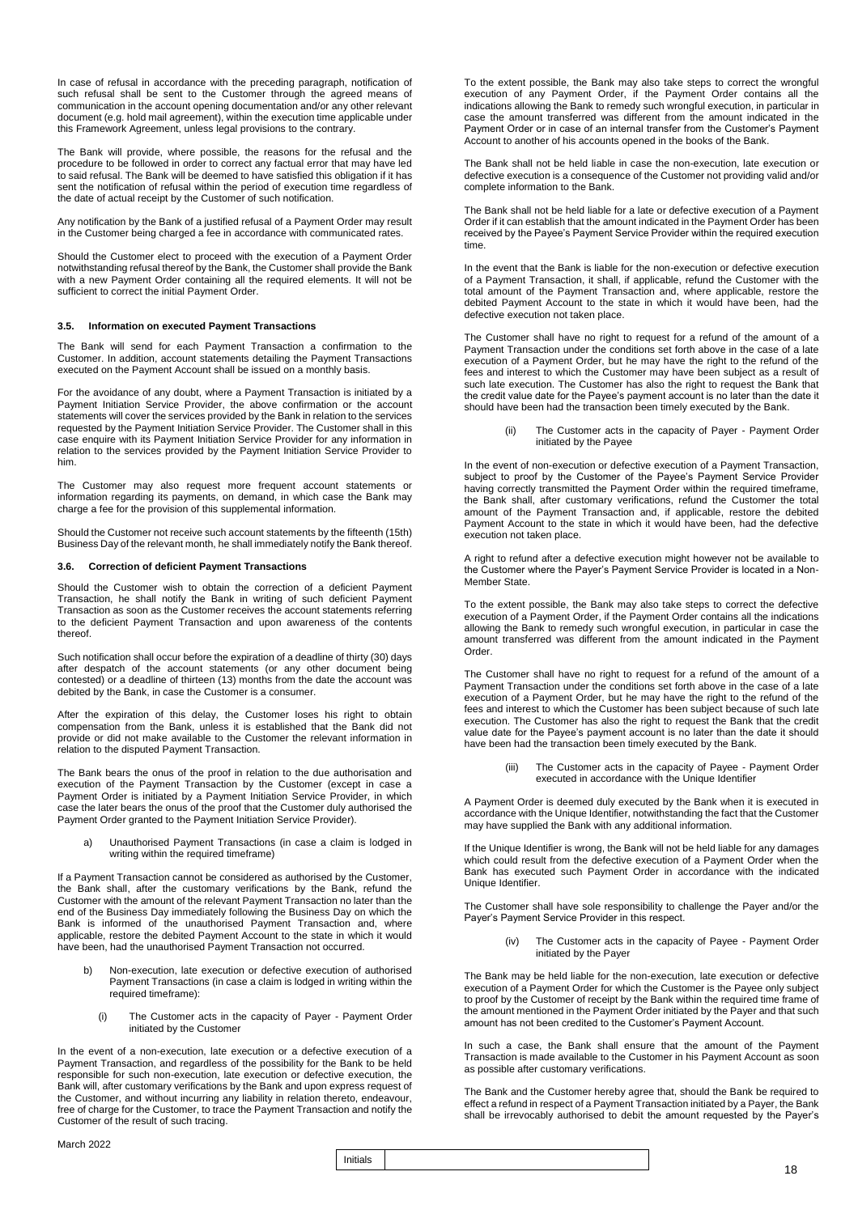In case of refusal in accordance with the preceding paragraph, notification of such refusal shall be sent to the Customer through the agreed means of communication in the account opening documentation and/or any other relevant document (e.g. hold mail agreement), within the execution time applicable under this Framework Agreement, unless legal provisions to the contrary.

The Bank will provide, where possible, the reasons for the refusal and the procedure to be followed in order to correct any factual error that may have led to said refusal. The Bank will be deemed to have satisfied this obligation if it has sent the notification of refusal within the period of execution time regardless of the date of actual receipt by the Customer of such notification.

Any notification by the Bank of a justified refusal of a Payment Order may result in the Customer being charged a fee in accordance with communicated rates.

Should the Customer elect to proceed with the execution of a Payment Order notwithstanding refusal thereof by the Bank, the Customer shall provide the Bank with a new Payment Order containing all the required elements. It will not be sufficient to correct the initial Payment Order.

### 3.5. Information on executed Payment Transactions

The Bank will send for each Payment Transaction a confirmation to the Customer. In addition, account statements detailing the Payment Transactions executed on the Payment Account shall be issued on a monthly basis.

For the avoidance of any doubt, where a Payment Transaction is initiated by a Payment Initiation Service Provider, the above confirmation or the account statements will cover the services provided by the Bank in relation to the services requested by the Payment Initiation Service Provider. The Customer shall in this case enquire with its Payment Initiation Service Provider for any information in relation to the services provided by the Payment Initiation Service Provider to him.

The Customer may also request more frequent account statements or information regarding its payments, on demand, in which case the Bank may charge a fee for the provision of this supplemental information.

Should the Customer not receive such account statements by the fifteenth (15th) Business Day of the relevant month, he shall immediately notify the Bank thereof.

### 3.6. Correction of deficient Payment Transactions

Should the Customer wish to obtain the correction of a deficient Payment Transaction, he shall notify the Bank in writing of such deficient Payment Transaction as soon as the Customer receives the account statements referring to the deficient Payment Transaction and upon awareness of the contents thereof.

Such notification shall occur before the expiration of a deadline of thirty (30) days after despatch of the account statements (or any other document being contested) or a deadline of thirteen (13) months from the date the account was debited by the Bank, in case the Customer is a consumer.

After the expiration of this delay, the Customer loses his right to obtain compensation from the Bank, unless it is established that the Bank did not provide or did not make available to the Customer the relevant information in relation to the disputed Payment Transaction.

The Bank bears the onus of the proof in relation to the due authorisation and execution of the Payment Transaction by the Customer (except in case a Payment Order is initiated by a Payment Initiation Service Provider, in which case the later bears the onus of the proof that the Customer duly authorised the Payment Order granted to the Payment Initiation Service Provider).

a) Unauthorised Payment Transactions (in case a claim is lodged in writing within the required timeframe)

If a Payment Transaction cannot be considered as authorised by the Customer, the Bank shall, after the customary verifications by the Bank, refund the Customer with the amount of the relevant Payment Transaction no later than the end of the Business Day immediately following the Business Day on which the Bank is informed of the unauthorised Payment Transaction and, where applicable, restore the debited Payment Account to the state in which it would have been, had the unauthorised Payment Transaction not occurred.

b) Non-execution, late execution or defective execution of authorised Payment Transactions (in case a claim is lodged in writing within the required timeframe):

(i) The Customer acts in the capacity of Payer - Payment Order initiated by the Customer

In the event of a non-execution, late execution or a defective execution of a Payment Transaction, and regardless of the possibility for the Bank to be held responsible for such non-execution, late execution or defective execution, the Bank will, after customary verifications by the Bank and upon express request of the Customer, and without incurring any liability in relation thereto, endeavour, free of charge for the Customer, to trace the Payment Transaction and notify the Customer of the result of such tracing.

To the extent possible, the Bank may also take steps to correct the wrongful execution of any Payment Order, if the Payment Order contains all the indications allowing the Bank to remedy such wrongful execution, in particular in case the amount transferred was different from the amount indicated in the Payment Order or in case of an internal transfer from the Customer's Payment Account to another of his accounts opened in the books of the Bank.

The Bank shall not be held liable in case the non-execution, late execution or defective execution is a consequence of the Customer not providing valid and/or complete information to the Bank.

The Bank shall not be held liable for a late or defective execution of a Payment Order if it can establish that the amount indicated in the Payment Order has been received by the Payee's Payment Service Provider within the required execution time.

In the event that the Bank is liable for the non-execution or defective execution of a Payment Transaction, it shall, if applicable, refund the Customer with the total amount of the Payment Transaction and, where applicable, restore the debited Payment Account to the state in which it would have been, had the defective execution not taken place.

The Customer shall have no right to request for a refund of the amount of a Payment Transaction under the conditions set forth above in the case of a late execution of a Payment Order, but he may have the right to the refund of the fees and interest to which the Customer may have been subject as a result of such late execution. The Customer has also the right to request the Bank that the credit value date for the Payee's payment account is no later than the date it should have been had the transaction been timely executed by the Bank.

(ii) The Customer acts in the capacity of Payer - Payment Order initiated by the Payee

In the event of non-execution or defective execution of a Payment Transaction, subject to proof by the Customer of the Payee's Payment Service Provider having correctly transmitted the Payment Order within the required timeframe, the Bank shall, after customary verifications, refund the Customer the total amount of the Payment Transaction and, if applicable, restore the debited Payment Account to the state in which it would have been, had the defective execution not taken place.

A right to refund after a defective execution might however not be available to the Customer where the Payer's Payment Service Provider is located in a Non-Member State.

To the extent possible, the Bank may also take steps to correct the defective execution of a Payment Order, if the Payment Order contains all the indications allowing the Bank to remedy such wrongful execution, in particular in case the amount transferred was different from the amount indicated in the Payment Order.

The Customer shall have no right to request for a refund of the amount of a Payment Transaction under the conditions set forth above in the case of a late execution of a Payment Order, but he may have the right to the refund of the fees and interest to which the Customer has been subject because of such late execution. The Customer has also the right to request the Bank that the credit value date for the Payee's payment account is no later than the date it should have been had the transaction been timely executed by the Bank.

(iii) The Customer acts in the capacity of Payee - Payment Order executed in accordance with the Unique Identifier

A Payment Order is deemed duly executed by the Bank when it is executed in accordance with the Unique Identifier, notwithstanding the fact that the Customer may have supplied the Bank with any additional information.

If the Unique Identifier is wrong, the Bank will not be held liable for any damages which could result from the defective execution of a Payment Order when the Bank has executed such Payment Order in accordance with the indicated Unique Identifier.

The Customer shall have sole responsibility to challenge the Payer and/or the Payer's Payment Service Provider in this respect.

(iv) The Customer acts in the capacity of Payee - Payment Order initiated by the Payer

The Bank may be held liable for the non-execution, late execution or defective execution of a Payment Order for which the Customer is the Payee only subject to proof by the Customer of receipt by the Bank within the required time frame of the amount mentioned in the Payment Order initiated by the Payer and that such amount has not been credited to the Customer's Payment Account.

In such a case, the Bank shall ensure that the amount of the Payment Transaction is made available to the Customer in his Payment Account as soon as possible after customary verifications.

The Bank and the Customer hereby agree that, should the Bank be required to effect a refund in respect of a Payment Transaction initiated by a Payer, the Bank shall be irrevocably authorised to debit the amount requested by the Payer's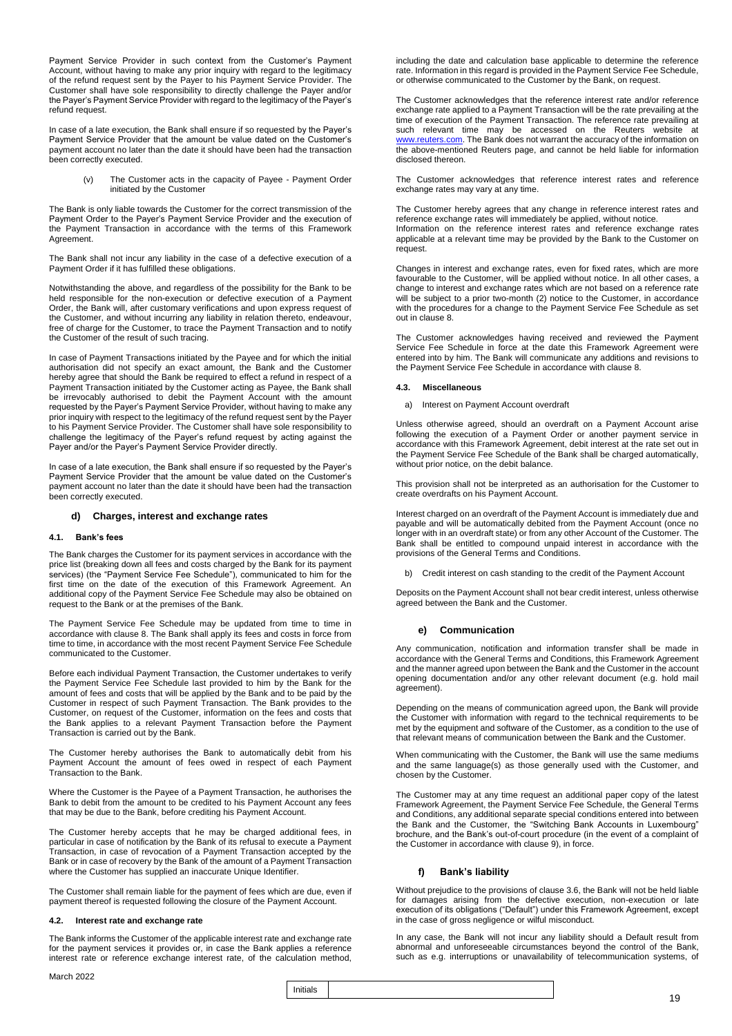Payment Service Provider in such context from the Customer's Payment Account, without having to make any prior inquiry with regard to the legitimacy of the refund request sent by the Payer to his Payment Service Provider. The Customer shall have sole responsibility to directly challenge the Payer and/or the Payer's Payment Service Provider with regard to the legitimacy of the Payer's refund request.

In case of a late execution, the Bank shall ensure if so requested by the Payer's Payment Service Provider that the amount be value dated on the Customer's payment account no later than the date it should have been had the transaction been correctly executed.

(v) The Customer acts in the capacity of Payee - Payment Order initiated by the Customer

The Bank is only liable towards the Customer for the correct transmission of the Payment Order to the Payer's Payment Service Provider and the execution of the Payment Transaction in accordance with the terms of this Framework Agreement.

The Bank shall not incur any liability in the case of a defective execution of a Payment Order if it has fulfilled these obligations.

Notwithstanding the above, and regardless of the possibility for the Bank to be held responsible for the non-execution or defective execution of a Payment Order, the Bank will, after customary verifications and upon express request of the Customer, and without incurring any liability in relation thereto, endeavour, free of charge for the Customer, to trace the Payment Transaction and to notify the Customer of the result of such tracing.

In case of Payment Transactions initiated by the Payee and for which the initial authorisation did not specify an exact amount, the Bank and the Customer hereby agree that should the Bank be required to effect a refund in respect of a Payment Transaction initiated by the Customer acting as Payee, the Bank shall be irrevocably authorised to debit the Payment Account with the amount requested by the Payer's Payment Service Provider, without having to make any prior inquiry with respect to the legitimacy of the refund request sent by the Payer to his Payment Service Provider. The Customer shall have sole responsibility to challenge the legitimacy of the Payer's refund request by acting against the Payer and/or the Payer's Payment Service Provider directly.

In case of a late execution, the Bank shall ensure if so requested by the Payer's Payment Service Provider that the amount be value dated on the Customer's payment account no later than the date it should have been had the transaction been correctly executed.

### d) Charges, interest and exchange rates

#### 4.1. Bank's fees

The Bank charges the Customer for its payment services in accordance with the price list (breaking down all fees and costs charged by the Bank for its payment services) (the "Payment Service Fee Schedule"), communicated to him for the first time on the date of the execution of this Framework Agreement. An additional copy of the Payment Service Fee Schedule may also be obtained on request to the Bank or at the premises of the Bank.

The Payment Service Fee Schedule may be updated from time to time in accordance with clause 8. The Bank shall apply its fees and costs in force from time to time, in accordance with the most recent Payment Service Fee Schedule communicated to the Customer.

Before each individual Payment Transaction, the Customer undertakes to verify the Payment Service Fee Schedule last provided to him by the Bank for the amount of fees and costs that will be applied by the Bank and to be paid by the Customer in respect of such Payment Transaction. The Bank provides to the Customer, on request of the Customer, information on the fees and costs that the Bank applies to a relevant Payment Transaction before the Payment Transaction is carried out by the Bank.

The Customer hereby authorises the Bank to automatically debit from his Payment Account the amount of fees owed in respect of each Payment Transaction to the Bank.

Where the Customer is the Payee of a Payment Transaction, he authorises the Bank to debit from the amount to be credited to his Payment Account any fees that may be due to the Bank, before crediting his Payment Account.

The Customer hereby accepts that he may be charged additional fees, in particular in case of notification by the Bank of its refusal to execute a Payment Transaction, in case of revocation of a Payment Transaction accepted by the Bank or in case of recovery by the Bank of the amount of a Payment Transaction where the Customer has supplied an inaccurate Unique Identifier.

The Customer shall remain liable for the payment of fees which are due, even if payment thereof is requested following the closure of the Payment Account.

#### 4.2. Interest rate and exchange rate

The Bank informs the Customer of the applicable interest rate and exchange rate for the payment services it provides or, in case the Bank applies a reference interest rate or reference exchange interest rate, of the calculation method, including the date and calculation base applicable to determine the reference rate. Information in this regard is provided in the Payment Service Fee Schedule, or otherwise communicated to the Customer by the Bank, on request.

The Customer acknowledges that the reference interest rate and/or reference exchange rate applied to a Payment Transaction will be the rate prevailing at the time of execution of the Payment Transaction. The reference rate prevailing at such relevant time may be accessed on the Reuters website at www.reuters.com. The Bank does not warrant the accuracy of the information on the above-mentioned Reuters page, and cannot be held liable for information disclosed thereon.

The Customer acknowledges that reference interest rates and reference exchange rates may vary at any time.

The Customer hereby agrees that any change in reference interest rates and reference exchange rates will immediately be applied, without notice.
Information on the reference interest rates and reference exchange rates applicable at a relevant time may be provided by the Bank to the Customer on request.

Changes in interest and exchange rates, even for fixed rates, which are more favourable to the Customer, will be applied without notice. In all other cases, a change to interest and exchange rates which are not based on a reference rate will be subject to a prior two-month (2) notice to the Customer, in accordance with the procedures for a change to the Payment Service Fee Schedule as set out in clause 8.

The Customer acknowledges having received and reviewed the Payment Service Fee Schedule in force at the date this Framework Agreement were entered into by him. The Bank will communicate any additions and revisions to the Payment Service Fee Schedule in accordance with clause 8.

#### 4.3. Miscellaneous

a) Interest on Payment Account overdraft

Unless otherwise agreed, should an overdraft on a Payment Account arise following the execution of a Payment Order or another payment service in accordance with this Framework Agreement, debit interest at the rate set out in the Payment Service Fee Schedule of the Bank shall be charged automatically, without prior notice, on the debit balance.

This provision shall not be interpreted as an authorisation for the Customer to create overdrafts on his Payment Account.

Interest charged on an overdraft of the Payment Account is immediately due and payable and will be automatically debited from the Payment Account (once no longer with in an overdraft state) or from any other Account of the Customer. The Bank shall be entitled to compound unpaid interest in accordance with the provisions of the General Terms and Conditions.

b) Credit interest on cash standing to the credit of the Payment Account

Deposits on the Payment Account shall not bear credit interest, unless otherwise agreed between the Bank and the Customer.

### e) Communication

Any communication, notification and information transfer shall be made in accordance with the General Terms and Conditions, this Framework Agreement and the manner agreed upon between the Bank and the Customer in the account opening documentation and/or any other relevant document (e.g. hold mail agreement).

Depending on the means of communication agreed upon, the Bank will provide the Customer with information with regard to the technical requirements to be met by the equipment and software of the Customer, as a condition to the use of that relevant means of communication between the Bank and the Customer.

When communicating with the Customer, the Bank will use the same mediums and the same language(s) as those generally used with the Customer, and chosen by the Customer.

The Customer may at any time request an additional paper copy of the latest Framework Agreement, the Payment Service Fee Schedule, the General Terms and Conditions, any additional separate special conditions entered into between the Bank and the Customer, the "Switching Bank Accounts in Luxembourg" brochure, and the Bank's out-of-court procedure (in the event of a complaint of the Customer in accordance with clause 9), in force.

### f) Bank's liability

Without prejudice to the provisions of clause 3.6, the Bank will not be held liable for damages arising from the defective execution, non-execution or late execution of its obligations ("Default") under this Framework Agreement, except in the case of gross negligence or wilful misconduct.

In any case, the Bank will not incur any liability should a Default result from abnormal and unforeseeable circumstances beyond the control of the Bank, such as e.g. interruptions or unavailability of telecommunication systems, of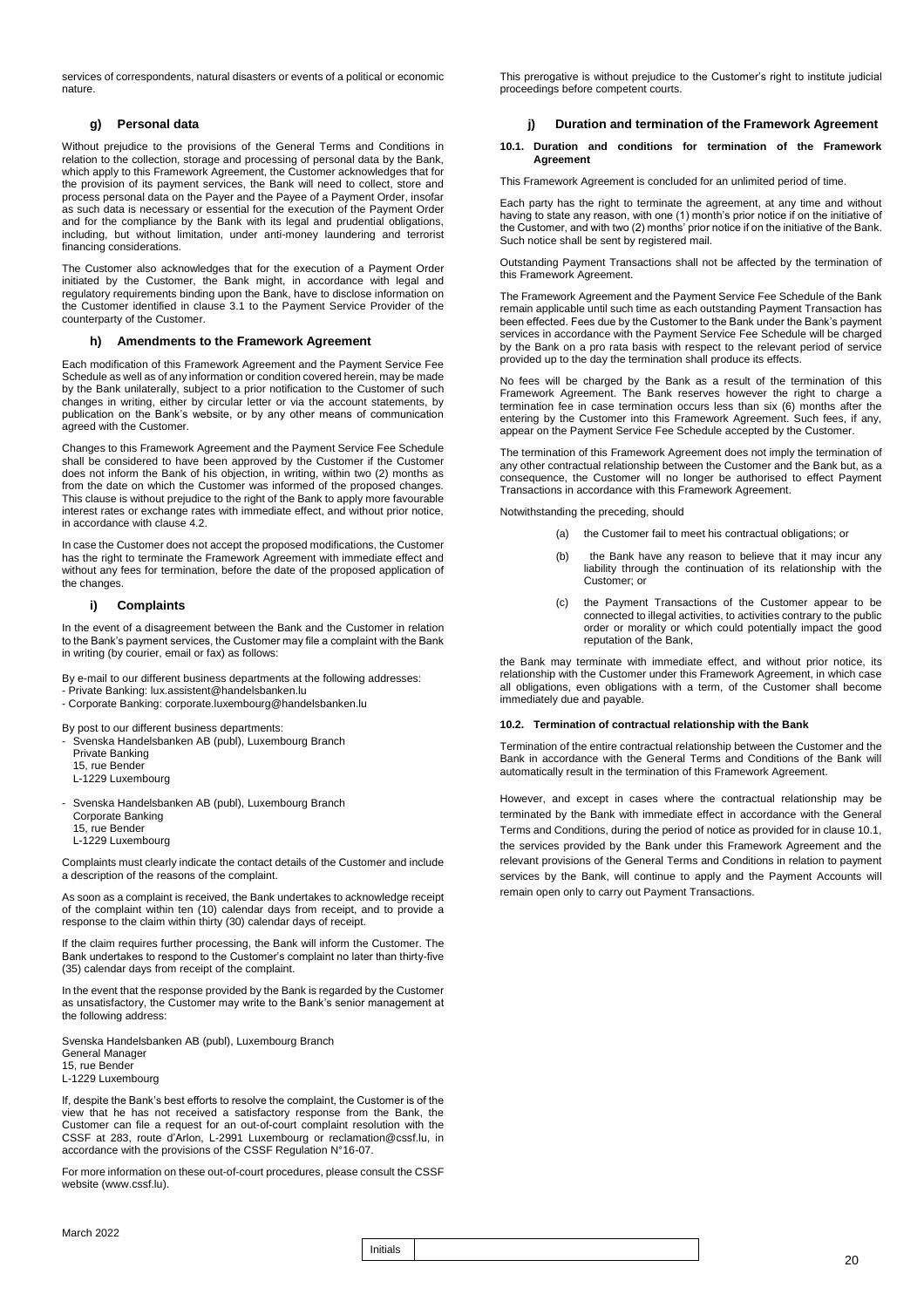services of correspondents, natural disasters or events of a political or economic nature.

### g) Personal data

Without prejudice to the provisions of the General Terms and Conditions in relation to the collection, storage and processing of personal data by the Bank, which apply to this Framework Agreement, the Customer acknowledges that for the provision of its payment services, the Bank will need to collect, store and process personal data on the Payer and the Payee of a Payment Order, insofar as such data is necessary or essential for the execution of the Payment Order and for the compliance by the Bank with its legal and prudential obligations, including, but without limitation, under anti-money laundering and terrorist financing considerations.

The Customer also acknowledges that for the execution of a Payment Order initiated by the Customer, the Bank might, in accordance with legal and regulatory requirements binding upon the Bank, have to disclose information on the Customer identified in clause 3.1 to the Payment Service Provider of the counterparty of the Customer.

### h) Amendments to the Framework Agreement

Each modification of this Framework Agreement and the Payment Service Fee Schedule as well as of any information or condition covered herein, may be made by the Bank unilaterally, subject to a prior notification to the Customer of such changes in writing, either by circular letter or via the account statements, by publication on the Bank's website, or by any other means of communication agreed with the Customer.

Changes to this Framework Agreement and the Payment Service Fee Schedule shall be considered to have been approved by the Customer if the Customer does not inform the Bank of his objection, in writing, within two (2) months as from the date on which the Customer was informed of the proposed changes. This clause is without prejudice to the right of the Bank to apply more favourable interest rates or exchange rates with immediate effect, and without prior notice, in accordance with clause 4.2.

In case the Customer does not accept the proposed modifications, the Customer has the right to terminate the Framework Agreement with immediate effect and without any fees for termination, before the date of the proposed application of the changes.

### i) Complaints

In the event of a disagreement between the Bank and the Customer in relation to the Bank's payment services, the Customer may file a complaint with the Bank in writing (by courier, email or fax) as follows:

By e-mail to our different business departments at the following addresses:
- Private Banking: lux.assistent@handelsbanken.lu
- Corporate Banking: corporate.luxembourg@handelsbanken.lu

By post to our different business departments:

- Svenska Handelsbanken AB (publ), Luxembourg Branch
  Private Banking
  15, rue Bender
  L-1229 Luxembourg

- Svenska Handelsbanken AB (publ), Luxembourg Branch
  Corporate Banking
  15, rue Bender
  L-1229 Luxembourg

Complaints must clearly indicate the contact details of the Customer and include a description of the reasons of the complaint.

As soon as a complaint is received, the Bank undertakes to acknowledge receipt of the complaint within ten (10) calendar days from receipt, and to provide a response to the claim within thirty (30) calendar days of receipt.

If the claim requires further processing, the Bank will inform the Customer. The Bank undertakes to respond to the Customer's complaint no later than thirty-five (35) calendar days from receipt of the complaint.

In the event that the response provided by the Bank is regarded by the Customer as unsatisfactory, the Customer may write to the Bank's senior management at the following address:

Svenska Handelsbanken AB (publ), Luxembourg Branch
General Manager
15, rue Bender
L-1229 Luxembourg

If, despite the Bank's best efforts to resolve the complaint, the Customer is of the view that he has not received a satisfactory response from the Bank, the Customer can file a request for an out-of-court complaint resolution with the CSSF at 283, route d'Arlon, L-2991 Luxembourg or reclamation@cssf.lu, in accordance with the provisions of the CSSF Regulation N°16-07.

For more information on these out-of-court procedures, please consult the CSSF website (www.cssf.lu).

This prerogative is without prejudice to the Customer's right to institute judicial proceedings before competent courts.

### j) Duration and termination of the Framework Agreement

#### 10.1. Duration and conditions for termination of the Framework Agreement

This Framework Agreement is concluded for an unlimited period of time.

Each party has the right to terminate the agreement, at any time and without having to state any reason, with one (1) month's prior notice if on the initiative of the Customer, and with two (2) months' prior notice if on the initiative of the Bank. Such notice shall be sent by registered mail.

Outstanding Payment Transactions shall not be affected by the termination of this Framework Agreement.

The Framework Agreement and the Payment Service Fee Schedule of the Bank remain applicable until such time as each outstanding Payment Transaction has been effected. Fees due by the Customer to the Bank under the Bank's payment services in accordance with the Payment Service Fee Schedule will be charged by the Bank on a pro rata basis with respect to the relevant period of service provided up to the day the termination shall produce its effects.

No fees will be charged by the Bank as a result of the termination of this Framework Agreement. The Bank reserves however the right to charge a termination fee in case termination occurs less than six (6) months after the entering by the Customer into this Framework Agreement. Such fees, if any, appear on the Payment Service Fee Schedule accepted by the Customer.

The termination of this Framework Agreement does not imply the termination of any other contractual relationship between the Customer and the Bank but, as a consequence, the Customer will no longer be authorised to effect Payment Transactions in accordance with this Framework Agreement.

Notwithstanding the preceding, should

(a) the Customer fail to meet his contractual obligations; or

(b) the Bank have any reason to believe that it may incur any liability through the continuation of its relationship with the Customer; or

(c) the Payment Transactions of the Customer appear to be connected to illegal activities, to activities contrary to the public order or morality or which could potentially impact the good reputation of the Bank,

the Bank may terminate with immediate effect, and without prior notice, its relationship with the Customer under this Framework Agreement, in which case all obligations, even obligations with a term, of the Customer shall become immediately due and payable.

#### 10.2. Termination of contractual relationship with the Bank

Termination of the entire contractual relationship between the Customer and the Bank in accordance with the General Terms and Conditions of the Bank will automatically result in the termination of this Framework Agreement.

However, and except in cases where the contractual relationship may be terminated by the Bank with immediate effect in accordance with the General Terms and Conditions, during the period of notice as provided for in clause 10.1, the services provided by the Bank under this Framework Agreement and the relevant provisions of the General Terms and Conditions in relation to payment services by the Bank, will continue to apply and the Payment Accounts will remain open only to carry out Payment Transactions.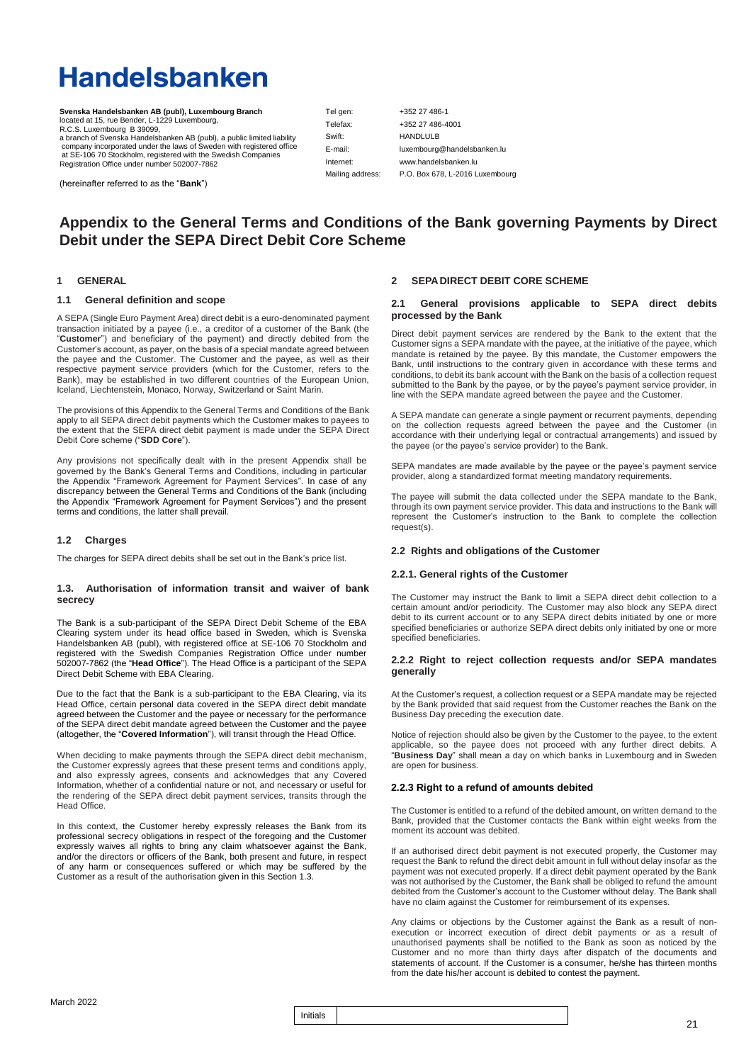# Handelsbanken

**Svenska Handelsbanken AB (publ), Luxembourg Branch**
located at 15, rue Bender, L-1229 Luxembourg,
R.C.S. Luxembourg B 39099,
a branch of Svenska Handelsbanken AB (publ), a public limited liability company incorporated under the laws of Sweden with registered office at SE-106 70 Stockholm, registered with the Swedish Companies Registration Office under number 502007-7862

(hereinafter referred to as the "**Bank**")

| | |
|---|---|
| Tel gen: | +352 27 486-1 |
| Telefax: | +352 27 486-4001 |
| Swift: | HANDLULB |
| E-mail: | luxembourg@handelsbanken.lu |
| Internet: | www.handelsbanken.lu |
| Mailing address: | P.O. Box 678, L-2016 Luxembourg |

# Appendix to the General Terms and Conditions of the Bank governing Payments by Direct Debit under the SEPA Direct Debit Core Scheme

## 1 GENERAL

### 1.1 General definition and scope

A SEPA (Single Euro Payment Area) direct debit is a euro-denominated payment transaction initiated by a payee (i.e., a creditor of a customer of the Bank (the "**Customer**") and beneficiary of the payment) and directly debited from the Customer's account, as payer, on the basis of a special mandate agreed between the payee and the Customer. The Customer and the payee, as well as their respective payment service providers (which for the Customer, refers to the Bank), may be established in two different countries of the European Union, Iceland, Liechtenstein, Monaco, Norway, Switzerland or Saint Marin.

The provisions of this Appendix to the General Terms and Conditions of the Bank apply to all SEPA direct debit payments which the Customer makes to payees to the extent that the SEPA direct debit payment is made under the SEPA Direct Debit Core scheme ("**SDD Core**").

Any provisions not specifically dealt with in the present Appendix shall be governed by the Bank's General Terms and Conditions, including in particular the Appendix "Framework Agreement for Payment Services". In case of any discrepancy between the General Terms and Conditions of the Bank (including the Appendix "Framework Agreement for Payment Services") and the present terms and conditions, the latter shall prevail.

### 1.2 Charges

The charges for SEPA direct debits shall be set out in the Bank's price list.

### 1.3. Authorisation of information transit and waiver of bank secrecy

The Bank is a sub-participant of the SEPA Direct Debit Scheme of the EBA Clearing system under its head office based in Sweden, which is Svenska Handelsbanken AB (publ), with registered office at SE-106 70 Stockholm and registered with the Swedish Companies Registration Office under number 502007-7862 (the "**Head Office**"). The Head Office is a participant of the SEPA Direct Debit Scheme with EBA Clearing.

Due to the fact that the Bank is a sub-participant to the EBA Clearing, via its Head Office, certain personal data covered in the SEPA direct debit mandate agreed between the Customer and the payee or necessary for the performance of the SEPA direct debit mandate agreed between the Customer and the payee (altogether, the "**Covered Information**"), will transit through the Head Office.

When deciding to make payments through the SEPA direct debit mechanism, the Customer expressly agrees that these present terms and conditions apply, and also expressly agrees, consents and acknowledges that any Covered Information, whether of a confidential nature or not, and necessary or useful for the rendering of the SEPA direct debit payment services, transits through the Head Office.

In this context, the Customer hereby expressly releases the Bank from its professional secrecy obligations in respect of the foregoing and the Customer expressly waives all rights to bring any claim whatsoever against the Bank, and/or the directors or officers of the Bank, both present and future, in respect of any harm or consequences suffered or which may be suffered by the Customer as a result of the authorisation given in this Section 1.3.

## 2 SEPA DIRECT DEBIT CORE SCHEME

### 2.1 General provisions applicable to SEPA direct debits processed by the Bank

Direct debit payment services are rendered by the Bank to the extent that the Customer signs a SEPA mandate with the payee, at the initiative of the payee, which mandate is retained by the payee. By this mandate, the Customer empowers the Bank, until instructions to the contrary given in accordance with these terms and conditions, to debit its bank account with the Bank on the basis of a collection request submitted to the Bank by the payee, or by the payee's payment service provider, in line with the SEPA mandate agreed between the payee and the Customer.

A SEPA mandate can generate a single payment or recurrent payments, depending on the collection requests agreed between the payee and the Customer (in accordance with their underlying legal or contractual arrangements) and issued by the payee (or the payee's service provider) to the Bank.

SEPA mandates are made available by the payee or the payee's payment service provider, along a standardized format meeting mandatory requirements.

The payee will submit the data collected under the SEPA mandate to the Bank, through its own payment service provider. This data and instructions to the Bank will represent the Customer's instruction to the Bank to complete the collection request(s).

### 2.2 Rights and obligations of the Customer

#### 2.2.1. General rights of the Customer

The Customer may instruct the Bank to limit a SEPA direct debit collection to a certain amount and/or periodicity. The Customer may also block any SEPA direct debit to its current account or to any SEPA direct debits initiated by one or more specified beneficiaries or authorize SEPA direct debits only initiated by one or more specified beneficiaries.

#### 2.2.2 Right to reject collection requests and/or SEPA mandates generally

At the Customer's request, a collection request or a SEPA mandate may be rejected by the Bank provided that said request from the Customer reaches the Bank on the Business Day preceding the execution date.

Notice of rejection should also be given by the Customer to the payee, to the extent applicable, so the payee does not proceed with any further direct debits. A "**Business Day**" shall mean a day on which banks in Luxembourg and in Sweden are open for business.

#### 2.2.3 Right to a refund of amounts debited

The Customer is entitled to a refund of the debited amount, on written demand to the Bank, provided that the Customer contacts the Bank within eight weeks from the moment its account was debited.

If an authorised direct debit payment is not executed properly, the Customer may request the Bank to refund the direct debit amount in full without delay insofar as the payment was not executed properly. If a direct debit payment operated by the Bank was not authorised by the Customer, the Bank shall be obliged to refund the amount debited from the Customer's account to the Customer without delay. The Bank shall have no claim against the Customer for reimbursement of its expenses.

Any claims or objections by the Customer against the Bank as a result of non-execution or incorrect execution of direct debit payments or as a result of unauthorised payments shall be notified to the Bank as soon as noticed by the Customer and no more than thirty days after dispatch of the documents and statements of account. If the Customer is a consumer, he/she has thirteen months from the date his/her account is debited to contest the payment.

March 2022

Initials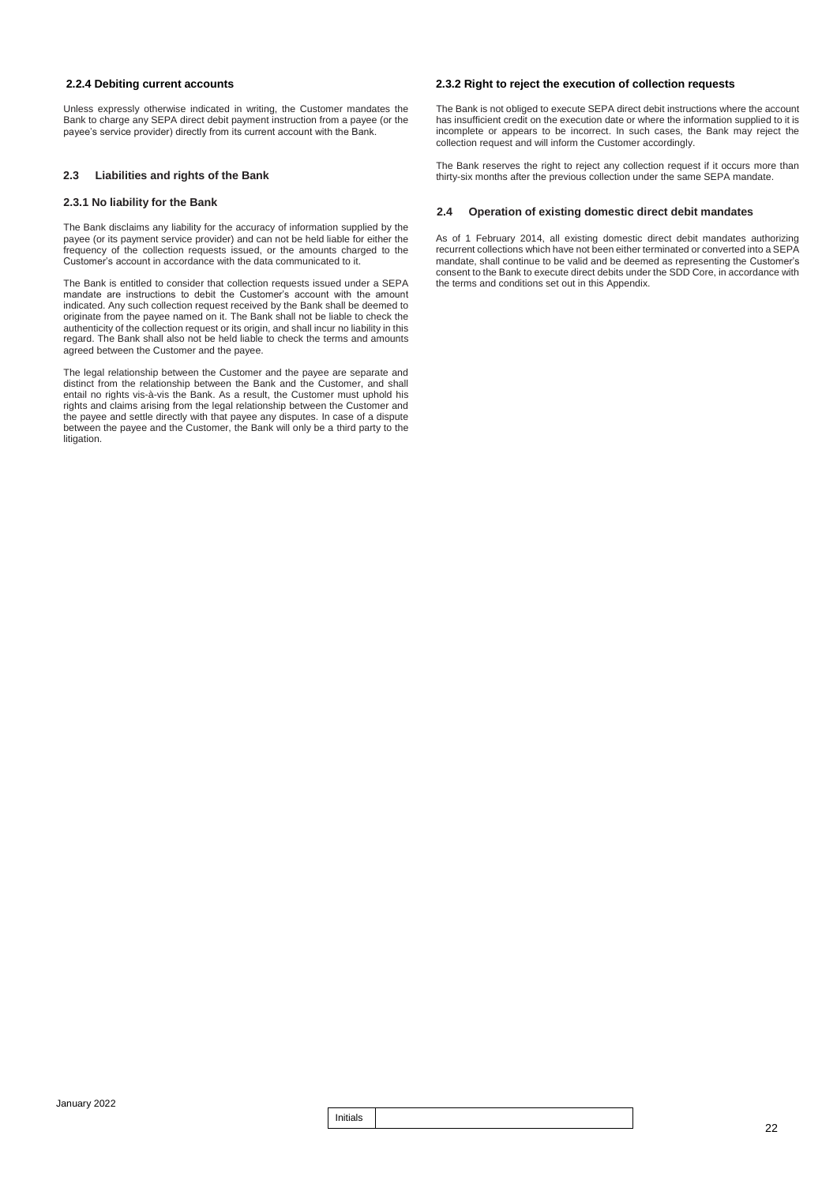#### 2.2.4 Debiting current accounts

Unless expressly otherwise indicated in writing, the Customer mandates the Bank to charge any SEPA direct debit payment instruction from a payee (or the payee's service provider) directly from its current account with the Bank.

### 2.3 Liabilities and rights of the Bank

#### 2.3.1 No liability for the Bank

The Bank disclaims any liability for the accuracy of information supplied by the payee (or its payment service provider) and can not be held liable for either the frequency of the collection requests issued, or the amounts charged to the Customer's account in accordance with the data communicated to it.

The Bank is entitled to consider that collection requests issued under a SEPA mandate are instructions to debit the Customer's account with the amount indicated. Any such collection request received by the Bank shall be deemed to originate from the payee named on it. The Bank shall not be liable to check the authenticity of the collection request or its origin, and shall incur no liability in this regard. The Bank shall also not be held liable to check the terms and amounts agreed between the Customer and the payee.

The legal relationship between the Customer and the payee are separate and distinct from the relationship between the Bank and the Customer, and shall entail no rights vis-à-vis the Bank. As a result, the Customer must uphold his rights and claims arising from the legal relationship between the Customer and the payee and settle directly with that payee any disputes. In case of a dispute between the payee and the Customer, the Bank will only be a third party to the litigation.

#### 2.3.2 Right to reject the execution of collection requests

The Bank is not obliged to execute SEPA direct debit instructions where the account has insufficient credit on the execution date or where the information supplied to it is incomplete or appears to be incorrect. In such cases, the Bank may reject the collection request and will inform the Customer accordingly.

The Bank reserves the right to reject any collection request if it occurs more than thirty-six months after the previous collection under the same SEPA mandate.

### 2.4 Operation of existing domestic direct debit mandates

As of 1 February 2014, all existing domestic direct debit mandates authorizing recurrent collections which have not been either terminated or converted into a SEPA mandate, shall continue to be valid and be deemed as representing the Customer's consent to the Bank to execute direct debits under the SDD Core, in accordance with the terms and conditions set out in this Appendix.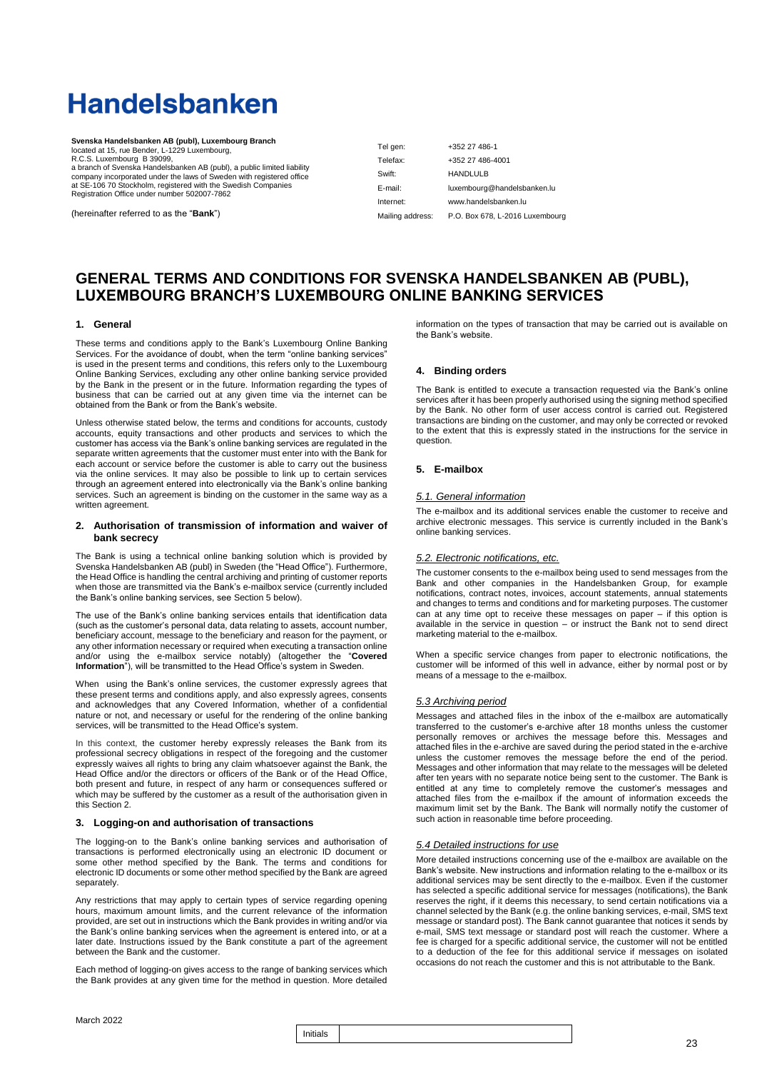# Handelsbanken

**Svenska Handelsbanken AB (publ), Luxembourg Branch**
located at 15, rue Bender, L-1229 Luxembourg,
R.C.S. Luxembourg B 39099,
a branch of Svenska Handelsbanken AB (publ), a public limited liability company incorporated under the laws of Sweden with registered office at SE-106 70 Stockholm, registered with the Swedish Companies Registration Office under number 502007-7862

(hereinafter referred to as the "**Bank**")

| | |
|---|---|
| Tel gen: | +352 27 486-1 |
| Telefax: | +352 27 486-4001 |
| Swift: | HANDLULB |
| E-mail: | luxembourg@handelsbanken.lu |
| Internet: | www.handelsbanken.lu |
| Mailing address: | P.O. Box 678, L-2016 Luxembourg |

## GENERAL TERMS AND CONDITIONS FOR SVENSKA HANDELSBANKEN AB (PUBL), LUXEMBOURG BRANCH'S LUXEMBOURG ONLINE BANKING SERVICES

### 1. General

These terms and conditions apply to the Bank's Luxembourg Online Banking Services. For the avoidance of doubt, when the term "online banking services" is used in the present terms and conditions, this refers only to the Luxembourg Online Banking Services, excluding any other online banking service provided by the Bank in the present or in the future. Information regarding the types of business that can be carried out at any given time via the internet can be obtained from the Bank or from the Bank's website.

Unless otherwise stated below, the terms and conditions for accounts, custody accounts, equity transactions and other products and services to which the customer has access via the Bank's online banking services are regulated in the separate written agreements that the customer must enter into with the Bank for each account or service before the customer is able to carry out the business via the online services. It may also be possible to link up to certain services through an agreement entered into electronically via the Bank's online banking services. Such an agreement is binding on the customer in the same way as a written agreement.

### 2. Authorisation of transmission of information and waiver of bank secrecy

The Bank is using a technical online banking solution which is provided by Svenska Handelsbanken AB (publ) in Sweden (the "Head Office"). Furthermore, the Head Office is handling the central archiving and printing of customer reports when those are transmitted via the Bank's e-mailbox service (currently included the Bank's online banking services, see Section 5 below).

The use of the Bank's online banking services entails that identification data (such as the customer's personal data, data relating to assets, account number, beneficiary account, message to the beneficiary and reason for the payment, or any other information necessary or required when executing a transaction online and/or using the e-mailbox service notably) (altogether the "**Covered Information**"), will be transmitted to the Head Office's system in Sweden.

When using the Bank's online services, the customer expressly agrees that these present terms and conditions apply, and also expressly agrees, consents and acknowledges that any Covered Information, whether of a confidential nature or not, and necessary or useful for the rendering of the online banking services, will be transmitted to the Head Office's system.

In this context, the customer hereby expressly releases the Bank from its professional secrecy obligations in respect of the foregoing and the customer expressly waives all rights to bring any claim whatsoever against the Bank, the Head Office and/or the directors or officers of the Bank or of the Head Office, both present and future, in respect of any harm or consequences suffered or which may be suffered by the customer as a result of the authorisation given in this Section 2.

### 3. Logging-on and authorisation of transactions

The logging-on to the Bank's online banking services and authorisation of transactions is performed electronically using an electronic ID document or some other method specified by the Bank. The terms and conditions for electronic ID documents or some other method specified by the Bank are agreed separately.

Any restrictions that may apply to certain types of service regarding opening hours, maximum amount limits, and the current relevance of the information provided, are set out in instructions which the Bank provides in writing and/or via the Bank's online banking services when the agreement is entered into, or at a later date. Instructions issued by the Bank constitute a part of the agreement between the Bank and the customer.

Each method of logging-on gives access to the range of banking services which the Bank provides at any given time for the method in question. More detailed information on the types of transaction that may be carried out is available on the Bank's website.

### 4. Binding orders

The Bank is entitled to execute a transaction requested via the Bank's online services after it has been properly authorised using the signing method specified by the Bank. No other form of user access control is carried out. Registered transactions are binding on the customer, and may only be corrected or revoked to the extent that this is expressly stated in the instructions for the service in question.

### 5. E-mailbox

#### *5.1. General information*

The e-mailbox and its additional services enable the customer to receive and archive electronic messages. This service is currently included in the Bank's online banking services.

#### *5.2. Electronic notifications, etc.*

The customer consents to the e-mailbox being used to send messages from the Bank and other companies in the Handelsbanken Group, for example notifications, contract notes, invoices, account statements, annual statements and changes to terms and conditions and for marketing purposes. The customer can at any time opt to receive these messages on paper – if this option is available in the service in question – or instruct the Bank not to send direct marketing material to the e-mailbox.

When a specific service changes from paper to electronic notifications, the customer will be informed of this well in advance, either by normal post or by means of a message to the e-mailbox.

#### *5.3 Archiving period*

Messages and attached files in the inbox of the e-mailbox are automatically transferred to the customer's e-archive after 18 months unless the customer personally removes or archives the message before this. Messages and attached files in the e-archive are saved during the period stated in the e-archive unless the customer removes the message before the end of the period. Messages and other information that may relate to the messages will be deleted after ten years with no separate notice being sent to the customer. The Bank is entitled at any time to completely remove the customer's messages and attached files from the e-mailbox if the amount of information exceeds the maximum limit set by the Bank. The Bank will normally notify the customer of such action in reasonable time before proceeding.

#### *5.4 Detailed instructions for use*

More detailed instructions concerning use of the e-mailbox are available on the Bank's website. New instructions and information relating to the e-mailbox or its additional services may be sent directly to the e-mailbox. Even if the customer has selected a specific additional service for messages (notifications), the Bank reserves the right, if it deems this necessary, to send certain notifications via a channel selected by the Bank (e.g. the online banking services, e-mail, SMS text message or standard post). The Bank cannot guarantee that notices it sends by e-mail, SMS text message or standard post will reach the customer. Where a fee is charged for a specific additional service, the customer will not be entitled to a deduction of the fee for this additional service if messages on isolated occasions do not reach the customer and this is not attributable to the Bank.

March 2022

Initials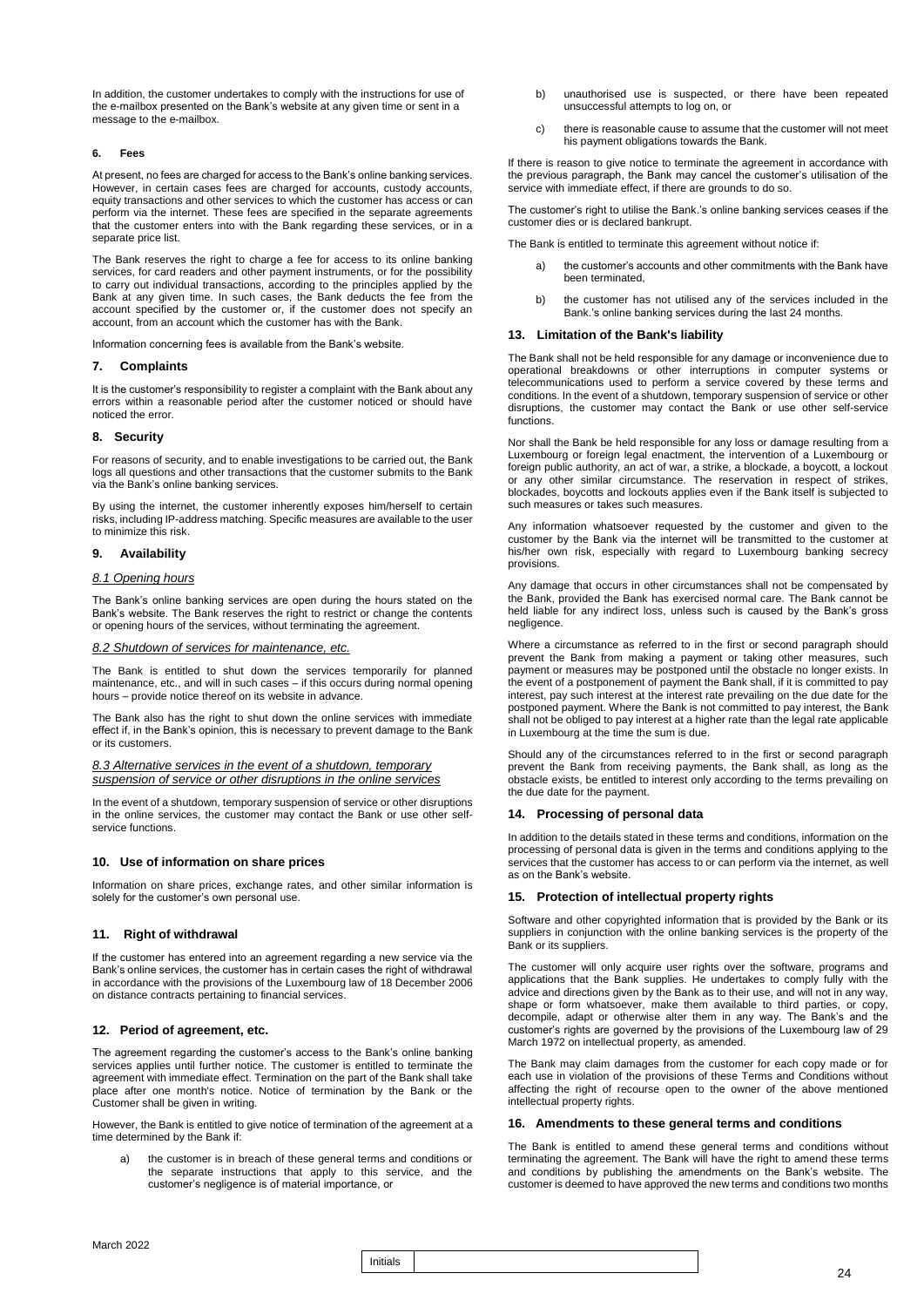In addition, the customer undertakes to comply with the instructions for use of the e-mailbox presented on the Bank's website at any given time or sent in a message to the e-mailbox.

#### 6. Fees

At present, no fees are charged for access to the Bank's online banking services. However, in certain cases fees are charged for accounts, custody accounts, equity transactions and other services to which the customer has access or can perform via the internet. These fees are specified in the separate agreements that the customer enters into with the Bank regarding these services, or in a separate price list.

The Bank reserves the right to charge a fee for access to its online banking services, for card readers and other payment instruments, or for the possibility to carry out individual transactions, according to the principles applied by the Bank at any given time. In such cases, the Bank deducts the fee from the account specified by the customer or, if the customer does not specify an account, from an account which the customer has with the Bank.

Information concerning fees is available from the Bank's website.

### 7. Complaints

It is the customer's responsibility to register a complaint with the Bank about any errors within a reasonable period after the customer noticed or should have noticed the error.

### 8. Security

For reasons of security, and to enable investigations to be carried out, the Bank logs all questions and other transactions that the customer submits to the Bank via the Bank's online banking services.

By using the internet, the customer inherently exposes him/herself to certain risks, including IP-address matching. Specific measures are available to the user to minimize this risk.

### 9. Availability

#### *8.1 Opening hours*

The Bank's online banking services are open during the hours stated on the Bank's website. The Bank reserves the right to restrict or change the contents or opening hours of the services, without terminating the agreement.

#### *8.2 Shutdown of services for maintenance, etc.*

The Bank is entitled to shut down the services temporarily for planned maintenance, etc., and will in such cases – if this occurs during normal opening hours – provide notice thereof on its website in advance.

The Bank also has the right to shut down the online services with immediate effect if, in the Bank's opinion, this is necessary to prevent damage to the Bank or its customers.

#### *8.3 Alternative services in the event of a shutdown, temporary suspension of service or other disruptions in the online services*

In the event of a shutdown, temporary suspension of service or other disruptions in the online services, the customer may contact the Bank or use other self-service functions.

### 10. Use of information on share prices

Information on share prices, exchange rates, and other similar information is solely for the customer's own personal use.

### 11. Right of withdrawal

If the customer has entered into an agreement regarding a new service via the Bank's online services, the customer has in certain cases the right of withdrawal in accordance with the provisions of the Luxembourg law of 18 December 2006 on distance contracts pertaining to financial services.

### 12. Period of agreement, etc.

The agreement regarding the customer's access to the Bank's online banking services applies until further notice. The customer is entitled to terminate the agreement with immediate effect. Termination on the part of the Bank shall take place after one month's notice. Notice of termination by the Bank or the Customer shall be given in writing.

However, the Bank is entitled to give notice of termination of the agreement at a time determined by the Bank if:

a) the customer is in breach of these general terms and conditions or the separate instructions that apply to this service, and the customer's negligence is of material importance, or

b) unauthorised use is suspected, or there have been repeated unsuccessful attempts to log on, or

c) there is reasonable cause to assume that the customer will not meet his payment obligations towards the Bank.

If there is reason to give notice to terminate the agreement in accordance with the previous paragraph, the Bank may cancel the customer's utilisation of the service with immediate effect, if there are grounds to do so.

The customer's right to utilise the Bank.'s online banking services ceases if the customer dies or is declared bankrupt.

The Bank is entitled to terminate this agreement without notice if:

a) the customer's accounts and other commitments with the Bank have been terminated,

b) the customer has not utilised any of the services included in the Bank.'s online banking services during the last 24 months.

### 13. Limitation of the Bank's liability

The Bank shall not be held responsible for any damage or inconvenience due to operational breakdowns or other interruptions in computer systems or telecommunications used to perform a service covered by these terms and conditions. In the event of a shutdown, temporary suspension of service or other disruptions, the customer may contact the Bank or use other self-service functions.

Nor shall the Bank be held responsible for any loss or damage resulting from a Luxembourg or foreign legal enactment, the intervention of a Luxembourg or foreign public authority, an act of war, a strike, a blockade, a boycott, a lockout or any other similar circumstance. The reservation in respect of strikes, blockades, boycotts and lockouts applies even if the Bank itself is subjected to such measures or takes such measures.

Any information whatsoever requested by the customer and given to the customer by the Bank via the internet will be transmitted to the customer at his/her own risk, especially with regard to Luxembourg banking secrecy provisions.

Any damage that occurs in other circumstances shall not be compensated by the Bank, provided the Bank has exercised normal care. The Bank cannot be held liable for any indirect loss, unless such is caused by the Bank's gross negligence.

Where a circumstance as referred to in the first or second paragraph should prevent the Bank from making a payment or taking other measures, such payment or measures may be postponed until the obstacle no longer exists. In the event of a postponement of payment the Bank shall, if it is committed to pay interest, pay such interest at the interest rate prevailing on the due date for the postponed payment. Where the Bank is not committed to pay interest, the Bank shall not be obliged to pay interest at a higher rate than the legal rate applicable in Luxembourg at the time the sum is due.

Should any of the circumstances referred to in the first or second paragraph prevent the Bank from receiving payments, the Bank shall, as long as the obstacle exists, be entitled to interest only according to the terms prevailing on the due date for the payment.

### 14. Processing of personal data

In addition to the details stated in these terms and conditions, information on the processing of personal data is given in the terms and conditions applying to the services that the customer has access to or can perform via the internet, as well as on the Bank's website.

### 15. Protection of intellectual property rights

Software and other copyrighted information that is provided by the Bank or its suppliers in conjunction with the online banking services is the property of the Bank or its suppliers.

The customer will only acquire user rights over the software, programs and applications that the Bank supplies. He undertakes to comply fully with the advice and directions given by the Bank as to their use, and will not in any way, shape or form whatsoever, make them available to third parties, or copy, decompile, adapt or otherwise alter them in any way. The Bank's and the customer's rights are governed by the provisions of the Luxembourg law of 29 March 1972 on intellectual property, as amended.

The Bank may claim damages from the customer for each copy made or for each use in violation of the provisions of these Terms and Conditions without affecting the right of recourse open to the owner of the above mentioned intellectual property rights.

### 16. Amendments to these general terms and conditions

The Bank is entitled to amend these general terms and conditions without terminating the agreement. The Bank will have the right to amend these terms and conditions by publishing the amendments on the Bank's website. The customer is deemed to have approved the new terms and conditions two months

March 2022

Initials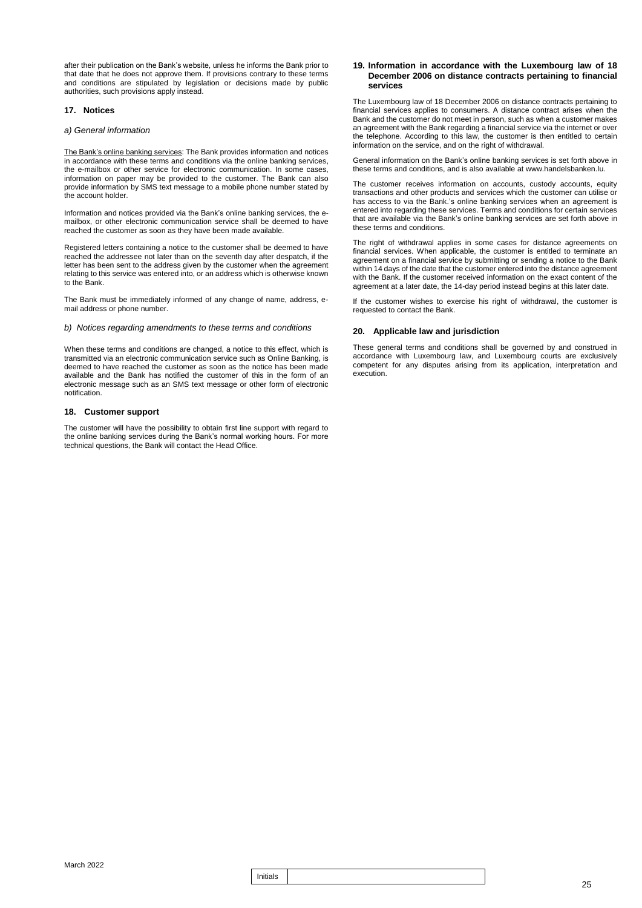after their publication on the Bank's website, unless he informs the Bank prior to that date that he does not approve them. If provisions contrary to these terms and conditions are stipulated by legislation or decisions made by public authorities, such provisions apply instead.

## 17. Notices

### *a) General information*

<u>The Bank's online banking services</u>: The Bank provides information and notices in accordance with these terms and conditions via the online banking services, the e-mailbox or other service for electronic communication. In some cases, information on paper may be provided to the customer. The Bank can also provide information by SMS text message to a mobile phone number stated by the account holder.

Information and notices provided via the Bank's online banking services, the e-mailbox, or other electronic communication service shall be deemed to have reached the customer as soon as they have been made available.

Registered letters containing a notice to the customer shall be deemed to have reached the addressee not later than on the seventh day after despatch, if the letter has been sent to the address given by the customer when the agreement relating to this service was entered into, or an address which is otherwise known to the Bank.

The Bank must be immediately informed of any change of name, address, e-mail address or phone number.

### *b) Notices regarding amendments to these terms and conditions*

When these terms and conditions are changed, a notice to this effect, which is transmitted via an electronic communication service such as Online Banking, is deemed to have reached the customer as soon as the notice has been made available and the Bank has notified the customer of this in the form of an electronic message such as an SMS text message or other form of electronic notification.

## 18. Customer support

The customer will have the possibility to obtain first line support with regard to the online banking services during the Bank's normal working hours. For more technical questions, the Bank will contact the Head Office.

## 19. Information in accordance with the Luxembourg law of 18 December 2006 on distance contracts pertaining to financial services

The Luxembourg law of 18 December 2006 on distance contracts pertaining to financial services applies to consumers. A distance contract arises when the Bank and the customer do not meet in person, such as when a customer makes an agreement with the Bank regarding a financial service via the internet or over the telephone. According to this law, the customer is then entitled to certain information on the service, and on the right of withdrawal.

General information on the Bank's online banking services is set forth above in these terms and conditions, and is also available at www.handelsbanken.lu.

The customer receives information on accounts, custody accounts, equity transactions and other products and services which the customer can utilise or has access to via the Bank.'s online banking services when an agreement is entered into regarding these services. Terms and conditions for certain services that are available via the Bank's online banking services are set forth above in these terms and conditions.

The right of withdrawal applies in some cases for distance agreements on financial services. When applicable, the customer is entitled to terminate an agreement on a financial service by submitting or sending a notice to the Bank within 14 days of the date that the customer entered into the distance agreement with the Bank. If the customer received information on the exact content of the agreement at a later date, the 14-day period instead begins at this later date.

If the customer wishes to exercise his right of withdrawal, the customer is requested to contact the Bank.

## 20. Applicable law and jurisdiction

These general terms and conditions shall be governed by and construed in accordance with Luxembourg law, and Luxembourg courts are exclusively competent for any disputes arising from its application, interpretation and execution.

March 2022

| Initials | |
|---|---|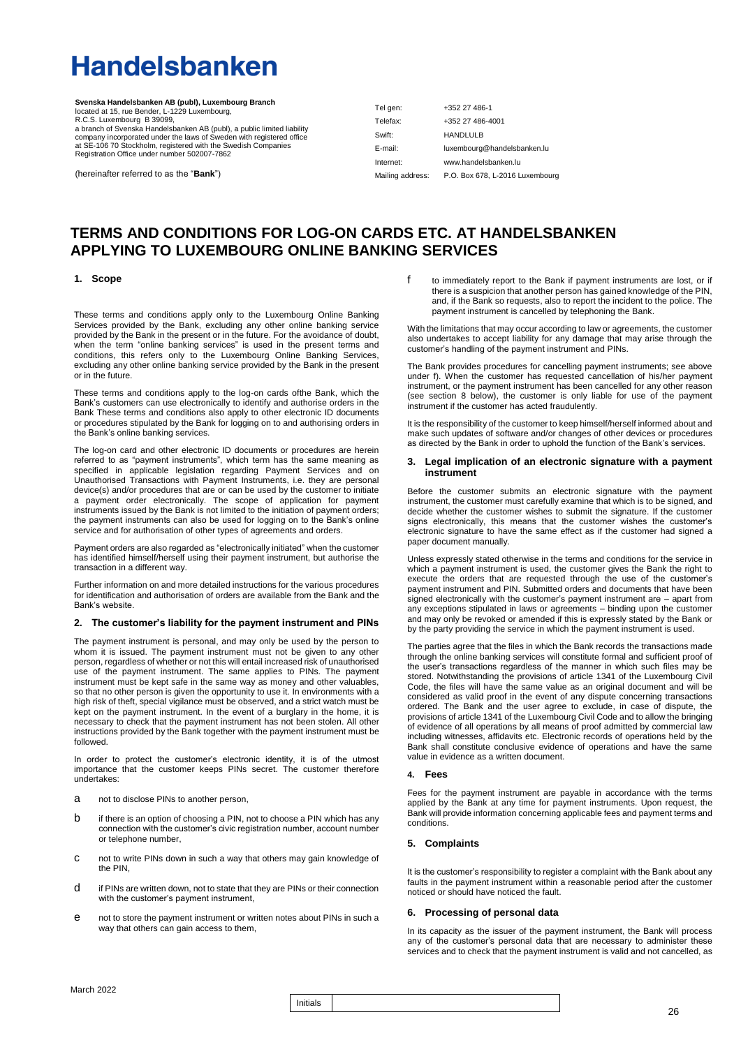# Handelsbanken

**Svenska Handelsbanken AB (publ), Luxembourg Branch**
located at 15, rue Bender, L-1229 Luxembourg,
R.C.S. Luxembourg B 39099,
a branch of Svenska Handelsbanken AB (publ), a public limited liability company incorporated under the laws of Sweden with registered office at SE-106 70 Stockholm, registered with the Swedish Companies Registration Office under number 502007-7862

(hereinafter referred to as the "**Bank**")

| | |
|---|---|
| Tel gen: | +352 27 486-1 |
| Telefax: | +352 27 486-4001 |
| Swift: | HANDLULB |
| E-mail: | luxembourg@handelsbanken.lu |
| Internet: | www.handelsbanken.lu |
| Mailing address: | P.O. Box 678, L-2016 Luxembourg |

## TERMS AND CONDITIONS FOR LOG-ON CARDS ETC. AT HANDELSBANKEN APPLYING TO LUXEMBOURG ONLINE BANKING SERVICES

### 1. Scope

These terms and conditions apply only to the Luxembourg Online Banking Services provided by the Bank, excluding any other online banking service provided by the Bank in the present or in the future. For the avoidance of doubt, when the term "online banking services" is used in the present terms and conditions, this refers only to the Luxembourg Online Banking Services, excluding any other online banking service provided by the Bank in the present or in the future.

These terms and conditions apply to the log-on cards ofthe Bank, which the Bank's customers can use electronically to identify and authorise orders in the Bank These terms and conditions also apply to other electronic ID documents or procedures stipulated by the Bank for logging on to and authorising orders in the Bank's online banking services.

The log-on card and other electronic ID documents or procedures are herein referred to as "payment instruments", which term has the same meaning as specified in applicable legislation regarding Payment Services and on Unauthorised Transactions with Payment Instruments, i.e. they are personal device(s) and/or procedures that are or can be used by the customer to initiate a payment order electronically. The scope of application for payment instruments issued by the Bank is not limited to the initiation of payment orders; the payment instruments can also be used for logging on to the Bank's online service and for authorisation of other types of agreements and orders.

Payment orders are also regarded as "electronically initiated" when the customer has identified himself/herself using their payment instrument, but authorise the transaction in a different way.

Further information on and more detailed instructions for the various procedures for identification and authorisation of orders are available from the Bank and the Bank's website.

### 2. The customer's liability for the payment instrument and PINs

The payment instrument is personal, and may only be used by the person to whom it is issued. The payment instrument must not be given to any other person, regardless of whether or not this will entail increased risk of unauthorised use of the payment instrument. The same applies to PINs. The payment instrument must be kept safe in the same way as money and other valuables, so that no other person is given the opportunity to use it. In environments with a high risk of theft, special vigilance must be observed, and a strict watch must be kept on the payment instrument. In the event of a burglary in the home, it is necessary to check that the payment instrument has not been stolen. All other instructions provided by the Bank together with the payment instrument must be followed.

In order to protect the customer's electronic identity, it is of the utmost importance that the customer keeps PINs secret. The customer therefore undertakes:

a not to disclose PINs to another person,

b if there is an option of choosing a PIN, not to choose a PIN which has any connection with the customer's civic registration number, account number or telephone number,

c not to write PINs down in such a way that others may gain knowledge of the PIN,

d if PINs are written down, not to state that they are PINs or their connection with the customer's payment instrument,

e not to store the payment instrument or written notes about PINs in such a way that others can gain access to them,

f to immediately report to the Bank if payment instruments are lost, or if there is a suspicion that another person has gained knowledge of the PIN, and, if the Bank so requests, also to report the incident to the police. The payment instrument is cancelled by telephoning the Bank.

With the limitations that may occur according to law or agreements, the customer also undertakes to accept liability for any damage that may arise through the customer's handling of the payment instrument and PINs.

The Bank provides procedures for cancelling payment instruments; see above under f). When the customer has requested cancellation of his/her payment instrument, or the payment instrument has been cancelled for any other reason (see section 8 below), the customer is only liable for use of the payment instrument if the customer has acted fraudulently.

It is the responsibility of the customer to keep himself/herself informed about and make such updates of software and/or changes of other devices or procedures as directed by the Bank in order to uphold the function of the Bank's services.

### 3. Legal implication of an electronic signature with a payment instrument

Before the customer submits an electronic signature with the payment instrument, the customer must carefully examine that which is to be signed, and decide whether the customer wishes to submit the signature. If the customer signs electronically, this means that the customer wishes the customer's electronic signature to have the same effect as if the customer had signed a paper document manually.

Unless expressly stated otherwise in the terms and conditions for the service in which a payment instrument is used, the customer gives the Bank the right to execute the orders that are requested through the use of the customer's payment instrument and PIN. Submitted orders and documents that have been signed electronically with the customer's payment instrument are – apart from any exceptions stipulated in laws or agreements – binding upon the customer and may only be revoked or amended if this is expressly stated by the Bank or by the party providing the service in which the payment instrument is used.

The parties agree that the files in which the Bank records the transactions made through the online banking services will constitute formal and sufficient proof of the user's transactions regardless of the manner in which such files may be stored. Notwithstanding the provisions of article 1341 of the Luxembourg Civil Code, the files will have the same value as an original document and will be considered as valid proof in the event of any dispute concerning transactions ordered. The Bank and the user agree to exclude, in case of dispute, the provisions of article 1341 of the Luxembourg Civil Code and to allow the bringing of evidence of all operations by all means of proof admitted by commercial law including witnesses, affidavits etc. Electronic records of operations held by the Bank shall constitute conclusive evidence of operations and have the same value in evidence as a written document.

### 4. Fees

Fees for the payment instrument are payable in accordance with the terms applied by the Bank at any time for payment instruments. Upon request, the Bank will provide information concerning applicable fees and payment terms and conditions.

### 5. Complaints

It is the customer's responsibility to register a complaint with the Bank about any faults in the payment instrument within a reasonable period after the customer noticed or should have noticed the fault.

### 6. Processing of personal data

In its capacity as the issuer of the payment instrument, the Bank will process any of the customer's personal data that are necessary to administer these services and to check that the payment instrument is valid and not cancelled, as

March 2022

| Initials | |
|---|---|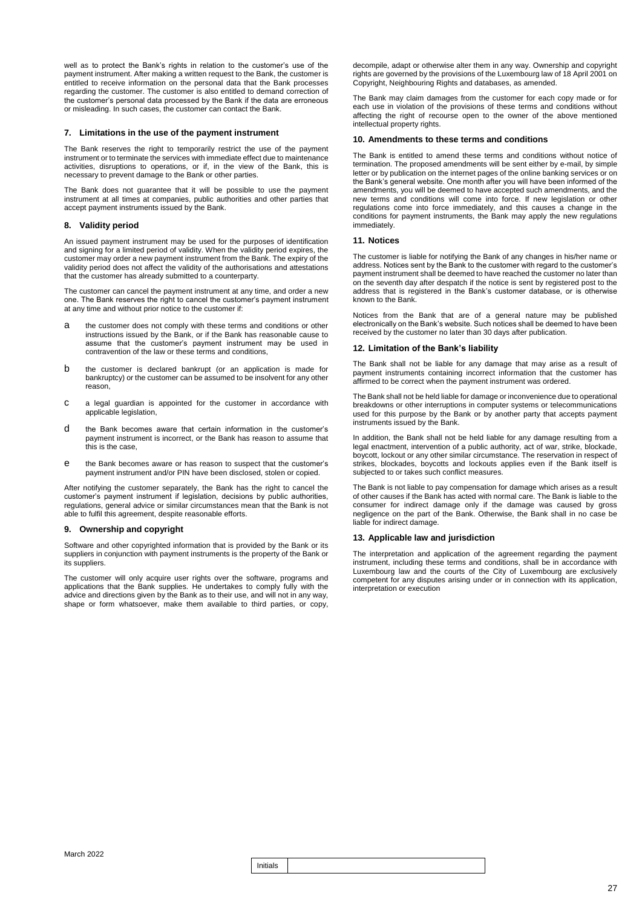well as to protect the Bank's rights in relation to the customer's use of the payment instrument. After making a written request to the Bank, the customer is entitled to receive information on the personal data that the Bank processes regarding the customer. The customer is also entitled to demand correction of the customer's personal data processed by the Bank if the data are erroneous or misleading. In such cases, the customer can contact the Bank.

### 7. Limitations in the use of the payment instrument

The Bank reserves the right to temporarily restrict the use of the payment instrument or to terminate the services with immediate effect due to maintenance activities, disruptions to operations, or if, in the view of the Bank, this is necessary to prevent damage to the Bank or other parties.

The Bank does not guarantee that it will be possible to use the payment instrument at all times at companies, public authorities and other parties that accept payment instruments issued by the Bank.

### 8. Validity period

An issued payment instrument may be used for the purposes of identification and signing for a limited period of validity. When the validity period expires, the customer may order a new payment instrument from the Bank. The expiry of the validity period does not affect the validity of the authorisations and attestations that the customer has already submitted to a counterparty.

The customer can cancel the payment instrument at any time, and order a new one. The Bank reserves the right to cancel the customer's payment instrument at any time and without prior notice to the customer if:

- a the customer does not comply with these terms and conditions or other instructions issued by the Bank, or if the Bank has reasonable cause to assume that the customer's payment instrument may be used in contravention of the law or these terms and conditions,
- b the customer is declared bankrupt (or an application is made for bankruptcy) or the customer can be assumed to be insolvent for any other reason,
- c a legal guardian is appointed for the customer in accordance with applicable legislation,
- d the Bank becomes aware that certain information in the customer's payment instrument is incorrect, or the Bank has reason to assume that this is the case,
- e the Bank becomes aware or has reason to suspect that the customer's payment instrument and/or PIN have been disclosed, stolen or copied.

After notifying the customer separately, the Bank has the right to cancel the customer's payment instrument if legislation, decisions by public authorities, regulations, general advice or similar circumstances mean that the Bank is not able to fulfil this agreement, despite reasonable efforts.

### 9. Ownership and copyright

Software and other copyrighted information that is provided by the Bank or its suppliers in conjunction with payment instruments is the property of the Bank or its suppliers.

The customer will only acquire user rights over the software, programs and applications that the Bank supplies. He undertakes to comply fully with the advice and directions given by the Bank as to their use, and will not in any way, shape or form whatsoever, make them available to third parties, or copy, decompile, adapt or otherwise alter them in any way. Ownership and copyright rights are governed by the provisions of the Luxembourg law of 18 April 2001 on Copyright, Neighbouring Rights and databases, as amended.

The Bank may claim damages from the customer for each copy made or for each use in violation of the provisions of these terms and conditions without affecting the right of recourse open to the owner of the above mentioned intellectual property rights.

### 10. Amendments to these terms and conditions

The Bank is entitled to amend these terms and conditions without notice of termination. The proposed amendments will be sent either by e-mail, by simple letter or by publication on the internet pages of the online banking services or on the Bank's general website. One month after you will have been informed of the amendments, you will be deemed to have accepted such amendments, and the new terms and conditions will come into force. If new legislation or other regulations come into force immediately, and this causes a change in the conditions for payment instruments, the Bank may apply the new regulations immediately.

### 11. Notices

The customer is liable for notifying the Bank of any changes in his/her name or address. Notices sent by the Bank to the customer with regard to the customer's payment instrument shall be deemed to have reached the customer no later than on the seventh day after despatch if the notice is sent by registered post to the address that is registered in the Bank's customer database, or is otherwise known to the Bank.

Notices from the Bank that are of a general nature may be published electronically on the Bank's website. Such notices shall be deemed to have been received by the customer no later than 30 days after publication.

### 12. Limitation of the Bank's liability

The Bank shall not be liable for any damage that may arise as a result of payment instruments containing incorrect information that the customer has affirmed to be correct when the payment instrument was ordered.

The Bank shall not be held liable for damage or inconvenience due to operational breakdowns or other interruptions in computer systems or telecommunications used for this purpose by the Bank or by another party that accepts payment instruments issued by the Bank.

In addition, the Bank shall not be held liable for any damage resulting from a legal enactment, intervention of a public authority, act of war, strike, blockade, boycott, lockout or any other similar circumstance. The reservation in respect of strikes, blockades, boycotts and lockouts applies even if the Bank itself is subjected to or takes such conflict measures.

The Bank is not liable to pay compensation for damage which arises as a result of other causes if the Bank has acted with normal care. The Bank is liable to the consumer for indirect damage only if the damage was caused by gross negligence on the part of the Bank. Otherwise, the Bank shall in no case be liable for indirect damage.

### 13. Applicable law and jurisdiction

The interpretation and application of the agreement regarding the payment instrument, including these terms and conditions, shall be in accordance with Luxembourg law and the courts of the City of Luxembourg are exclusively competent for any disputes arising under or in connection with its application, interpretation or execution

March 2022

| Initials | |
| --- | --- |